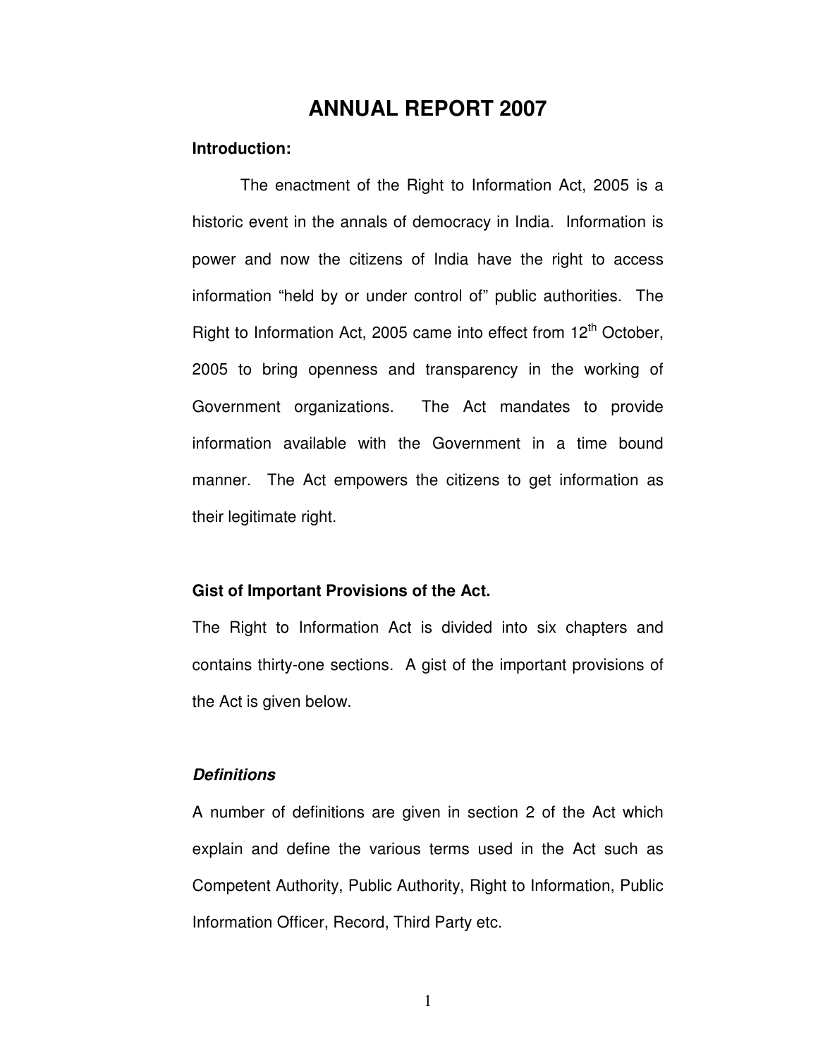# ANNUAL REPORT 2007

**Introduction:**

The enactment of the Right to Information Act, 2005 is a historic event in the annals of democracy in India. Information is power and now the citizens of India have the right to access information "held by or under control of" public authorities. The Right to Information Act, 2005 came into effect from 12th October, 2005 to bring openness and transparency in the working of Government organizations. The Act mandates to provide information available with the Government in a time bound manner. The Act empowers the citizens to get information as their legitimate right.

**Gist of Important Provisions of the Act.**

The Right to Information Act is divided into six chapters and contains thirty-one sections. A gist of the important provisions of the Act is given below.

***Definitions***

A number of definitions are given in section 2 of the Act which explain and define the various terms used in the Act such as Competent Authority, Public Authority, Right to Information, Public Information Officer, Record, Third Party etc.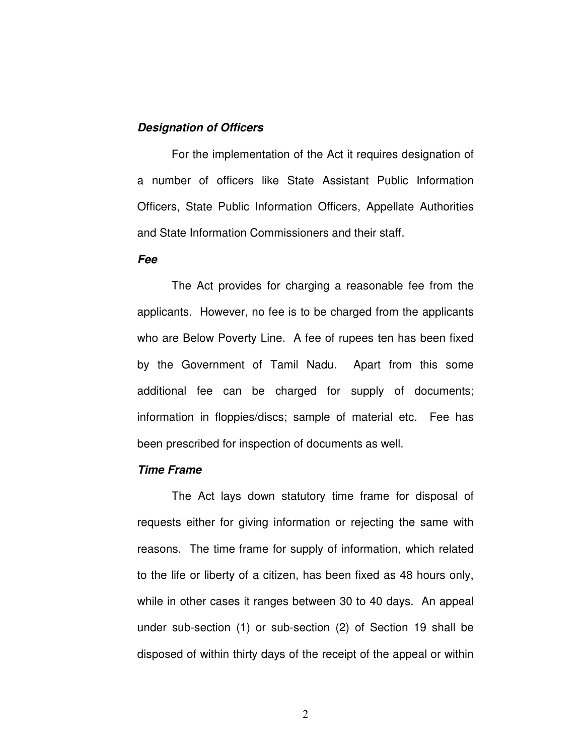***Designation of Officers***

For the implementation of the Act it requires designation of a number of officers like State Assistant Public Information Officers, State Public Information Officers, Appellate Authorities and State Information Commissioners and their staff.

***Fee***

The Act provides for charging a reasonable fee from the applicants. However, no fee is to be charged from the applicants who are Below Poverty Line. A fee of rupees ten has been fixed by the Government of Tamil Nadu. Apart from this some additional fee can be charged for supply of documents; information in floppies/discs; sample of material etc. Fee has been prescribed for inspection of documents as well.

***Time Frame***

The Act lays down statutory time frame for disposal of requests either for giving information or rejecting the same with reasons. The time frame for supply of information, which related to the life or liberty of a citizen, has been fixed as 48 hours only, while in other cases it ranges between 30 to 40 days. An appeal under sub-section (1) or sub-section (2) of Section 19 shall be disposed of within thirty days of the receipt of the appeal or within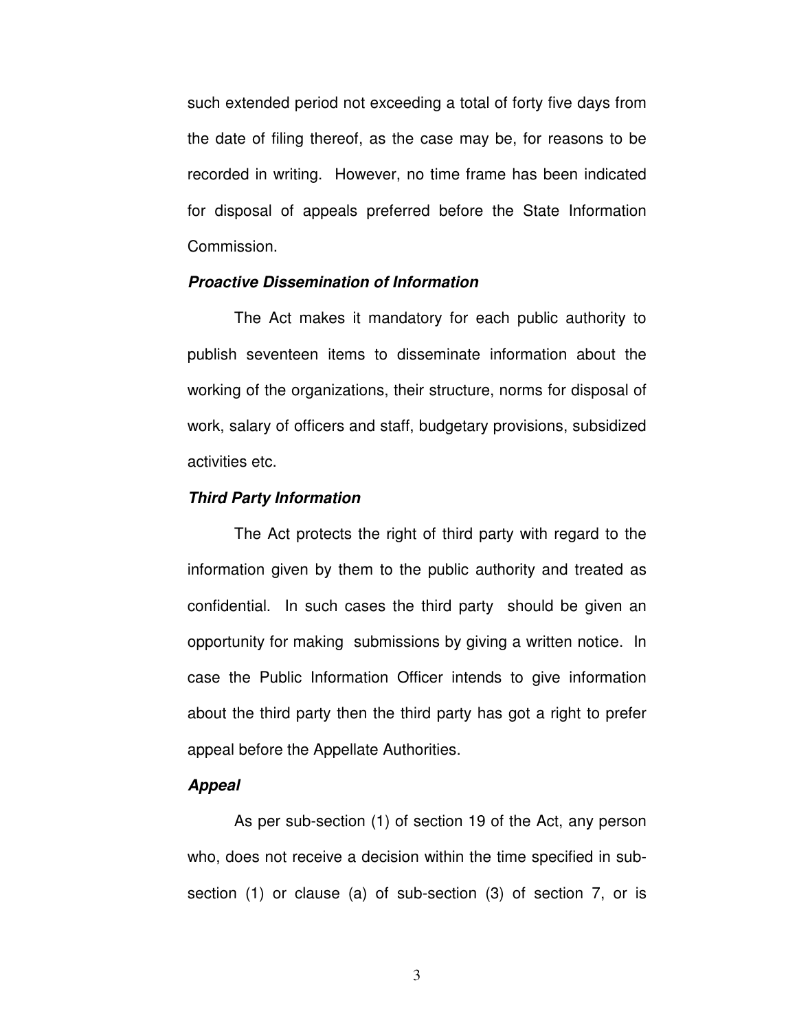such extended period not exceeding a total of forty five days from the date of filing thereof, as the case may be, for reasons to be recorded in writing. However, no time frame has been indicated for disposal of appeals preferred before the State Information Commission.

***Proactive Dissemination of Information***

The Act makes it mandatory for each public authority to publish seventeen items to disseminate information about the working of the organizations, their structure, norms for disposal of work, salary of officers and staff, budgetary provisions, subsidized activities etc.

***Third Party Information***

The Act protects the right of third party with regard to the information given by them to the public authority and treated as confidential. In such cases the third party should be given an opportunity for making submissions by giving a written notice. In case the Public Information Officer intends to give information about the third party then the third party has got a right to prefer appeal before the Appellate Authorities.

***Appeal***

As per sub-section (1) of section 19 of the Act, any person who, does not receive a decision within the time specified in sub-section (1) or clause (a) of sub-section (3) of section 7, or is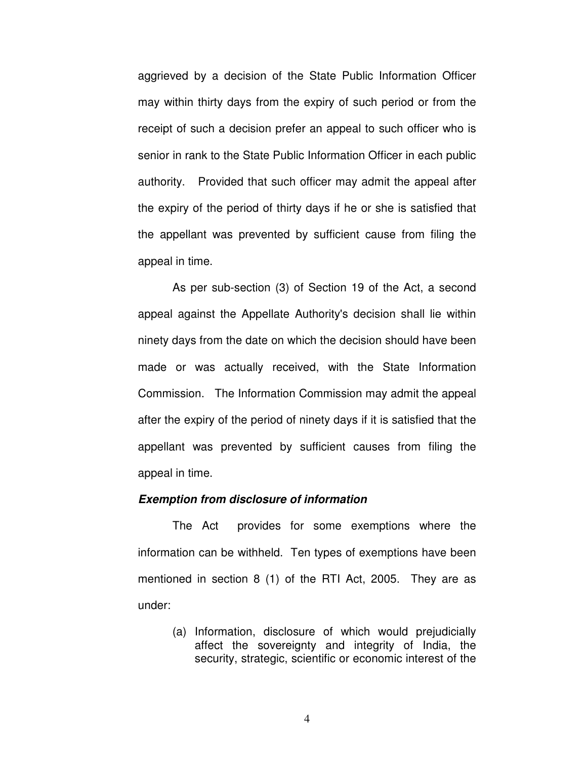aggrieved by a decision of the State Public Information Officer may within thirty days from the expiry of such period or from the receipt of such a decision prefer an appeal to such officer who is senior in rank to the State Public Information Officer in each public authority. Provided that such officer may admit the appeal after the expiry of the period of thirty days if he or she is satisfied that the appellant was prevented by sufficient cause from filing the appeal in time.

As per sub-section (3) of Section 19 of the Act, a second appeal against the Appellate Authority's decision shall lie within ninety days from the date on which the decision should have been made or was actually received, with the State Information Commission. The Information Commission may admit the appeal after the expiry of the period of ninety days if it is satisfied that the appellant was prevented by sufficient causes from filing the appeal in time.

***Exemption from disclosure of information***

The Act provides for some exemptions where the information can be withheld. Ten types of exemptions have been mentioned in section 8 (1) of the RTI Act, 2005. They are as under:

(a) Information, disclosure of which would prejudicially affect the sovereignty and integrity of India, the security, strategic, scientific or economic interest of the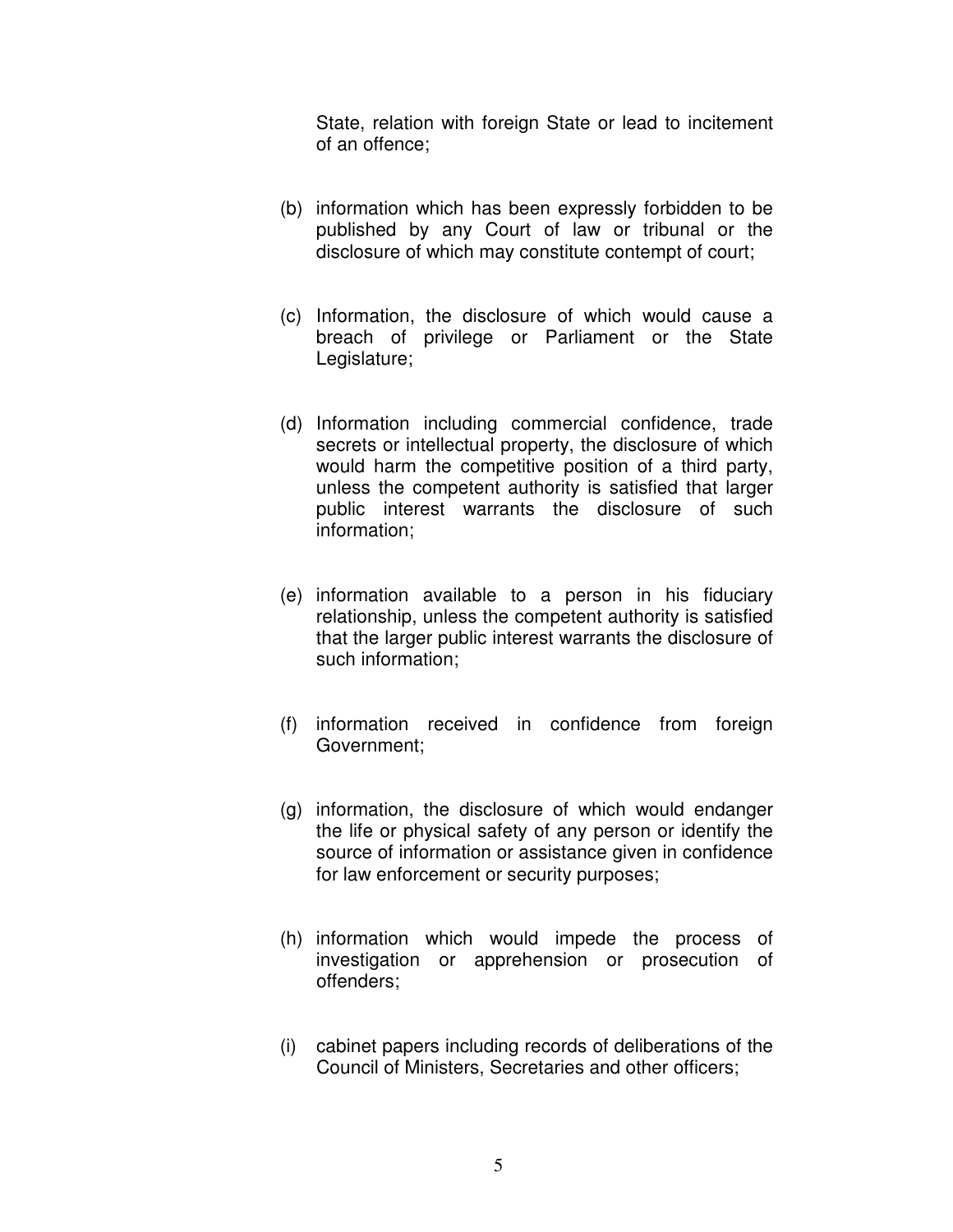State, relation with foreign State or lead to incitement of an offence;

(b) information which has been expressly forbidden to be published by any Court of law or tribunal or the disclosure of which may constitute contempt of court;

(c) Information, the disclosure of which would cause a breach of privilege or Parliament or the State Legislature;

(d) Information including commercial confidence, trade secrets or intellectual property, the disclosure of which would harm the competitive position of a third party, unless the competent authority is satisfied that larger public interest warrants the disclosure of such information;

(e) information available to a person in his fiduciary relationship, unless the competent authority is satisfied that the larger public interest warrants the disclosure of such information;

(f) information received in confidence from foreign Government;

(g) information, the disclosure of which would endanger the life or physical safety of any person or identify the source of information or assistance given in confidence for law enforcement or security purposes;

(h) information which would impede the process of investigation or apprehension or prosecution of offenders;

(i) cabinet papers including records of deliberations of the Council of Ministers, Secretaries and other officers;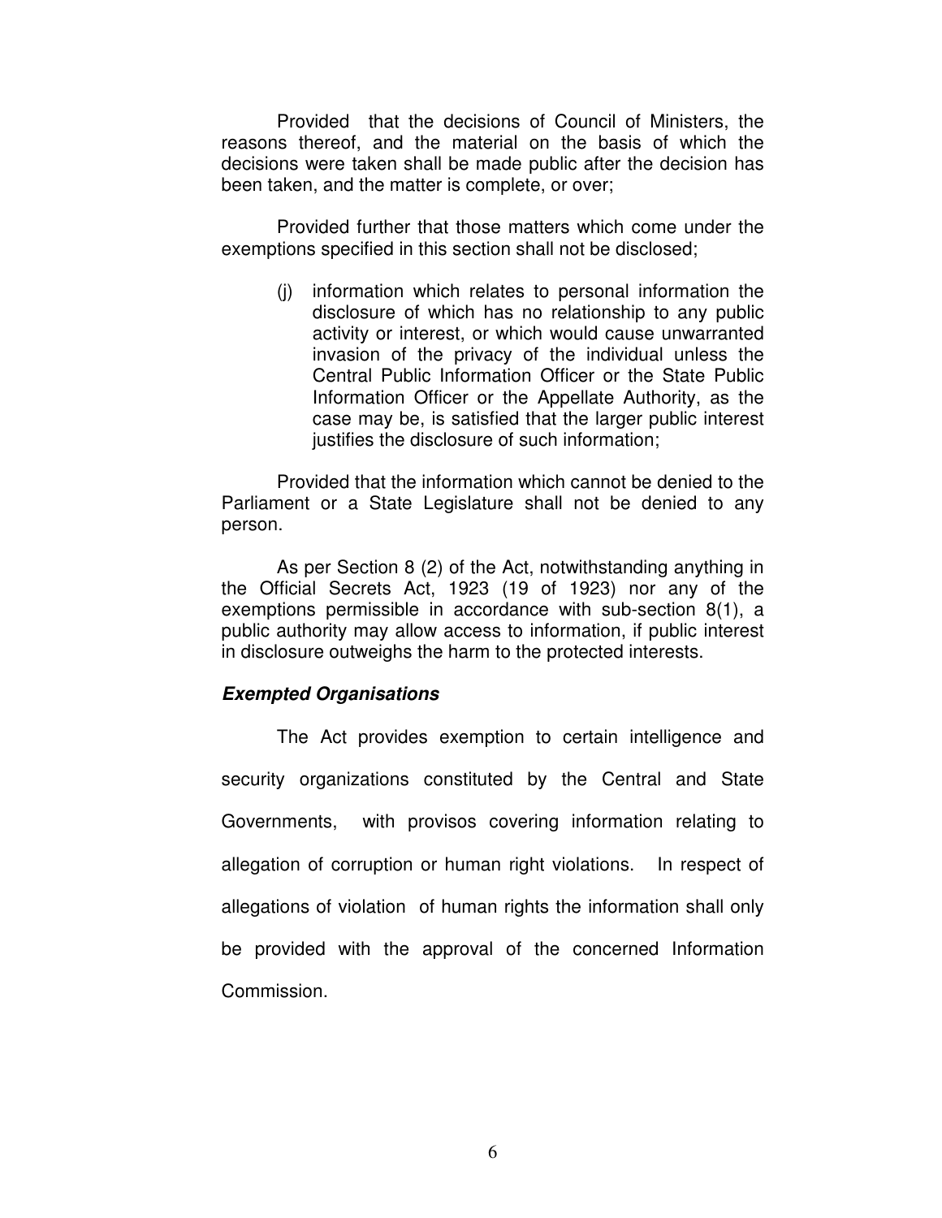Provided that the decisions of Council of Ministers, the reasons thereof, and the material on the basis of which the decisions were taken shall be made public after the decision has been taken, and the matter is complete, or over;

Provided further that those matters which come under the exemptions specified in this section shall not be disclosed;

> (j) information which relates to personal information the disclosure of which has no relationship to any public activity or interest, or which would cause unwarranted invasion of the privacy of the individual unless the Central Public Information Officer or the State Public Information Officer or the Appellate Authority, as the case may be, is satisfied that the larger public interest justifies the disclosure of such information;

Provided that the information which cannot be denied to the Parliament or a State Legislature shall not be denied to any person.

As per Section 8 (2) of the Act, notwithstanding anything in the Official Secrets Act, 1923 (19 of 1923) nor any of the exemptions permissible in accordance with sub-section 8(1), a public authority may allow access to information, if public interest in disclosure outweighs the harm to the protected interests.

***Exempted Organisations***

The Act provides exemption to certain intelligence and security organizations constituted by the Central and State Governments, with provisos covering information relating to allegation of corruption or human right violations. In respect of allegations of violation of human rights the information shall only be provided with the approval of the concerned Information Commission.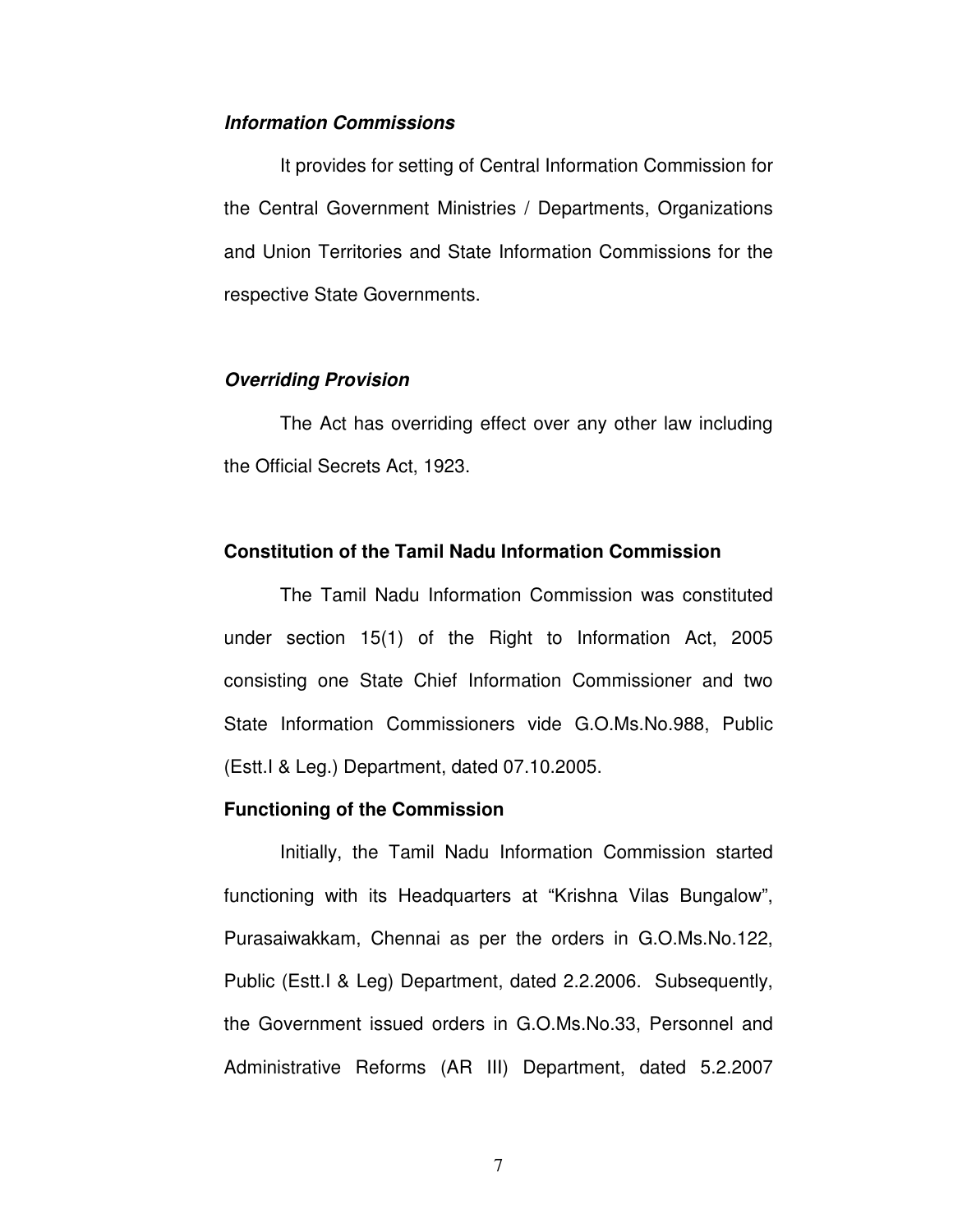***Information Commissions***

It provides for setting of Central Information Commission for the Central Government Ministries / Departments, Organizations and Union Territories and State Information Commissions for the respective State Governments.

***Overriding Provision***

The Act has overriding effect over any other law including the Official Secrets Act, 1923.

**Constitution of the Tamil Nadu Information Commission**

The Tamil Nadu Information Commission was constituted under section 15(1) of the Right to Information Act, 2005 consisting one State Chief Information Commissioner and two State Information Commissioners vide G.O.Ms.No.988, Public (Estt.I & Leg.) Department, dated 07.10.2005.

**Functioning of the Commission**

Initially, the Tamil Nadu Information Commission started functioning with its Headquarters at "Krishna Vilas Bungalow", Purasaiwakkam, Chennai as per the orders in G.O.Ms.No.122, Public (Estt.I & Leg) Department, dated 2.2.2006. Subsequently, the Government issued orders in G.O.Ms.No.33, Personnel and Administrative Reforms (AR III) Department, dated 5.2.2007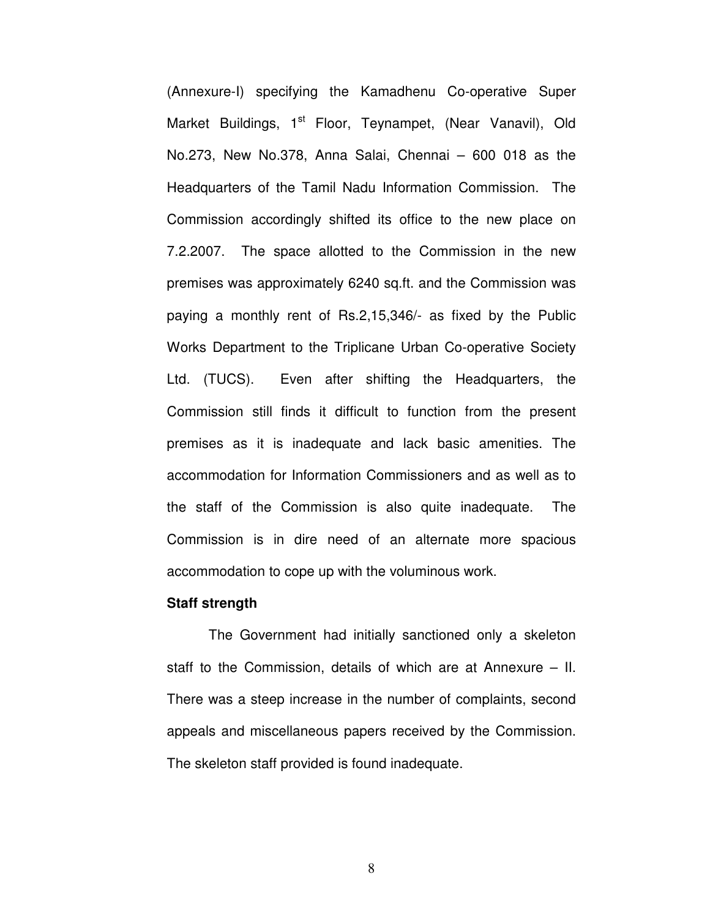(Annexure-I) specifying the Kamadhenu Co-operative Super Market Buildings, 1st Floor, Teynampet, (Near Vanavil), Old No.273, New No.378, Anna Salai, Chennai – 600 018 as the Headquarters of the Tamil Nadu Information Commission. The Commission accordingly shifted its office to the new place on 7.2.2007. The space allotted to the Commission in the new premises was approximately 6240 sq.ft. and the Commission was paying a monthly rent of Rs.2,15,346/- as fixed by the Public Works Department to the Triplicane Urban Co-operative Society Ltd. (TUCS). Even after shifting the Headquarters, the Commission still finds it difficult to function from the present premises as it is inadequate and lack basic amenities. The accommodation for Information Commissioners and as well as to the staff of the Commission is also quite inadequate. The Commission is in dire need of an alternate more spacious accommodation to cope up with the voluminous work.

**Staff strength**

The Government had initially sanctioned only a skeleton staff to the Commission, details of which are at Annexure – II. There was a steep increase in the number of complaints, second appeals and miscellaneous papers received by the Commission. The skeleton staff provided is found inadequate.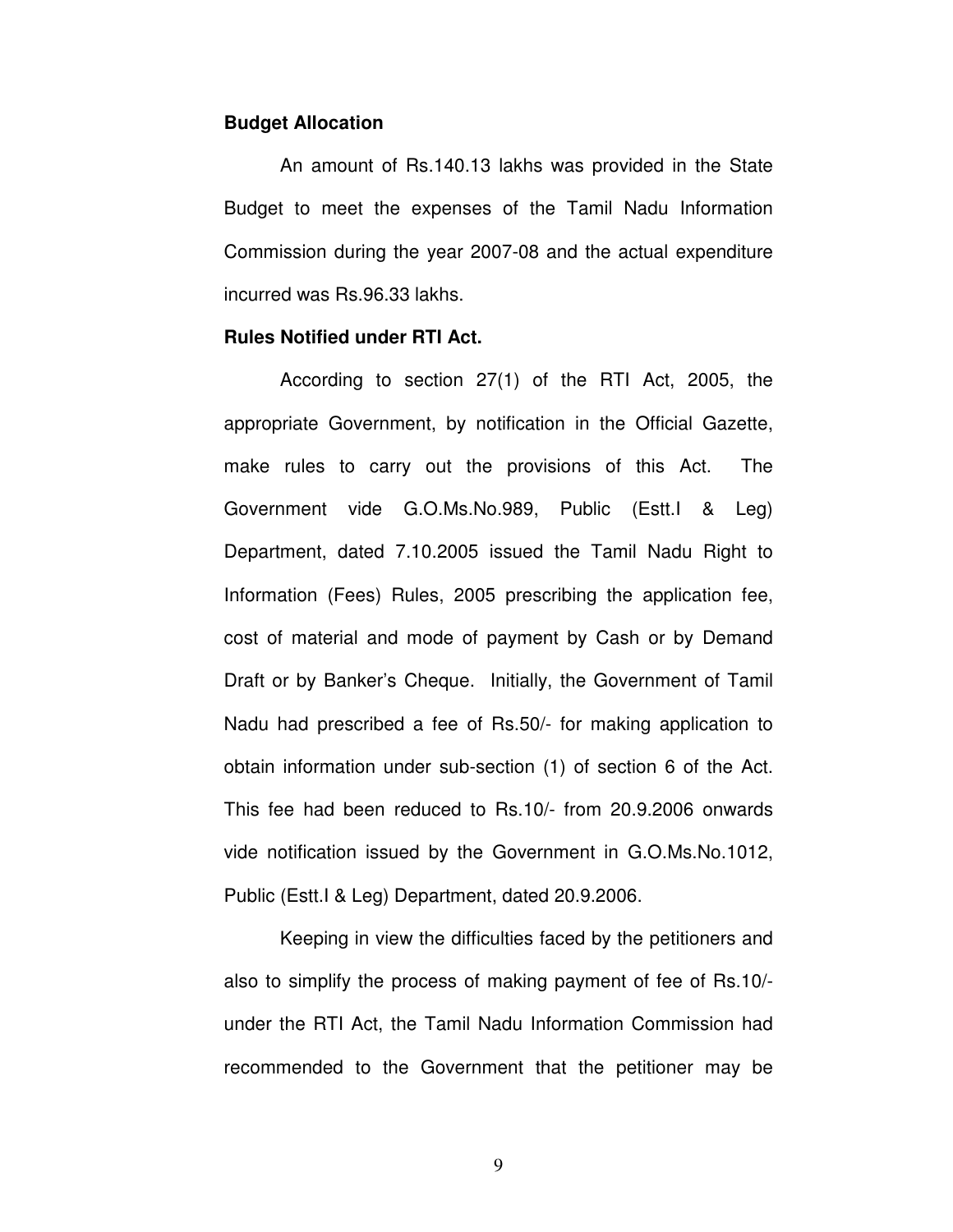**Budget Allocation**

An amount of Rs.140.13 lakhs was provided in the State Budget to meet the expenses of the Tamil Nadu Information Commission during the year 2007-08 and the actual expenditure incurred was Rs.96.33 lakhs.

**Rules Notified under RTI Act.**

According to section 27(1) of the RTI Act, 2005, the appropriate Government, by notification in the Official Gazette, make rules to carry out the provisions of this Act. The Government vide G.O.Ms.No.989, Public (Estt.I & Leg) Department, dated 7.10.2005 issued the Tamil Nadu Right to Information (Fees) Rules, 2005 prescribing the application fee, cost of material and mode of payment by Cash or by Demand Draft or by Banker's Cheque. Initially, the Government of Tamil Nadu had prescribed a fee of Rs.50/- for making application to obtain information under sub-section (1) of section 6 of the Act. This fee had been reduced to Rs.10/- from 20.9.2006 onwards vide notification issued by the Government in G.O.Ms.No.1012, Public (Estt.I & Leg) Department, dated 20.9.2006.

Keeping in view the difficulties faced by the petitioners and also to simplify the process of making payment of fee of Rs.10/- under the RTI Act, the Tamil Nadu Information Commission had recommended to the Government that the petitioner may be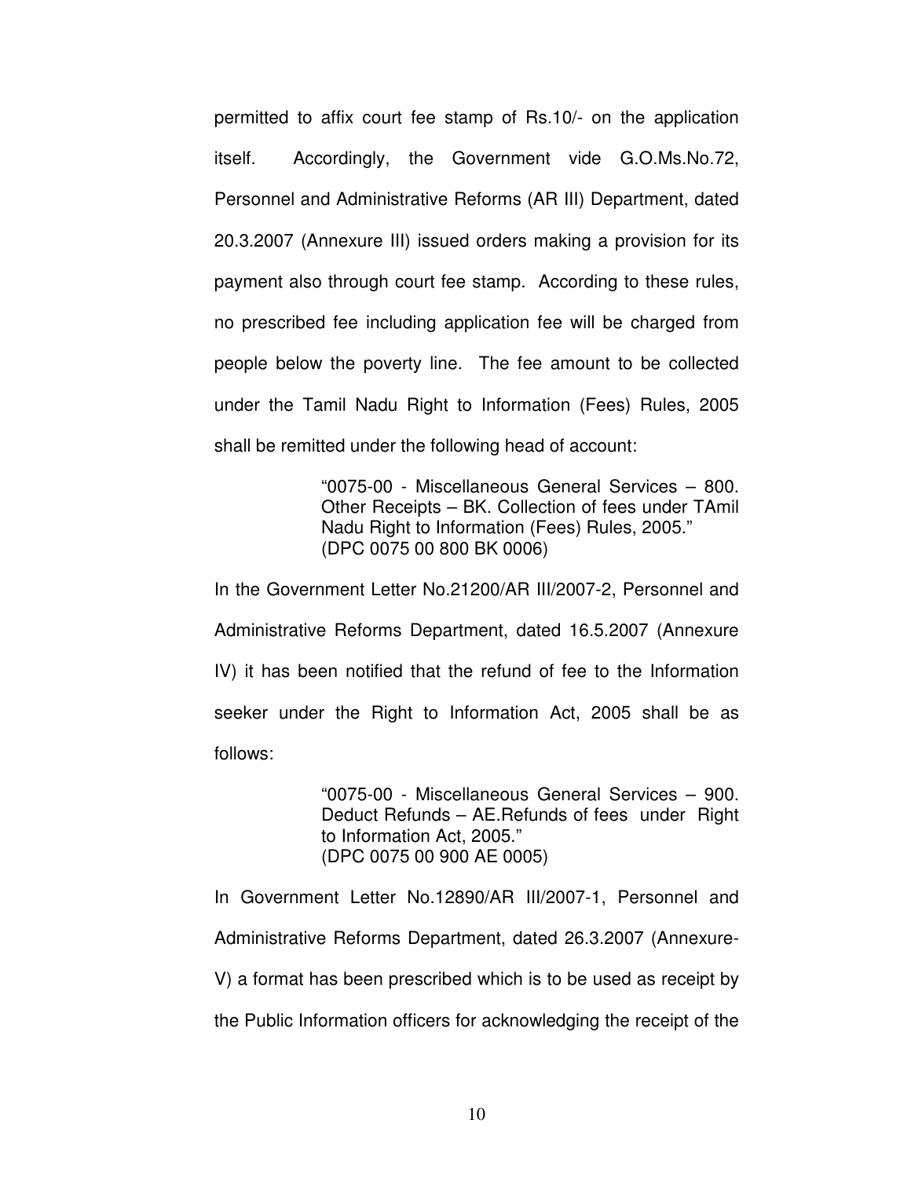permitted to affix court fee stamp of Rs.10/- on the application itself. Accordingly, the Government vide G.O.Ms.No.72, Personnel and Administrative Reforms (AR III) Department, dated 20.3.2007 (Annexure III) issued orders making a provision for its payment also through court fee stamp. According to these rules, no prescribed fee including application fee will be charged from people below the poverty line. The fee amount to be collected under the Tamil Nadu Right to Information (Fees) Rules, 2005 shall be remitted under the following head of account:

> "0075-00 - Miscellaneous General Services – 800. Other Receipts – BK. Collection of fees under TAmil Nadu Right to Information (Fees) Rules, 2005."
> (DPC 0075 00 800 BK 0006)

In the Government Letter No.21200/AR III/2007-2, Personnel and Administrative Reforms Department, dated 16.5.2007 (Annexure IV) it has been notified that the refund of fee to the Information seeker under the Right to Information Act, 2005 shall be as follows:

> "0075-00 - Miscellaneous General Services – 900. Deduct Refunds – AE.Refunds of fees under Right to Information Act, 2005."
> (DPC 0075 00 900 AE 0005)

In Government Letter No.12890/AR III/2007-1, Personnel and Administrative Reforms Department, dated 26.3.2007 (Annexure-V) a format has been prescribed which is to be used as receipt by the Public Information officers for acknowledging the receipt of the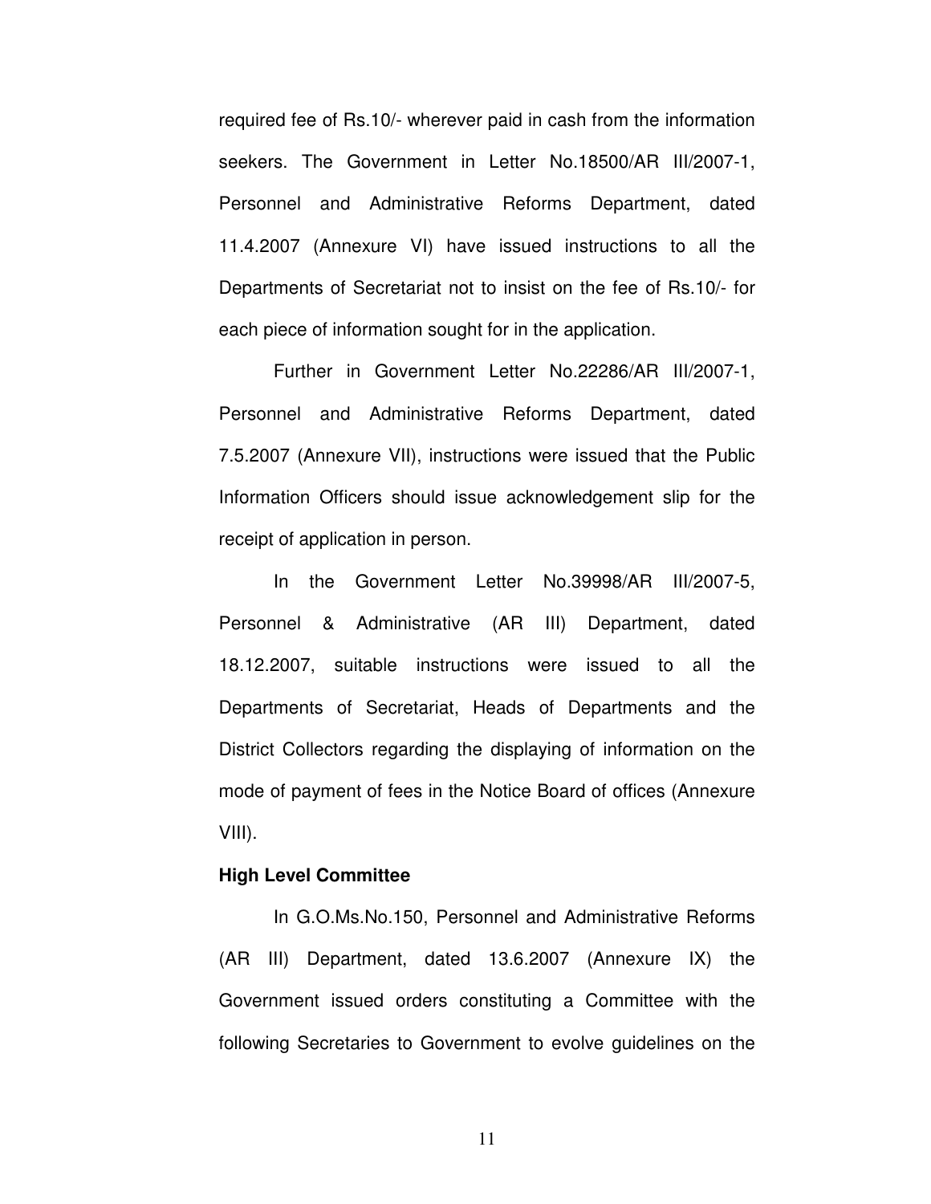required fee of Rs.10/- wherever paid in cash from the information seekers. The Government in Letter No.18500/AR III/2007-1, Personnel and Administrative Reforms Department, dated 11.4.2007 (Annexure VI) have issued instructions to all the Departments of Secretariat not to insist on the fee of Rs.10/- for each piece of information sought for in the application.

Further in Government Letter No.22286/AR III/2007-1, Personnel and Administrative Reforms Department, dated 7.5.2007 (Annexure VII), instructions were issued that the Public Information Officers should issue acknowledgement slip for the receipt of application in person.

In the Government Letter No.39998/AR III/2007-5, Personnel & Administrative (AR III) Department, dated 18.12.2007, suitable instructions were issued to all the Departments of Secretariat, Heads of Departments and the District Collectors regarding the displaying of information on the mode of payment of fees in the Notice Board of offices (Annexure VIII).

**High Level Committee**

In G.O.Ms.No.150, Personnel and Administrative Reforms (AR III) Department, dated 13.6.2007 (Annexure IX) the Government issued orders constituting a Committee with the following Secretaries to Government to evolve guidelines on the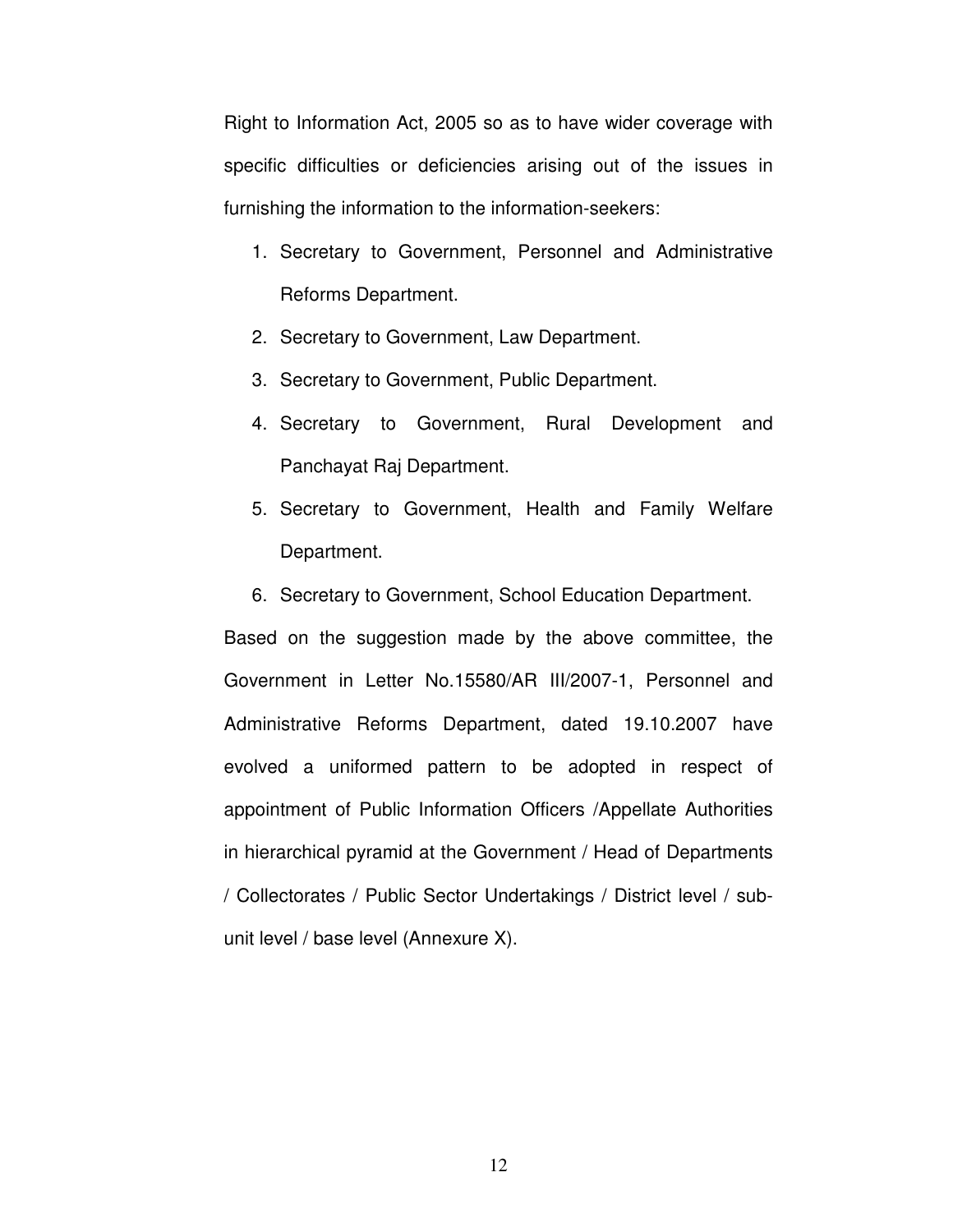Right to Information Act, 2005 so as to have wider coverage with specific difficulties or deficiencies arising out of the issues in furnishing the information to the information-seekers:

1. Secretary to Government, Personnel and Administrative Reforms Department.
2. Secretary to Government, Law Department.
3. Secretary to Government, Public Department.
4. Secretary to Government, Rural Development and Panchayat Raj Department.
5. Secretary to Government, Health and Family Welfare Department.
6. Secretary to Government, School Education Department.

Based on the suggestion made by the above committee, the Government in Letter No.15580/AR III/2007-1, Personnel and Administrative Reforms Department, dated 19.10.2007 have evolved a uniformed pattern to be adopted in respect of appointment of Public Information Officers /Appellate Authorities in hierarchical pyramid at the Government / Head of Departments / Collectorates / Public Sector Undertakings / District level / sub-unit level / base level (Annexure X).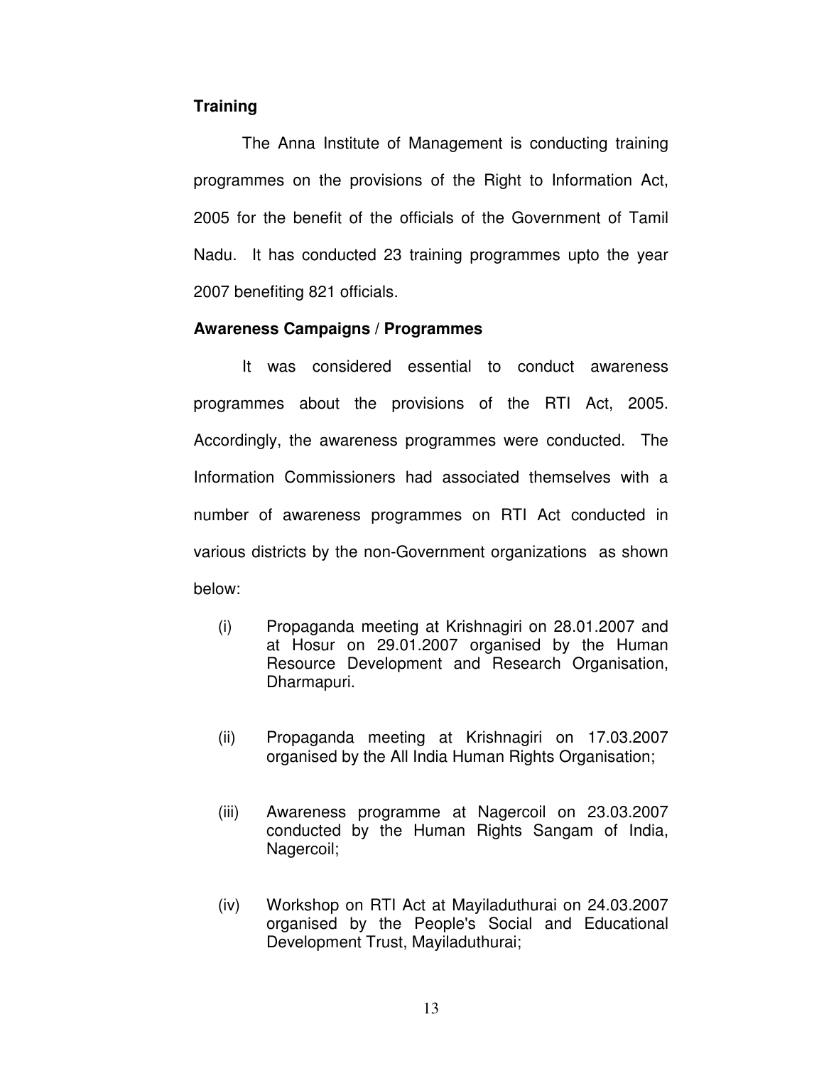**Training**

The Anna Institute of Management is conducting training programmes on the provisions of the Right to Information Act, 2005 for the benefit of the officials of the Government of Tamil Nadu. It has conducted 23 training programmes upto the year 2007 benefiting 821 officials.

**Awareness Campaigns / Programmes**

It was considered essential to conduct awareness programmes about the provisions of the RTI Act, 2005. Accordingly, the awareness programmes were conducted. The Information Commissioners had associated themselves with a number of awareness programmes on RTI Act conducted in various districts by the non-Government organizations as shown below:

(i) Propaganda meeting at Krishnagiri on 28.01.2007 and at Hosur on 29.01.2007 organised by the Human Resource Development and Research Organisation, Dharmapuri.

(ii) Propaganda meeting at Krishnagiri on 17.03.2007 organised by the All India Human Rights Organisation;

(iii) Awareness programme at Nagercoil on 23.03.2007 conducted by the Human Rights Sangam of India, Nagercoil;

(iv) Workshop on RTI Act at Mayiladuthurai on 24.03.2007 organised by the People's Social and Educational Development Trust, Mayiladuthurai;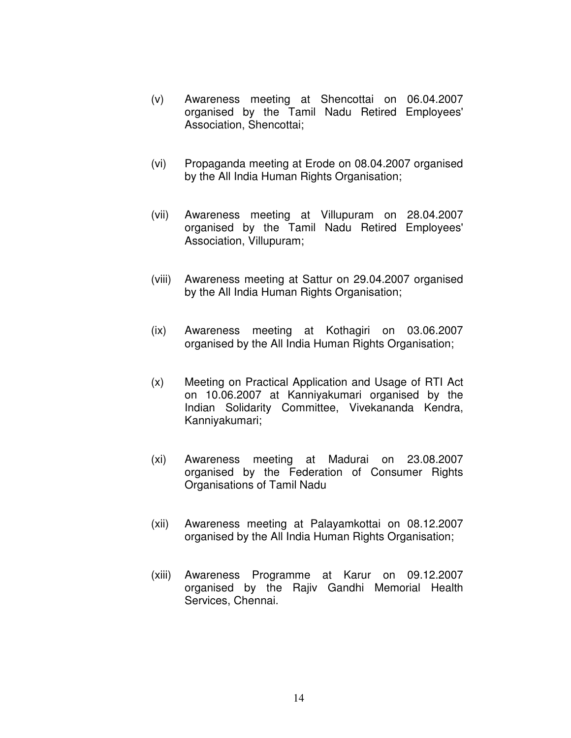(v) Awareness meeting at Shencottai on 06.04.2007 organised by the Tamil Nadu Retired Employees' Association, Shencottai;

(vi) Propaganda meeting at Erode on 08.04.2007 organised by the All India Human Rights Organisation;

(vii) Awareness meeting at Villupuram on 28.04.2007 organised by the Tamil Nadu Retired Employees' Association, Villupuram;

(viii) Awareness meeting at Sattur on 29.04.2007 organised by the All India Human Rights Organisation;

(ix) Awareness meeting at Kothagiri on 03.06.2007 organised by the All India Human Rights Organisation;

(x) Meeting on Practical Application and Usage of RTI Act on 10.06.2007 at Kanniyakumari organised by the Indian Solidarity Committee, Vivekananda Kendra, Kanniyakumari;

(xi) Awareness meeting at Madurai on 23.08.2007 organised by the Federation of Consumer Rights Organisations of Tamil Nadu

(xii) Awareness meeting at Palayamkottai on 08.12.2007 organised by the All India Human Rights Organisation;

(xiii) Awareness Programme at Karur on 09.12.2007 organised by the Rajiv Gandhi Memorial Health Services, Chennai.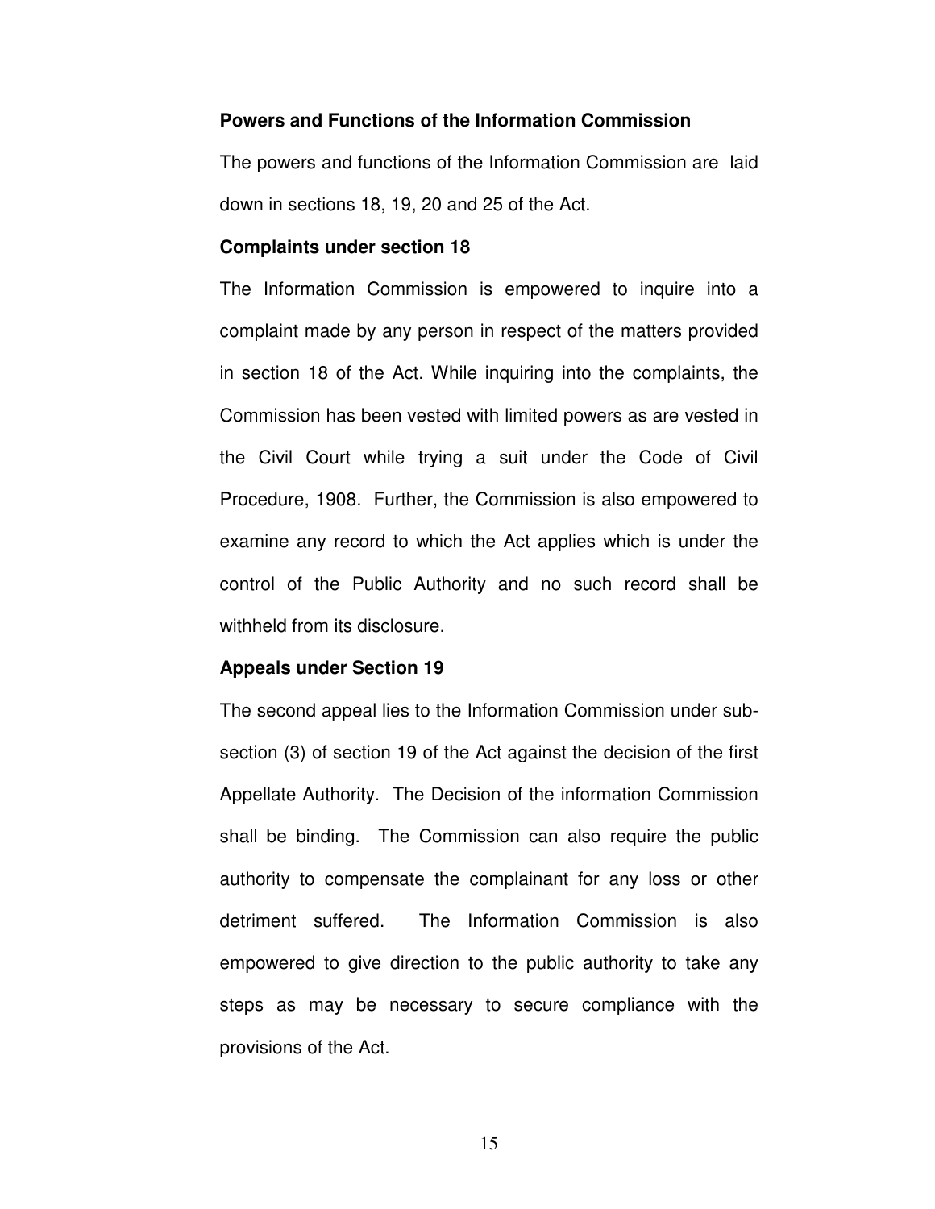**Powers and Functions of the Information Commission**

The powers and functions of the Information Commission are laid down in sections 18, 19, 20 and 25 of the Act.

**Complaints under section 18**

The Information Commission is empowered to inquire into a complaint made by any person in respect of the matters provided in section 18 of the Act. While inquiring into the complaints, the Commission has been vested with limited powers as are vested in the Civil Court while trying a suit under the Code of Civil Procedure, 1908. Further, the Commission is also empowered to examine any record to which the Act applies which is under the control of the Public Authority and no such record shall be withheld from its disclosure.

**Appeals under Section 19**

The second appeal lies to the Information Commission under sub-section (3) of section 19 of the Act against the decision of the first Appellate Authority. The Decision of the information Commission shall be binding. The Commission can also require the public authority to compensate the complainant for any loss or other detriment suffered. The Information Commission is also empowered to give direction to the public authority to take any steps as may be necessary to secure compliance with the provisions of the Act.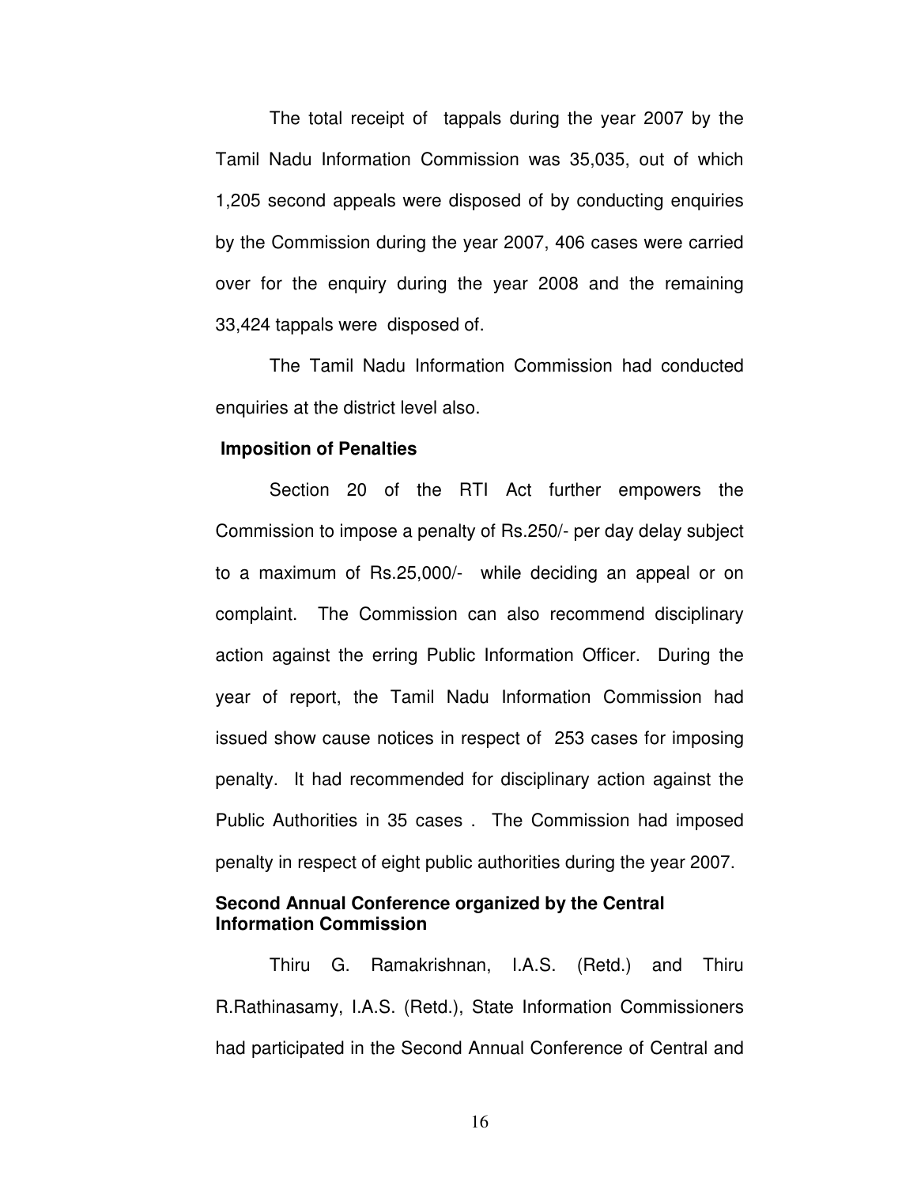The total receipt of tappals during the year 2007 by the Tamil Nadu Information Commission was 35,035, out of which 1,205 second appeals were disposed of by conducting enquiries by the Commission during the year 2007, 406 cases were carried over for the enquiry during the year 2008 and the remaining 33,424 tappals were disposed of.

The Tamil Nadu Information Commission had conducted enquiries at the district level also.

**Imposition of Penalties**

Section 20 of the RTI Act further empowers the Commission to impose a penalty of Rs.250/- per day delay subject to a maximum of Rs.25,000/- while deciding an appeal or on complaint. The Commission can also recommend disciplinary action against the erring Public Information Officer. During the year of report, the Tamil Nadu Information Commission had issued show cause notices in respect of 253 cases for imposing penalty. It had recommended for disciplinary action against the Public Authorities in 35 cases . The Commission had imposed penalty in respect of eight public authorities during the year 2007.

**Second Annual Conference organized by the Central Information Commission**

Thiru G. Ramakrishnan, I.A.S. (Retd.) and Thiru R.Rathinasamy, I.A.S. (Retd.), State Information Commissioners had participated in the Second Annual Conference of Central and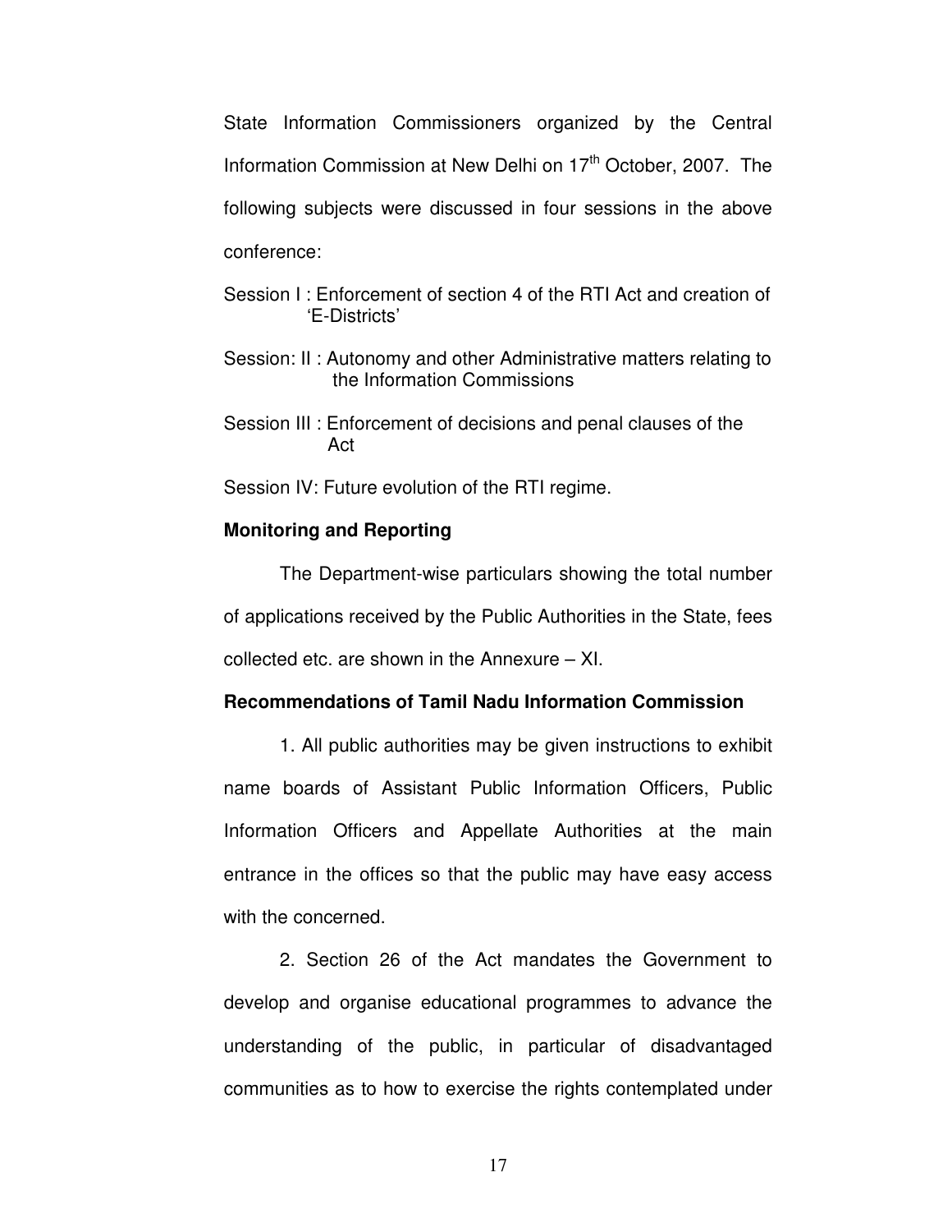State Information Commissioners organized by the Central Information Commission at New Delhi on 17th October, 2007. The following subjects were discussed in four sessions in the above conference:

Session I : Enforcement of section 4 of the RTI Act and creation of 'E-Districts'

Session: II : Autonomy and other Administrative matters relating to the Information Commissions

Session III : Enforcement of decisions and penal clauses of the Act

Session IV: Future evolution of the RTI regime.

**Monitoring and Reporting**

The Department-wise particulars showing the total number of applications received by the Public Authorities in the State, fees collected etc. are shown in the Annexure – XI.

**Recommendations of Tamil Nadu Information Commission**

1. All public authorities may be given instructions to exhibit name boards of Assistant Public Information Officers, Public Information Officers and Appellate Authorities at the main entrance in the offices so that the public may have easy access with the concerned.

2. Section 26 of the Act mandates the Government to develop and organise educational programmes to advance the understanding of the public, in particular of disadvantaged communities as to how to exercise the rights contemplated under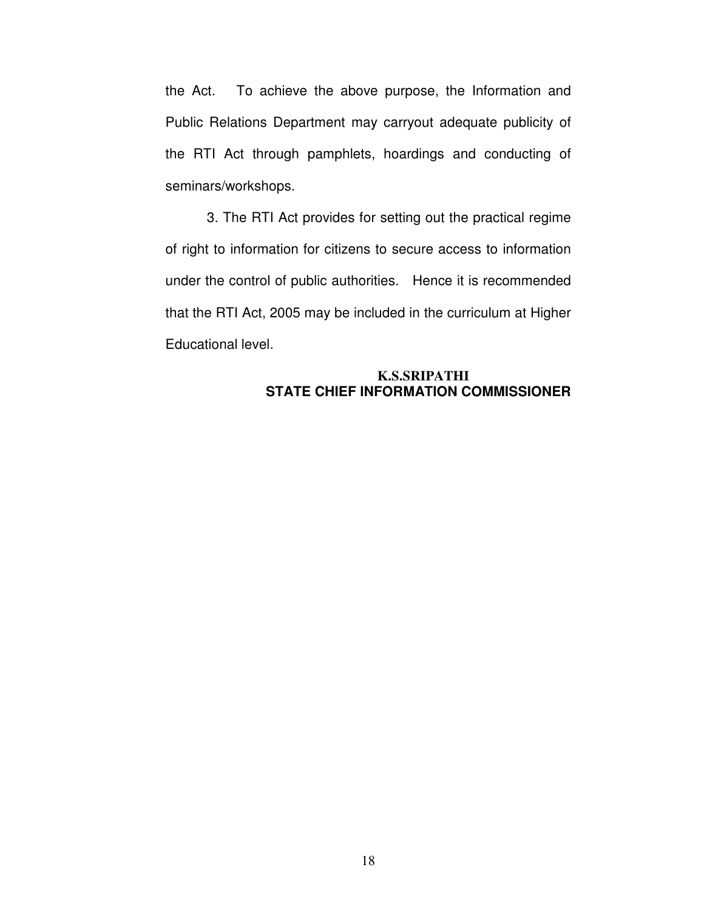the Act. To achieve the above purpose, the Information and Public Relations Department may carryout adequate publicity of the RTI Act through pamphlets, hoardings and conducting of seminars/workshops.

3. The RTI Act provides for setting out the practical regime of right to information for citizens to secure access to information under the control of public authorities. Hence it is recommended that the RTI Act, 2005 may be included in the curriculum at Higher Educational level.

**K.S.SRIPATHI**
**STATE CHIEF INFORMATION COMMISSIONER**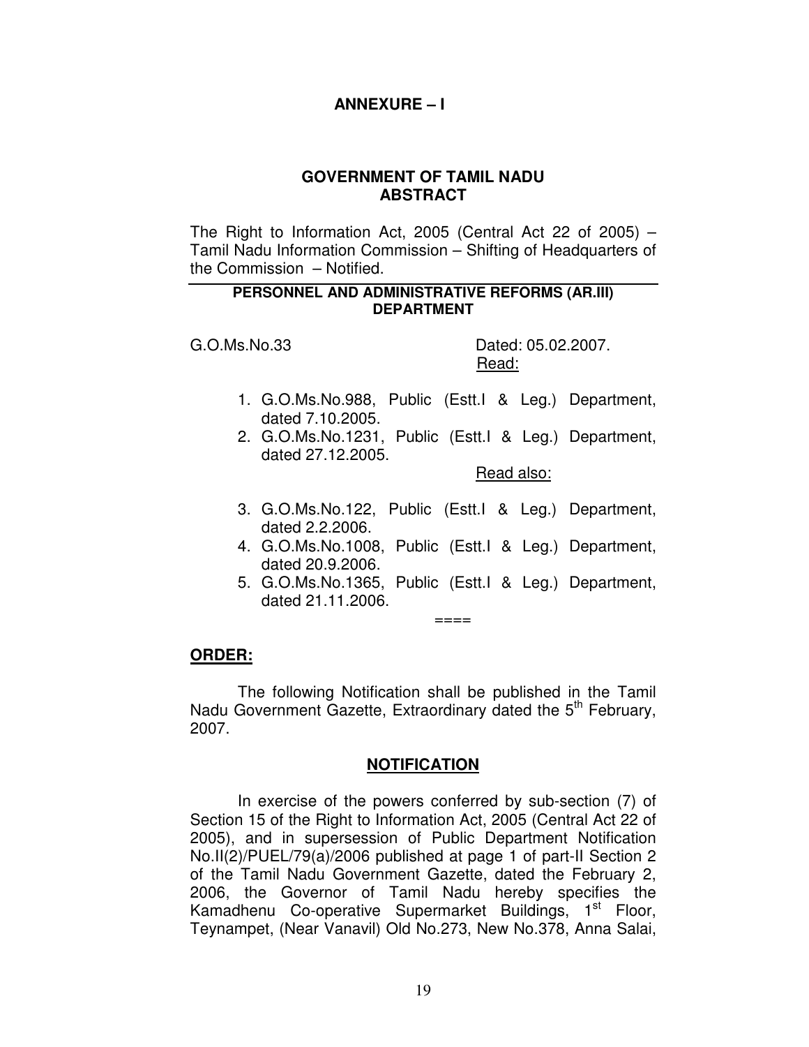**ANNEXURE – I**

**GOVERNMENT OF TAMIL NADU**
**ABSTRACT**

The Right to Information Act, 2005 (Central Act 22 of 2005) – Tamil Nadu Information Commission – Shifting of Headquarters of the Commission – Notified.

---

**PERSONNEL AND ADMINISTRATIVE REFORMS (AR.III) DEPARTMENT**

G.O.Ms.No.33 Dated: 05.02.2007.

Read:

1. G.O.Ms.No.988, Public (Estt.I & Leg.) Department, dated 7.10.2005.
2. G.O.Ms.No.1231, Public (Estt.I & Leg.) Department, dated 27.12.2005.

Read also:

3. G.O.Ms.No.122, Public (Estt.I & Leg.) Department, dated 2.2.2006.
4. G.O.Ms.No.1008, Public (Estt.I & Leg.) Department, dated 20.9.2006.
5. G.O.Ms.No.1365, Public (Estt.I & Leg.) Department, dated 21.11.2006.

====

**ORDER:**

The following Notification shall be published in the Tamil Nadu Government Gazette, Extraordinary dated the 5th February, 2007.

**NOTIFICATION**

In exercise of the powers conferred by sub-section (7) of Section 15 of the Right to Information Act, 2005 (Central Act 22 of 2005), and in supersession of Public Department Notification No.II(2)/PUEL/79(a)/2006 published at page 1 of part-II Section 2 of the Tamil Nadu Government Gazette, dated the February 2, 2006, the Governor of Tamil Nadu hereby specifies the Kamadhenu Co-operative Supermarket Buildings, 1st Floor, Teynampet, (Near Vanavil) Old No.273, New No.378, Anna Salai,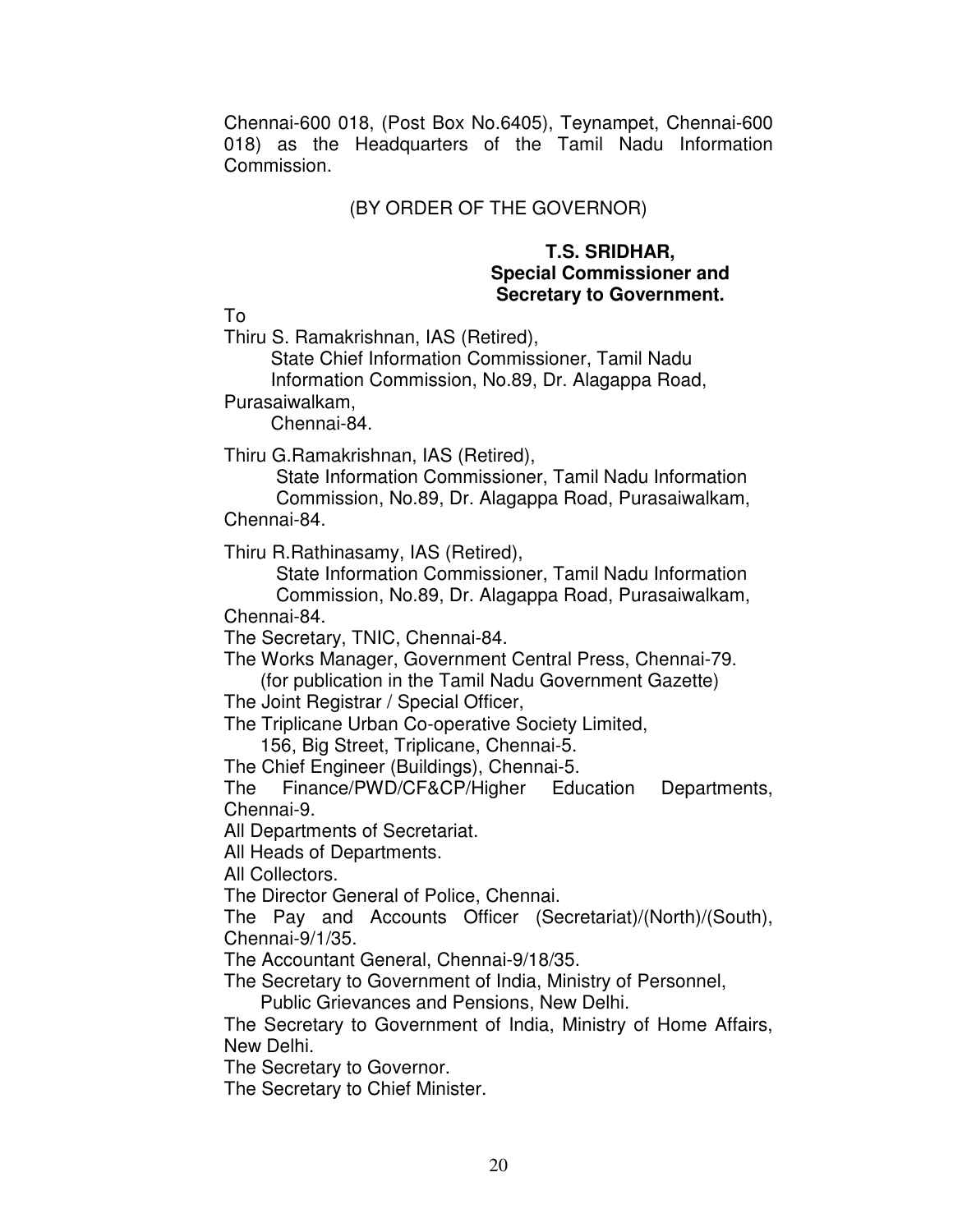Chennai-600 018, (Post Box No.6405), Teynampet, Chennai-600 018) as the Headquarters of the Tamil Nadu Information Commission.

(BY ORDER OF THE GOVERNOR)

**T.S. SRIDHAR,**
**Special Commissioner and**
**Secretary to Government.**

To

Thiru S. Ramakrishnan, IAS (Retired),
State Chief Information Commissioner, Tamil Nadu Information Commission, No.89, Dr. Alagappa Road, Purasaiwalkam,
Chennai-84.

Thiru G.Ramakrishnan, IAS (Retired),
State Information Commissioner, Tamil Nadu Information Commission, No.89, Dr. Alagappa Road, Purasaiwalkam, Chennai-84.

Thiru R.Rathinasamy, IAS (Retired),
State Information Commissioner, Tamil Nadu Information Commission, No.89, Dr. Alagappa Road, Purasaiwalkam, Chennai-84.

The Secretary, TNIC, Chennai-84.

The Works Manager, Government Central Press, Chennai-79.
(for publication in the Tamil Nadu Government Gazette)

The Joint Registrar / Special Officer,
The Triplicane Urban Co-operative Society Limited,
156, Big Street, Triplicane, Chennai-5.

The Chief Engineer (Buildings), Chennai-5.

The Finance/PWD/CF&CP/Higher Education Departments, Chennai-9.

All Departments of Secretariat.

All Heads of Departments.

All Collectors.

The Director General of Police, Chennai.

The Pay and Accounts Officer (Secretariat)/(North)/(South), Chennai-9/1/35.

The Accountant General, Chennai-9/18/35.

The Secretary to Government of India, Ministry of Personnel, Public Grievances and Pensions, New Delhi.

The Secretary to Government of India, Ministry of Home Affairs, New Delhi.

The Secretary to Governor.

The Secretary to Chief Minister.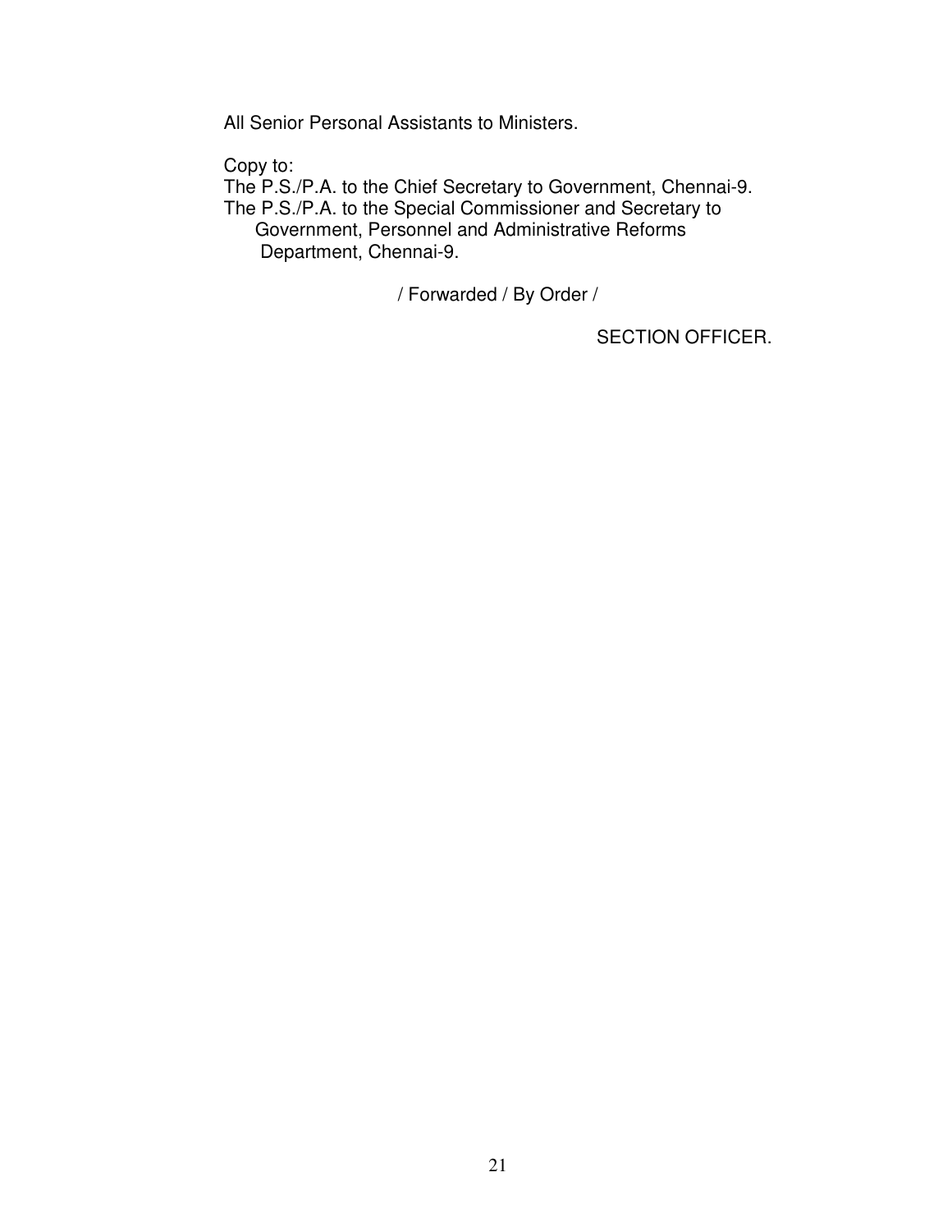All Senior Personal Assistants to Ministers.

Copy to:
The P.S./P.A. to the Chief Secretary to Government, Chennai-9.
The P.S./P.A. to the Special Commissioner and Secretary to Government, Personnel and Administrative Reforms Department, Chennai-9.

/ Forwarded / By Order /

SECTION OFFICER.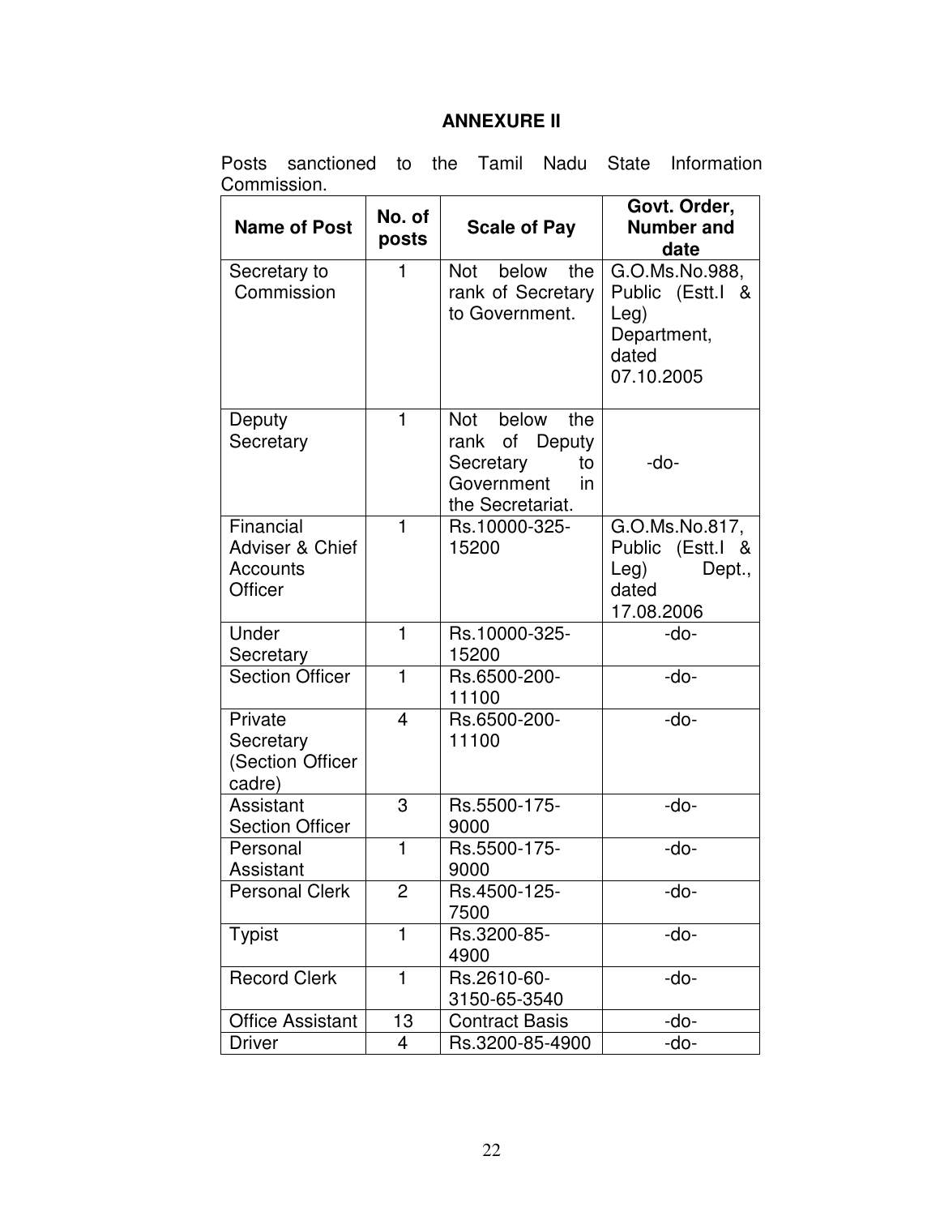## ANNEXURE II

Posts sanctioned to the Tamil Nadu State Information Commission.

| Name of Post | No. of posts | Scale of Pay | Govt. Order, Number and date |
|---|---|---|---|
| Secretary to Commission | 1 | Not below the rank of Secretary to Government. | G.O.Ms.No.988, Public (Estt.I & Leg) Department, dated 07.10.2005 |
| Deputy Secretary | 1 | Not below the rank of Deputy Secretary to Government in the Secretariat. | -do- |
| Financial Adviser & Chief Accounts Officer | 1 | Rs.10000-325-15200 | G.O.Ms.No.817, Public (Estt.I & Leg) Dept., dated 17.08.2006 |
| Under Secretary | 1 | Rs.10000-325-15200 | -do- |
| Section Officer | 1 | Rs.6500-200-11100 | -do- |
| Private Secretary (Section Officer cadre) | 4 | Rs.6500-200-11100 | -do- |
| Assistant Section Officer | 3 | Rs.5500-175-9000 | -do- |
| Personal Assistant | 1 | Rs.5500-175-9000 | -do- |
| Personal Clerk | 2 | Rs.4500-125-7500 | -do- |
| Typist | 1 | Rs.3200-85-4900 | -do- |
| Record Clerk | 1 | Rs.2610-60-3150-65-3540 | -do- |
| Office Assistant | 13 | Contract Basis | -do- |
| Driver | 4 | Rs.3200-85-4900 | -do- |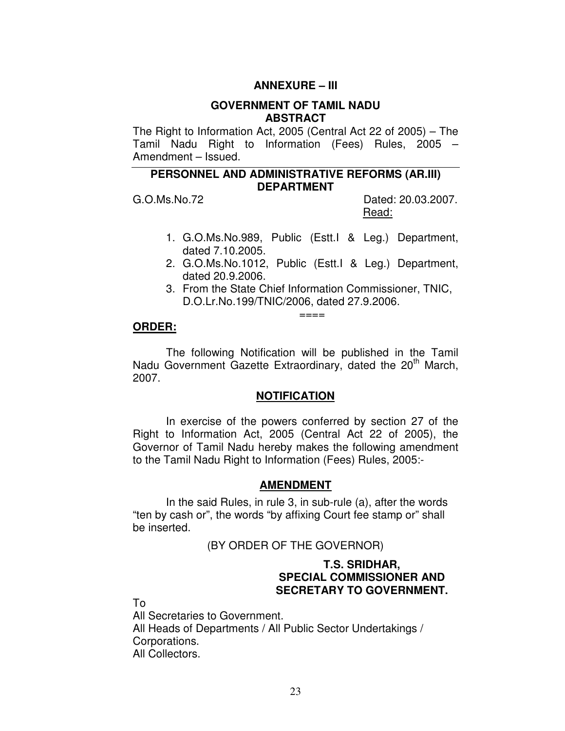## ANNEXURE – III

### GOVERNMENT OF TAMIL NADU
### ABSTRACT

The Right to Information Act, 2005 (Central Act 22 of 2005) – The Tamil Nadu Right to Information (Fees) Rules, 2005 – Amendment – Issued.

---

### PERSONNEL AND ADMINISTRATIVE REFORMS (AR.III) DEPARTMENT

G.O.Ms.No.72 Dated: 20.03.2007.

Read:

1. G.O.Ms.No.989, Public (Estt.I & Leg.) Department, dated 7.10.2005.
2. G.O.Ms.No.1012, Public (Estt.I & Leg.) Department, dated 20.9.2006.
3. From the State Chief Information Commissioner, TNIC, D.O.Lr.No.199/TNIC/2006, dated 27.9.2006.

====

**ORDER:**

The following Notification will be published in the Tamil Nadu Government Gazette Extraordinary, dated the 20th March, 2007.

**NOTIFICATION**

In exercise of the powers conferred by section 27 of the Right to Information Act, 2005 (Central Act 22 of 2005), the Governor of Tamil Nadu hereby makes the following amendment to the Tamil Nadu Right to Information (Fees) Rules, 2005:-

**AMENDMENT**

In the said Rules, in rule 3, in sub-rule (a), after the words "ten by cash or", the words "by affixing Court fee stamp or" shall be inserted.

(BY ORDER OF THE GOVERNOR)

**T.S. SRIDHAR,**
**SPECIAL COMMISSIONER AND SECRETARY TO GOVERNMENT.**

To

All Secretaries to Government.
All Heads of Departments / All Public Sector Undertakings / Corporations.
All Collectors.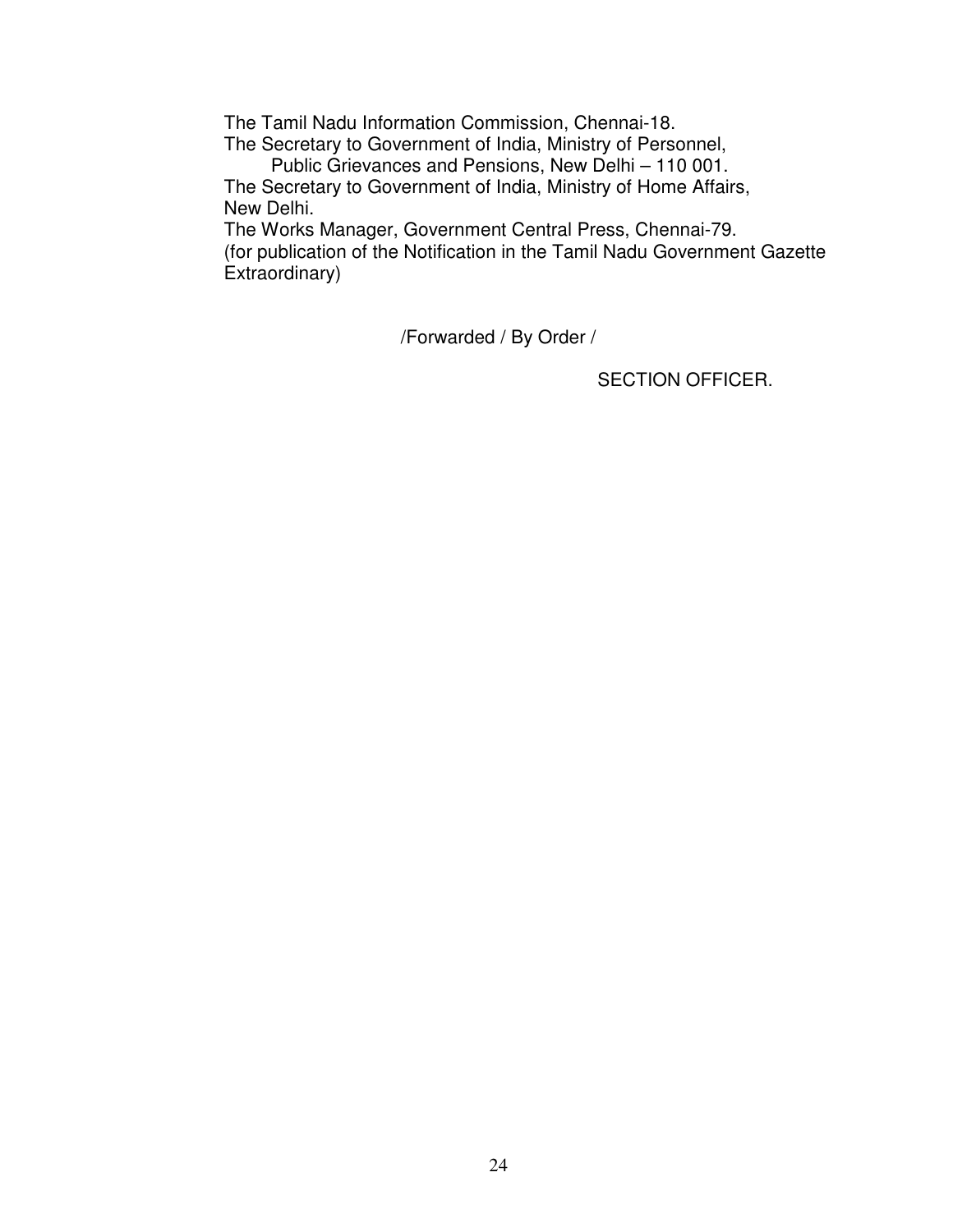The Tamil Nadu Information Commission, Chennai-18.
The Secretary to Government of India, Ministry of Personnel,
Public Grievances and Pensions, New Delhi – 110 001.
The Secretary to Government of India, Ministry of Home Affairs,
New Delhi.
The Works Manager, Government Central Press, Chennai-79.
(for publication of the Notification in the Tamil Nadu Government Gazette Extraordinary)

/Forwarded / By Order /

SECTION OFFICER.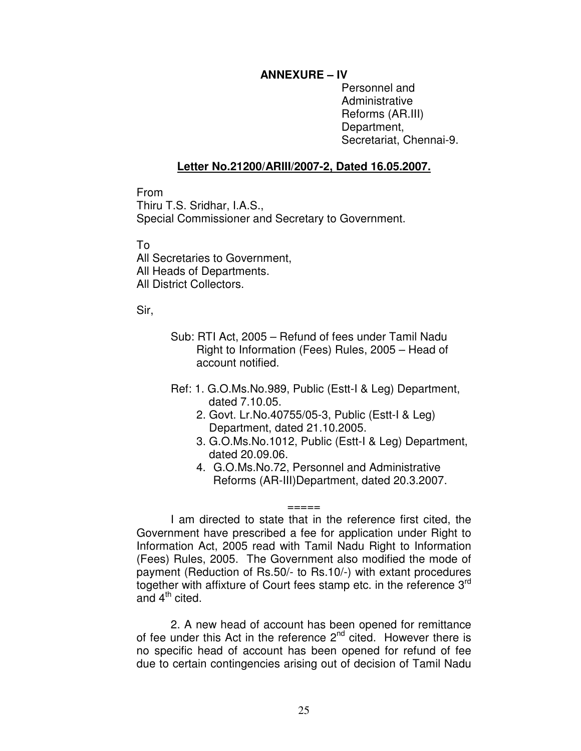**ANNEXURE – IV**

Personnel and
Administrative
Reforms (AR.III)
Department,
Secretariat, Chennai-9.

**Letter No.21200/ARIII/2007-2, Dated 16.05.2007.**

From
Thiru T.S. Sridhar, I.A.S.,
Special Commissioner and Secretary to Government.

To
All Secretaries to Government,
All Heads of Departments.
All District Collectors.

Sir,

Sub: RTI Act, 2005 – Refund of fees under Tamil Nadu Right to Information (Fees) Rules, 2005 – Head of account notified.

Ref: 1. G.O.Ms.No.989, Public (Estt-I & Leg) Department, dated 7.10.05.
2. Govt. Lr.No.40755/05-3, Public (Estt-I & Leg) Department, dated 21.10.2005.
3. G.O.Ms.No.1012, Public (Estt-I & Leg) Department, dated 20.09.06.
4. G.O.Ms.No.72, Personnel and Administrative Reforms (AR-III)Department, dated 20.3.2007.

=====

I am directed to state that in the reference first cited, the Government have prescribed a fee for application under Right to Information Act, 2005 read with Tamil Nadu Right to Information (Fees) Rules, 2005. The Government also modified the mode of payment (Reduction of Rs.50/- to Rs.10/-) with extant procedures together with affixture of Court fees stamp etc. in the reference 3rd and 4th cited.

2. A new head of account has been opened for remittance of fee under this Act in the reference 2nd cited. However there is no specific head of account has been opened for refund of fee due to certain contingencies arising out of decision of Tamil Nadu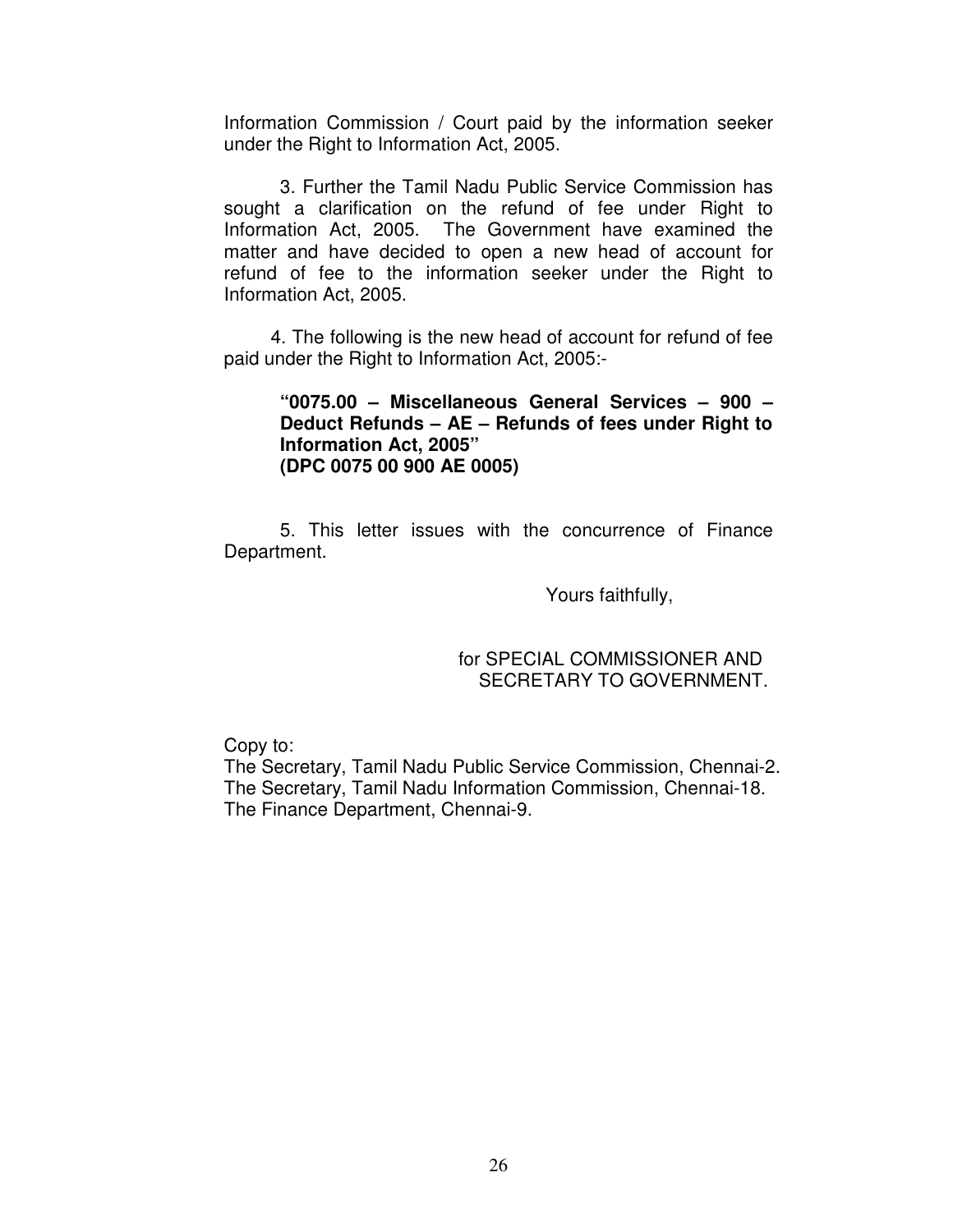Information Commission / Court paid by the information seeker under the Right to Information Act, 2005.

3. Further the Tamil Nadu Public Service Commission has sought a clarification on the refund of fee under Right to Information Act, 2005. The Government have examined the matter and have decided to open a new head of account for refund of fee to the information seeker under the Right to Information Act, 2005.

4. The following is the new head of account for refund of fee paid under the Right to Information Act, 2005:-

> **"0075.00 – Miscellaneous General Services – 900 – Deduct Refunds – AE – Refunds of fees under Right to Information Act, 2005"**
> **(DPC 0075 00 900 AE 0005)**

5. This letter issues with the concurrence of Finance Department.

Yours faithfully,

for SPECIAL COMMISSIONER AND
SECRETARY TO GOVERNMENT.

Copy to:
The Secretary, Tamil Nadu Public Service Commission, Chennai-2.
The Secretary, Tamil Nadu Information Commission, Chennai-18.
The Finance Department, Chennai-9.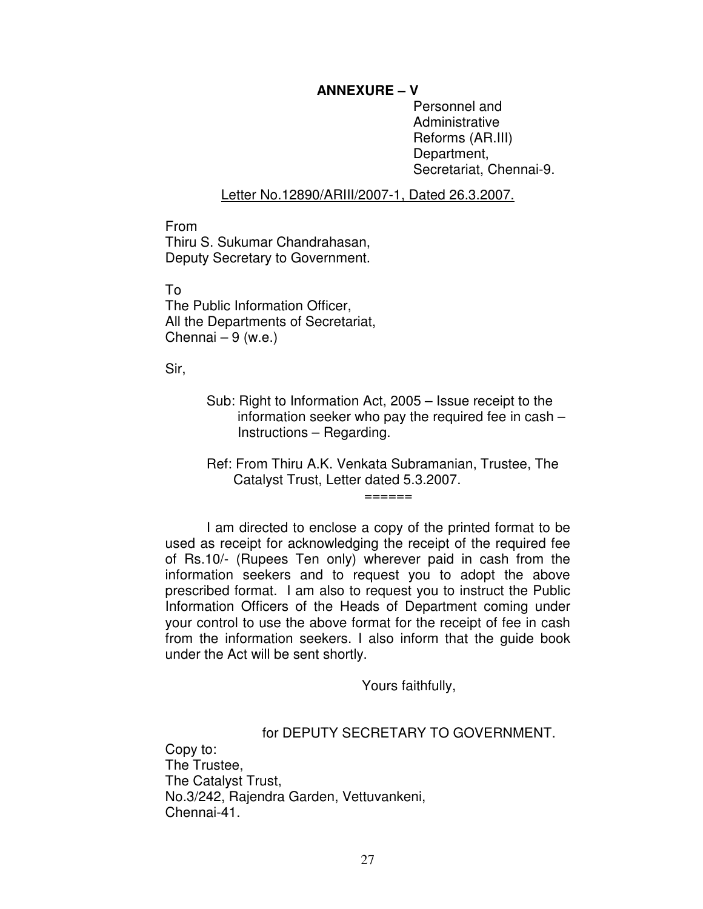**ANNEXURE – V**

Personnel and
Administrative
Reforms (AR.III)
Department,
Secretariat, Chennai-9.

Letter No.12890/ARIII/2007-1, Dated 26.3.2007.

From
Thiru S. Sukumar Chandrahasan,
Deputy Secretary to Government.

To
The Public Information Officer,
All the Departments of Secretariat,
Chennai – 9 (w.e.)

Sir,

Sub: Right to Information Act, 2005 – Issue receipt to the information seeker who pay the required fee in cash – Instructions – Regarding.

Ref: From Thiru A.K. Venkata Subramanian, Trustee, The Catalyst Trust, Letter dated 5.3.2007.

======

I am directed to enclose a copy of the printed format to be used as receipt for acknowledging the receipt of the required fee of Rs.10/- (Rupees Ten only) wherever paid in cash from the information seekers and to request you to adopt the above prescribed format. I am also to request you to instruct the Public Information Officers of the Heads of Department coming under your control to use the above format for the receipt of fee in cash from the information seekers. I also inform that the guide book under the Act will be sent shortly.

Yours faithfully,

for DEPUTY SECRETARY TO GOVERNMENT.

Copy to:
The Trustee,
The Catalyst Trust,
No.3/242, Rajendra Garden, Vettuvankeni,
Chennai-41.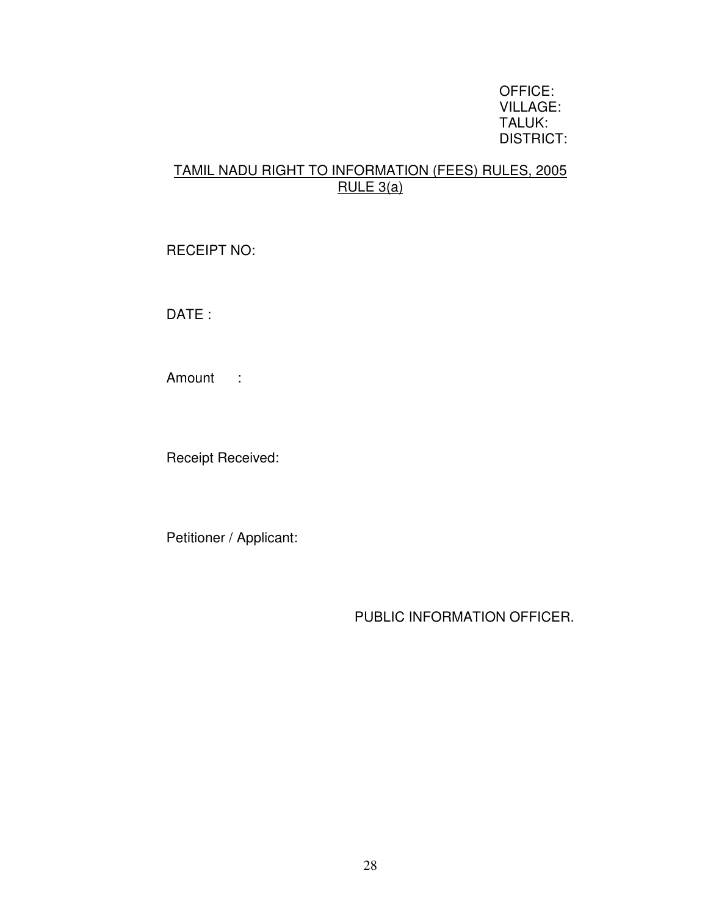OFFICE:
VILLAGE:
TALUK:
DISTRICT:

## TAMIL NADU RIGHT TO INFORMATION (FEES) RULES, 2005
## RULE 3(a)

RECEIPT NO:

DATE :

Amount :

Receipt Received:

Petitioner / Applicant:

PUBLIC INFORMATION OFFICER.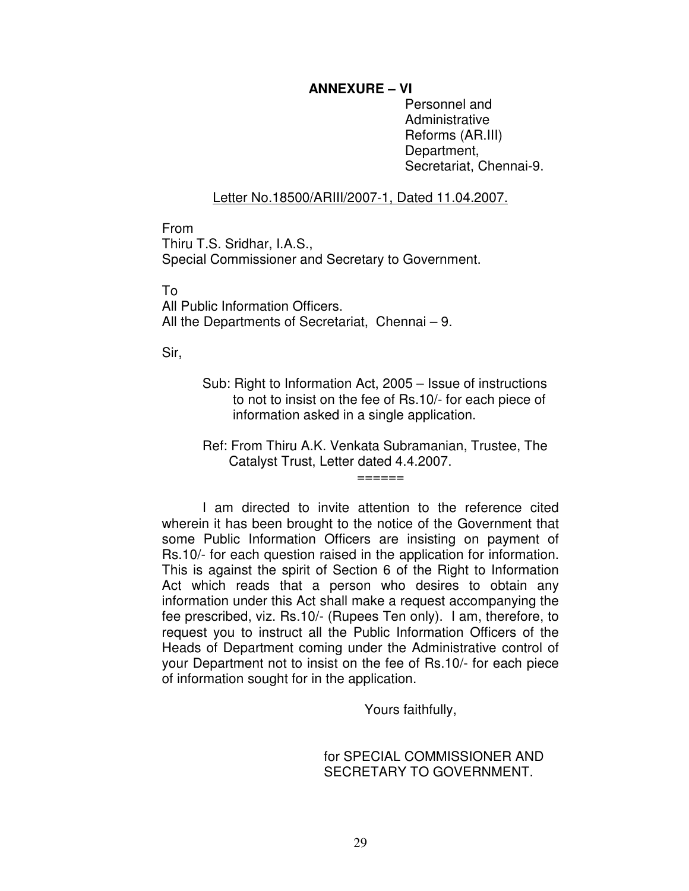**ANNEXURE – VI**

Personnel and
Administrative
Reforms (AR.III)
Department,
Secretariat, Chennai-9.

Letter No.18500/ARIII/2007-1, Dated 11.04.2007.

From
Thiru T.S. Sridhar, I.A.S.,
Special Commissioner and Secretary to Government.

To
All Public Information Officers.
All the Departments of Secretariat, Chennai – 9.

Sir,

Sub: Right to Information Act, 2005 – Issue of instructions to not to insist on the fee of Rs.10/- for each piece of information asked in a single application.

Ref: From Thiru A.K. Venkata Subramanian, Trustee, The Catalyst Trust, Letter dated 4.4.2007.

======

I am directed to invite attention to the reference cited wherein it has been brought to the notice of the Government that some Public Information Officers are insisting on payment of Rs.10/- for each question raised in the application for information. This is against the spirit of Section 6 of the Right to Information Act which reads that a person who desires to obtain any information under this Act shall make a request accompanying the fee prescribed, viz. Rs.10/- (Rupees Ten only). I am, therefore, to request you to instruct all the Public Information Officers of the Heads of Department coming under the Administrative control of your Department not to insist on the fee of Rs.10/- for each piece of information sought for in the application.

Yours faithfully,

for SPECIAL COMMISSIONER AND
SECRETARY TO GOVERNMENT.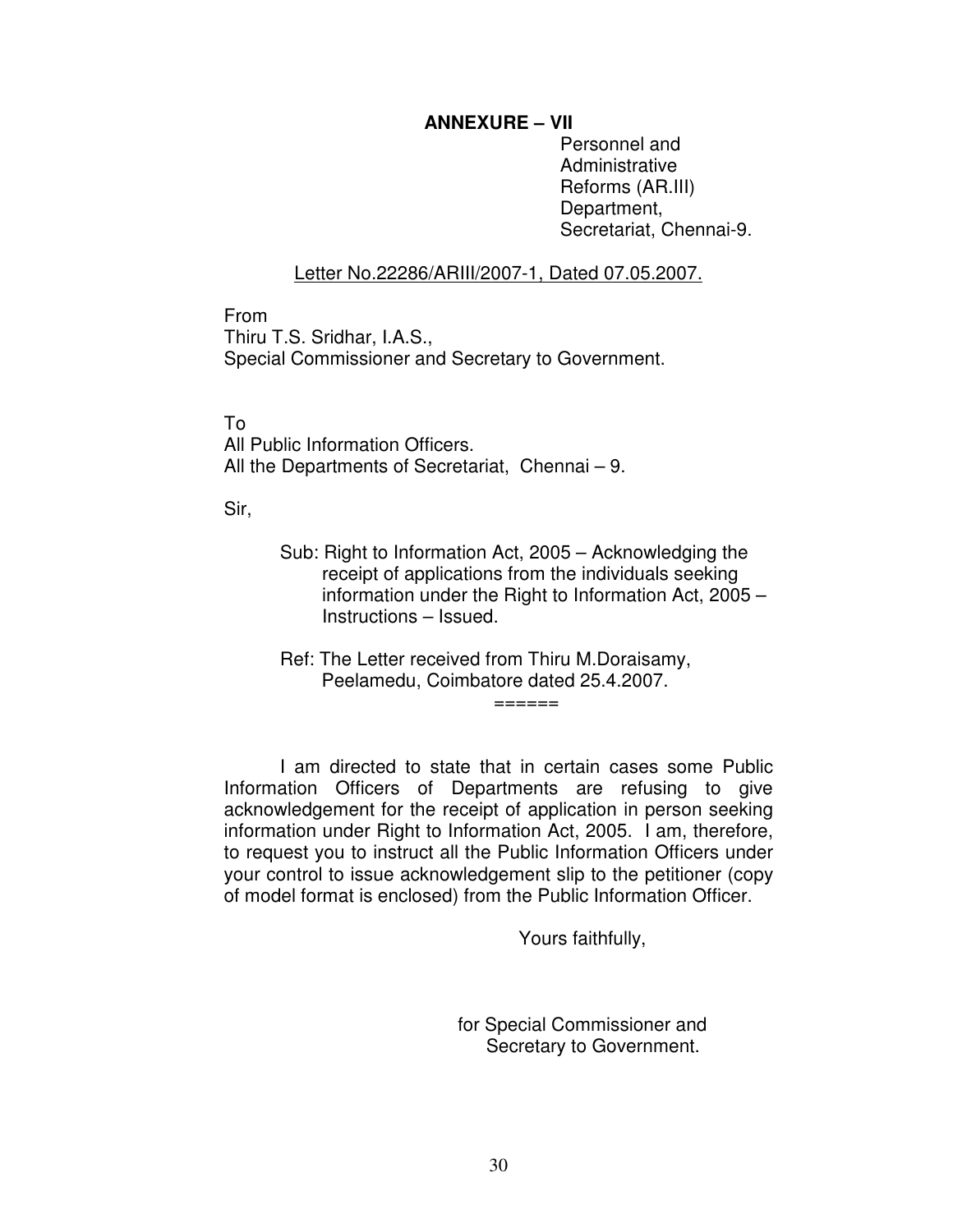**ANNEXURE – VII**

Personnel and
Administrative
Reforms (AR.III)
Department,
Secretariat, Chennai-9.

Letter No.22286/ARIII/2007-1, Dated 07.05.2007.

From
Thiru T.S. Sridhar, I.A.S.,
Special Commissioner and Secretary to Government.

To
All Public Information Officers.
All the Departments of Secretariat, Chennai – 9.

Sir,

Sub: Right to Information Act, 2005 – Acknowledging the receipt of applications from the individuals seeking information under the Right to Information Act, 2005 – Instructions – Issued.

Ref: The Letter received from Thiru M.Doraisamy, Peelamedu, Coimbatore dated 25.4.2007.

======

I am directed to state that in certain cases some Public Information Officers of Departments are refusing to give acknowledgement for the receipt of application in person seeking information under Right to Information Act, 2005. I am, therefore, to request you to instruct all the Public Information Officers under your control to issue acknowledgement slip to the petitioner (copy of model format is enclosed) from the Public Information Officer.

Yours faithfully,

for Special Commissioner and
Secretary to Government.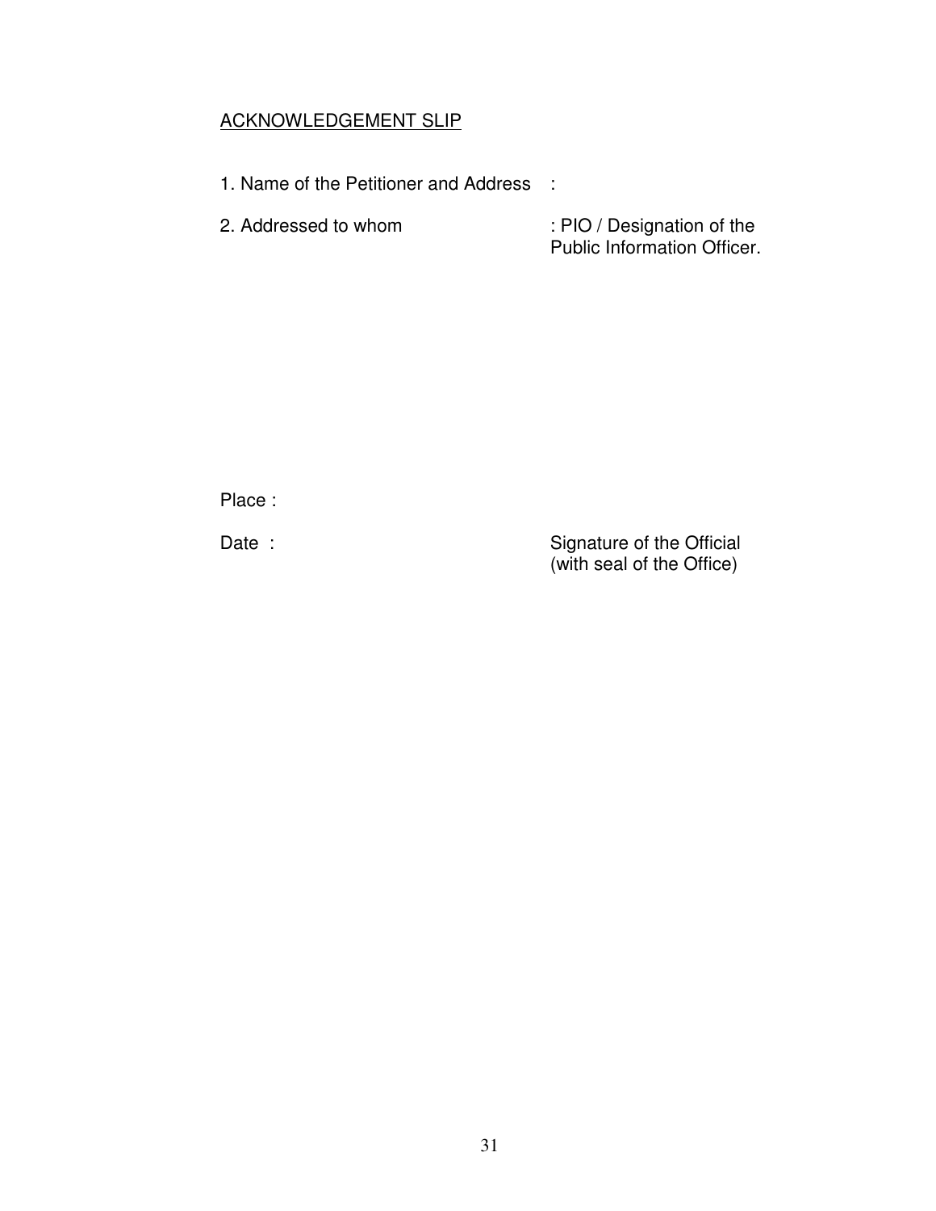<u>ACKNOWLEDGEMENT SLIP</u>

1. Name of the Petitioner and Address :

2. Addressed to whom : PIO / Designation of the Public Information Officer.

Place :

Date :

Signature of the Official
(with seal of the Office)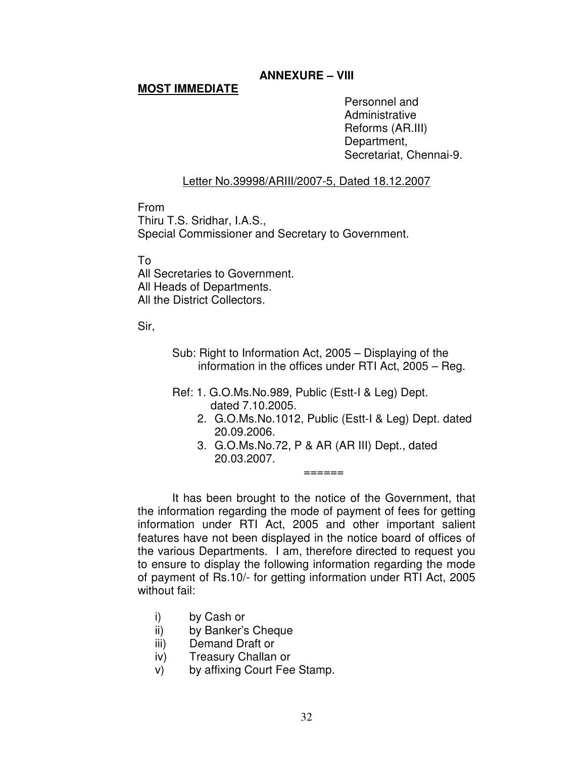**ANNEXURE – VIII**

**<u>MOST IMMEDIATE</u>**

Personnel and
Administrative
Reforms (AR.III)
Department,
Secretariat, Chennai-9.

<u>Letter No.39998/ARIII/2007-5, Dated 18.12.2007</u>

From
Thiru T.S. Sridhar, I.A.S.,
Special Commissioner and Secretary to Government.

To
All Secretaries to Government.
All Heads of Departments.
All the District Collectors.

Sir,

Sub: Right to Information Act, 2005 – Displaying of the information in the offices under RTI Act, 2005 – Reg.

Ref: 1. G.O.Ms.No.989, Public (Estt-I & Leg) Dept. dated 7.10.2005.
2. G.O.Ms.No.1012, Public (Estt-I & Leg) Dept. dated 20.09.2006.
3. G.O.Ms.No.72, P & AR (AR III) Dept., dated 20.03.2007.

======

It has been brought to the notice of the Government, that the information regarding the mode of payment of fees for getting information under RTI Act, 2005 and other important salient features have not been displayed in the notice board of offices of the various Departments. I am, therefore directed to request you to ensure to display the following information regarding the mode of payment of Rs.10/- for getting information under RTI Act, 2005 without fail:

i) by Cash or
ii) by Banker's Cheque
iii) Demand Draft or
iv) Treasury Challan or
v) by affixing Court Fee Stamp.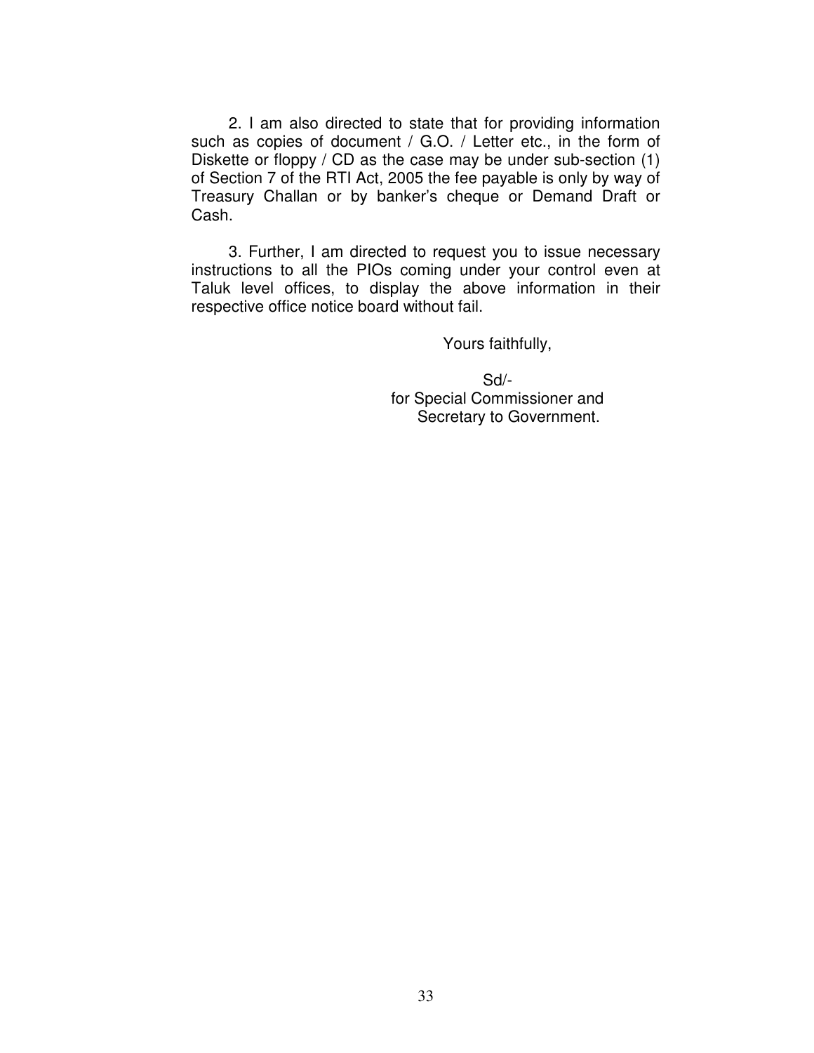2. I am also directed to state that for providing information such as copies of document / G.O. / Letter etc., in the form of Diskette or floppy / CD as the case may be under sub-section (1) of Section 7 of the RTI Act, 2005 the fee payable is only by way of Treasury Challan or by banker's cheque or Demand Draft or Cash.

3. Further, I am directed to request you to issue necessary instructions to all the PIOs coming under your control even at Taluk level offices, to display the above information in their respective office notice board without fail.

Yours faithfully,

Sd/-
for Special Commissioner and
Secretary to Government.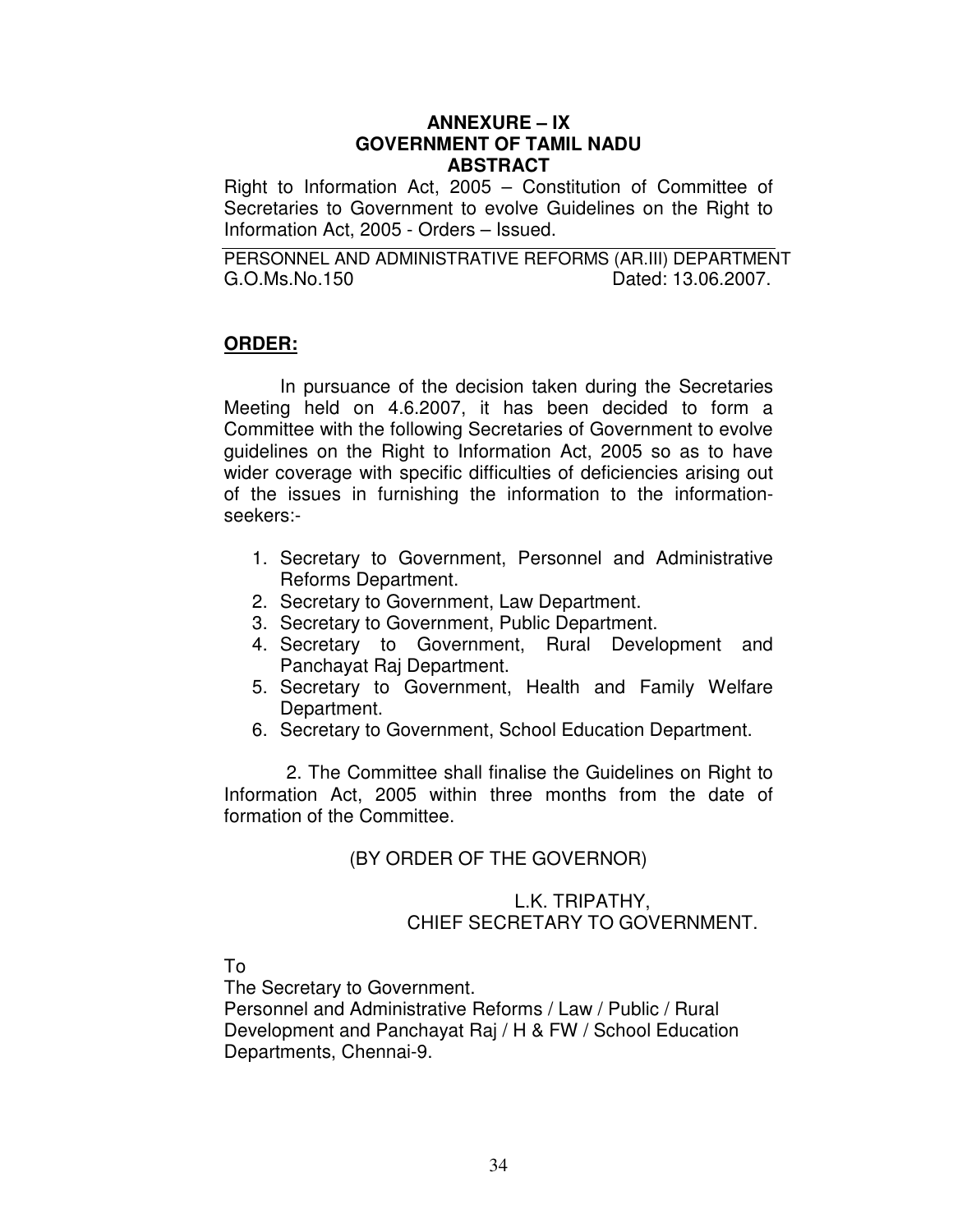**ANNEXURE – IX**
**GOVERNMENT OF TAMIL NADU**
**ABSTRACT**

Right to Information Act, 2005 – Constitution of Committee of Secretaries to Government to evolve Guidelines on the Right to Information Act, 2005 - Orders – Issued.

---

PERSONNEL AND ADMINISTRATIVE REFORMS (AR.III) DEPARTMENT
G.O.Ms.No.150 Dated: 13.06.2007.

**ORDER:**

In pursuance of the decision taken during the Secretaries Meeting held on 4.6.2007, it has been decided to form a Committee with the following Secretaries of Government to evolve guidelines on the Right to Information Act, 2005 so as to have wider coverage with specific difficulties of deficiencies arising out of the issues in furnishing the information to the information-seekers:-

1. Secretary to Government, Personnel and Administrative Reforms Department.
2. Secretary to Government, Law Department.
3. Secretary to Government, Public Department.
4. Secretary to Government, Rural Development and Panchayat Raj Department.
5. Secretary to Government, Health and Family Welfare Department.
6. Secretary to Government, School Education Department.

2. The Committee shall finalise the Guidelines on Right to Information Act, 2005 within three months from the date of formation of the Committee.

(BY ORDER OF THE GOVERNOR)

L.K. TRIPATHY,
CHIEF SECRETARY TO GOVERNMENT.

To
The Secretary to Government.
Personnel and Administrative Reforms / Law / Public / Rural Development and Panchayat Raj / H & FW / School Education Departments, Chennai-9.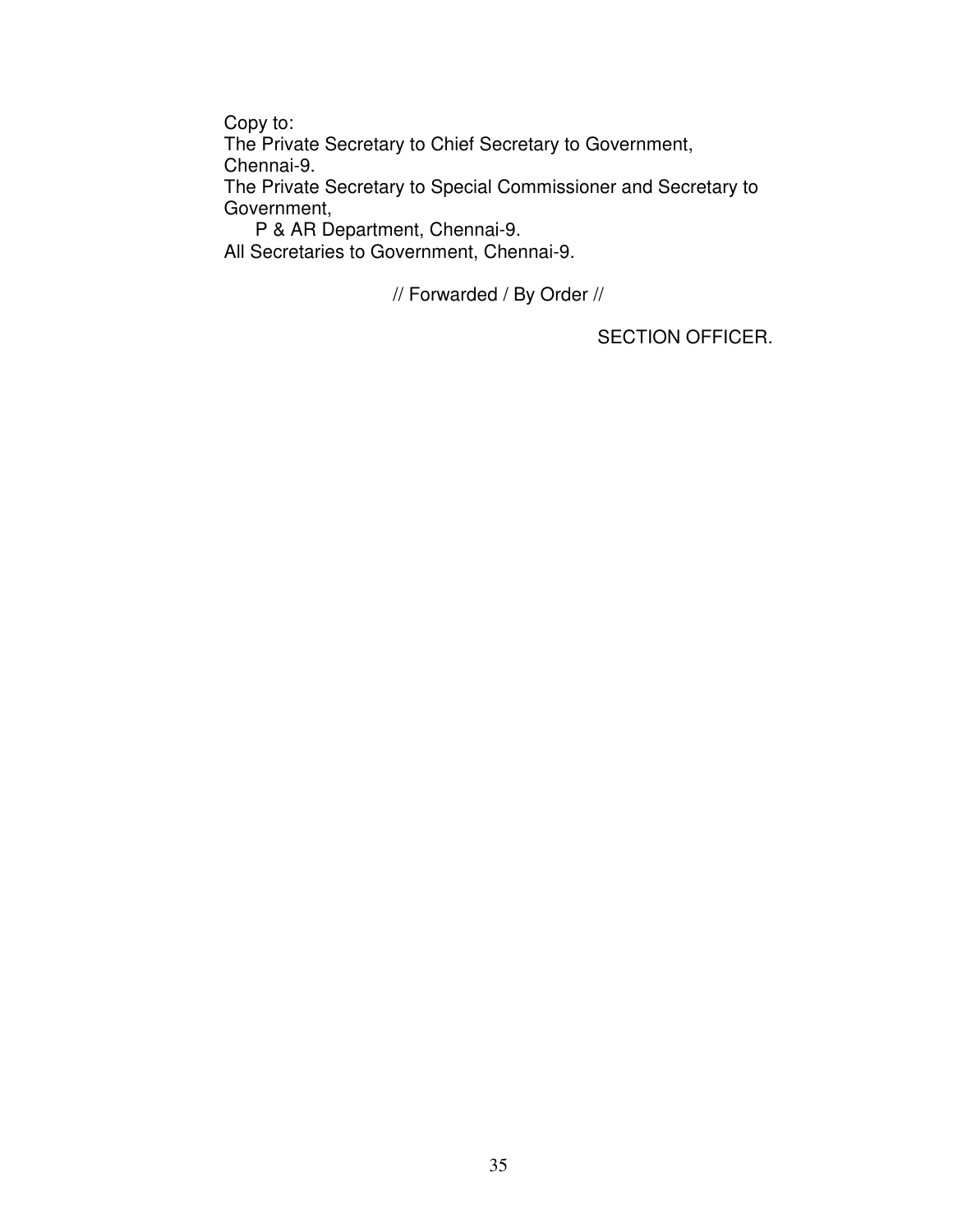Copy to:

The Private Secretary to Chief Secretary to Government, Chennai-9.

The Private Secretary to Special Commissioner and Secretary to Government,
P & AR Department, Chennai-9.

All Secretaries to Government, Chennai-9.

// Forwarded / By Order //

SECTION OFFICER.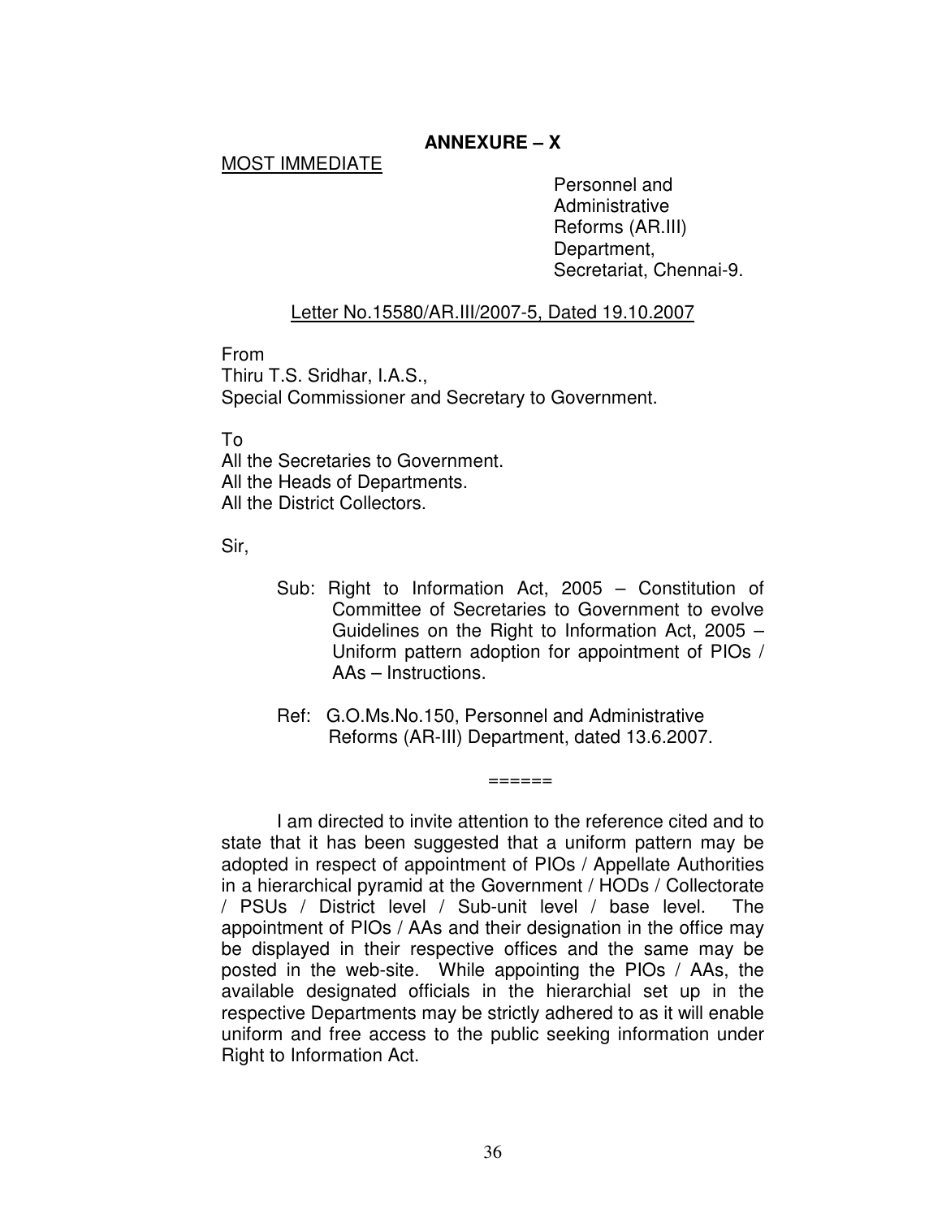## ANNEXURE – X

MOST IMMEDIATE

Personnel and
Administrative
Reforms (AR.III)
Department,
Secretariat, Chennai-9.

Letter No.15580/AR.III/2007-5, Dated 19.10.2007

From
Thiru T.S. Sridhar, I.A.S.,
Special Commissioner and Secretary to Government.

To
All the Secretaries to Government.
All the Heads of Departments.
All the District Collectors.

Sir,

Sub: Right to Information Act, 2005 – Constitution of Committee of Secretaries to Government to evolve Guidelines on the Right to Information Act, 2005 – Uniform pattern adoption for appointment of PIOs / AAs – Instructions.

Ref: G.O.Ms.No.150, Personnel and Administrative Reforms (AR-III) Department, dated 13.6.2007.

======

I am directed to invite attention to the reference cited and to state that it has been suggested that a uniform pattern may be adopted in respect of appointment of PIOs / Appellate Authorities in a hierarchical pyramid at the Government / HODs / Collectorate / PSUs / District level / Sub-unit level / base level. The appointment of PIOs / AAs and their designation in the office may be displayed in their respective offices and the same may be posted in the web-site. While appointing the PIOs / AAs, the available designated officials in the hierarchial set up in the respective Departments may be strictly adhered to as it will enable uniform and free access to the public seeking information under Right to Information Act.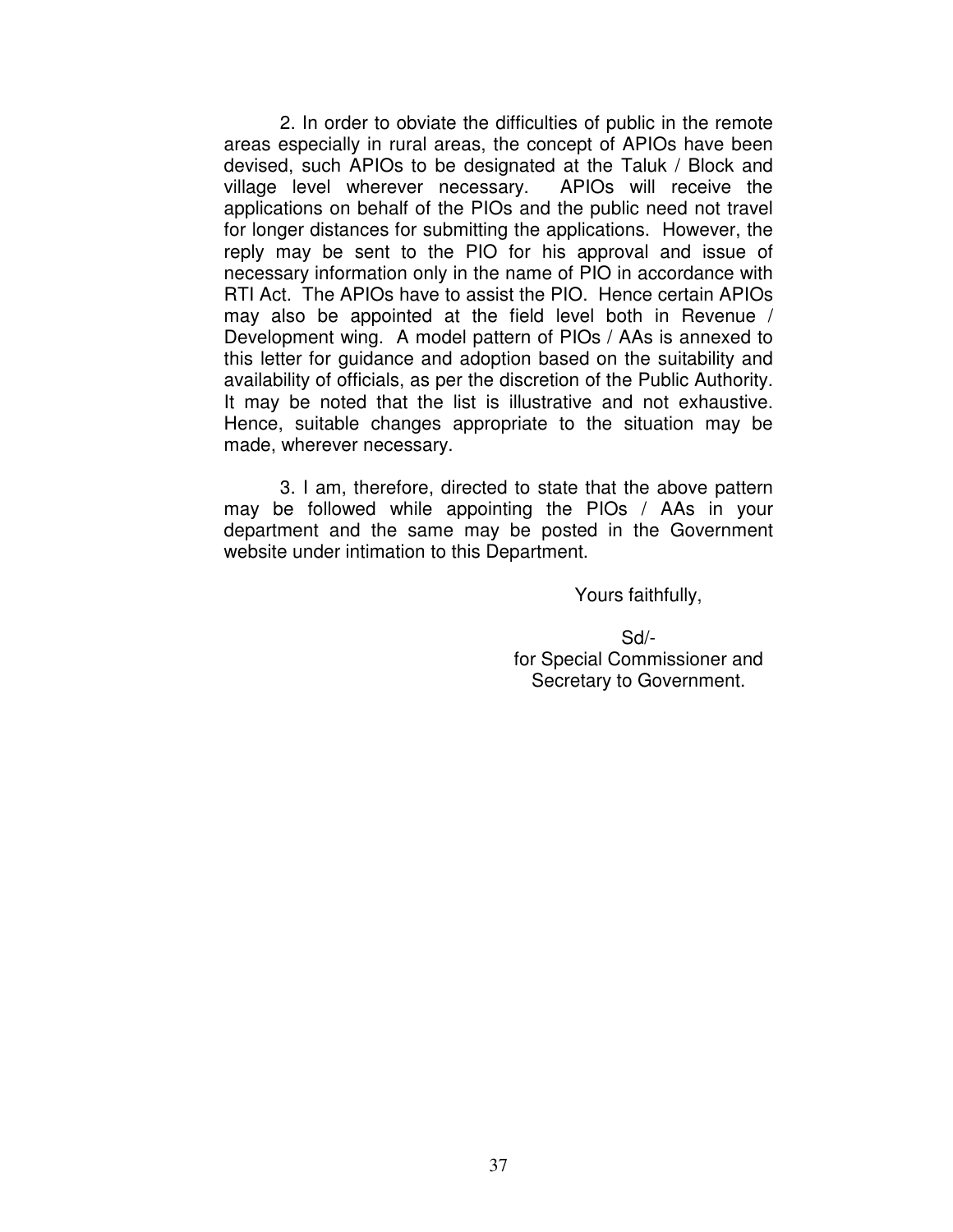2. In order to obviate the difficulties of public in the remote areas especially in rural areas, the concept of APIOs have been devised, such APIOs to be designated at the Taluk / Block and village level wherever necessary. APIOs will receive the applications on behalf of the PIOs and the public need not travel for longer distances for submitting the applications. However, the reply may be sent to the PIO for his approval and issue of necessary information only in the name of PIO in accordance with RTI Act. The APIOs have to assist the PIO. Hence certain APIOs may also be appointed at the field level both in Revenue / Development wing. A model pattern of PIOs / AAs is annexed to this letter for guidance and adoption based on the suitability and availability of officials, as per the discretion of the Public Authority. It may be noted that the list is illustrative and not exhaustive. Hence, suitable changes appropriate to the situation may be made, wherever necessary.

3. I am, therefore, directed to state that the above pattern may be followed while appointing the PIOs / AAs in your department and the same may be posted in the Government website under intimation to this Department.

Yours faithfully,

Sd/-
for Special Commissioner and
Secretary to Government.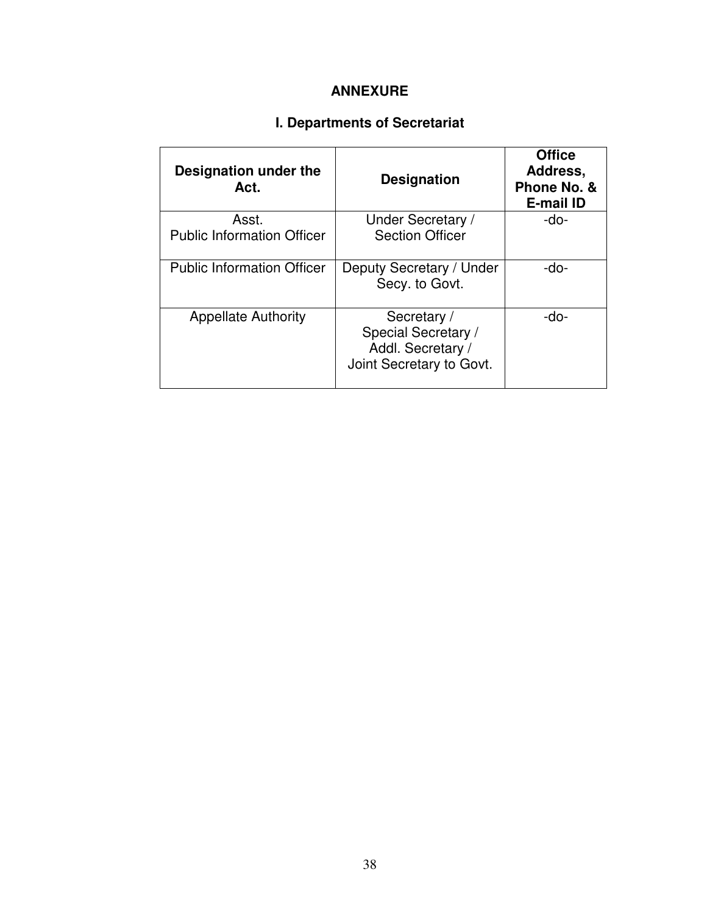## ANNEXURE

### I. Departments of Secretariat

| Designation under the Act. | Designation | Office Address, Phone No. & E-mail ID |
|---|---|---|
| Asst. Public Information Officer | Under Secretary / Section Officer | -do- |
| Public Information Officer | Deputy Secretary / Under Secy. to Govt. | -do- |
| Appellate Authority | Secretary / Special Secretary / Addl. Secretary / Joint Secretary to Govt. | -do- |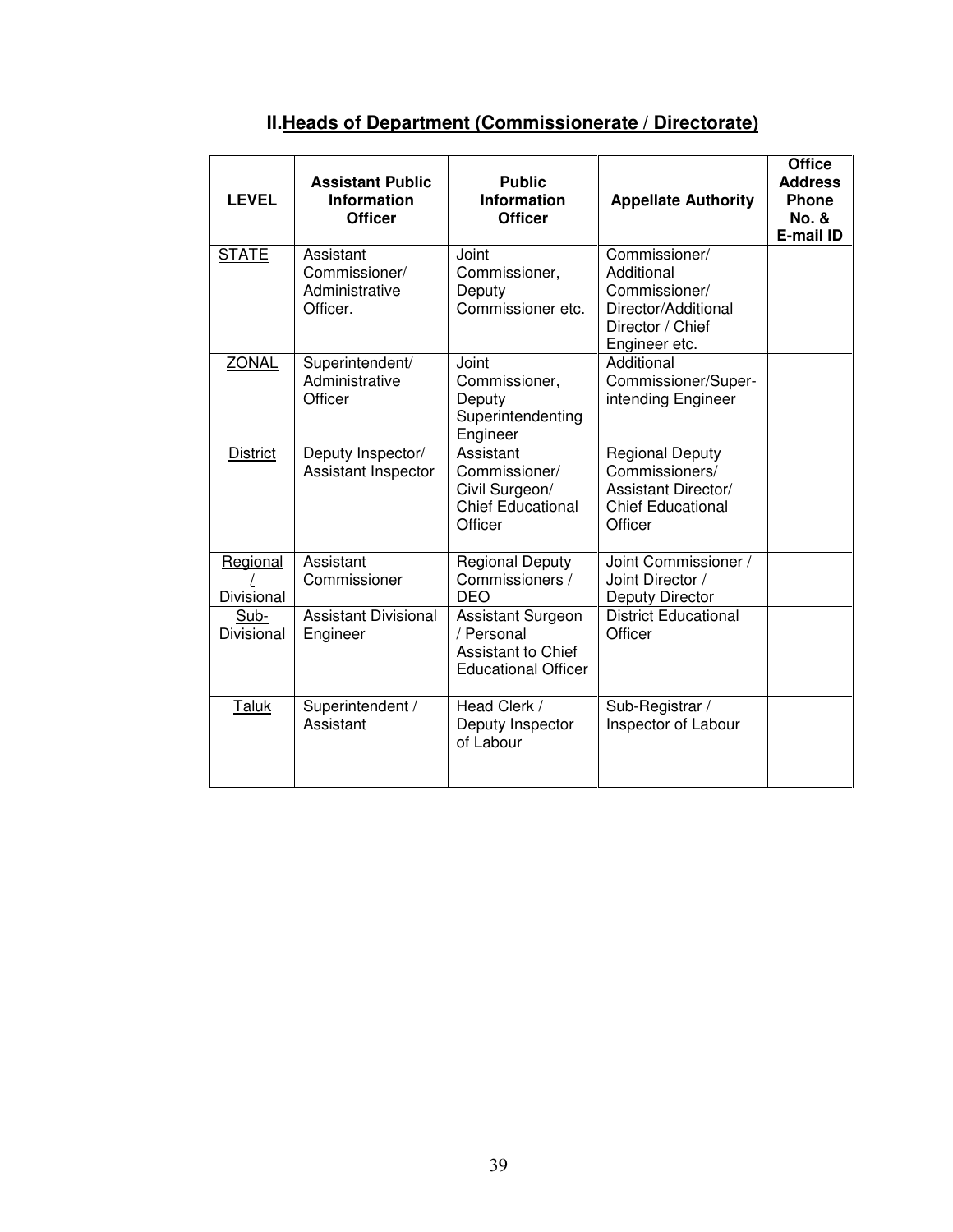## II.Heads of Department (Commissionerate / Directorate)

| LEVEL | Assistant Public Information Officer | Public Information Officer | Appellate Authority | Office Address Phone No. & E-mail ID |
|---|---|---|---|---|
| STATE | Assistant Commissioner/ Administrative Officer. | Joint Commissioner, Deputy Commissioner etc. | Commissioner/ Additional Commissioner/ Director/Additional Director / Chief Engineer etc. | |
| ZONAL | Superintendent/ Administrative Officer | Joint Commissioner, Deputy Superintendenting Engineer | Additional Commissioner/Super-intending Engineer | |
| District | Deputy Inspector/ Assistant Inspector | Assistant Commissioner/ Civil Surgeon/ Chief Educational Officer | Regional Deputy Commissioners/ Assistant Director/ Chief Educational Officer | |
| Regional / Divisional | Assistant Commissioner | Regional Deputy Commissioners / DEO | Joint Commissioner / Joint Director / Deputy Director | |
| Sub-Divisional | Assistant Divisional Engineer | Assistant Surgeon / Personal Assistant to Chief Educational Officer | District Educational Officer | |
| Taluk | Superintendent / Assistant | Head Clerk / Deputy Inspector of Labour | Sub-Registrar / Inspector of Labour | |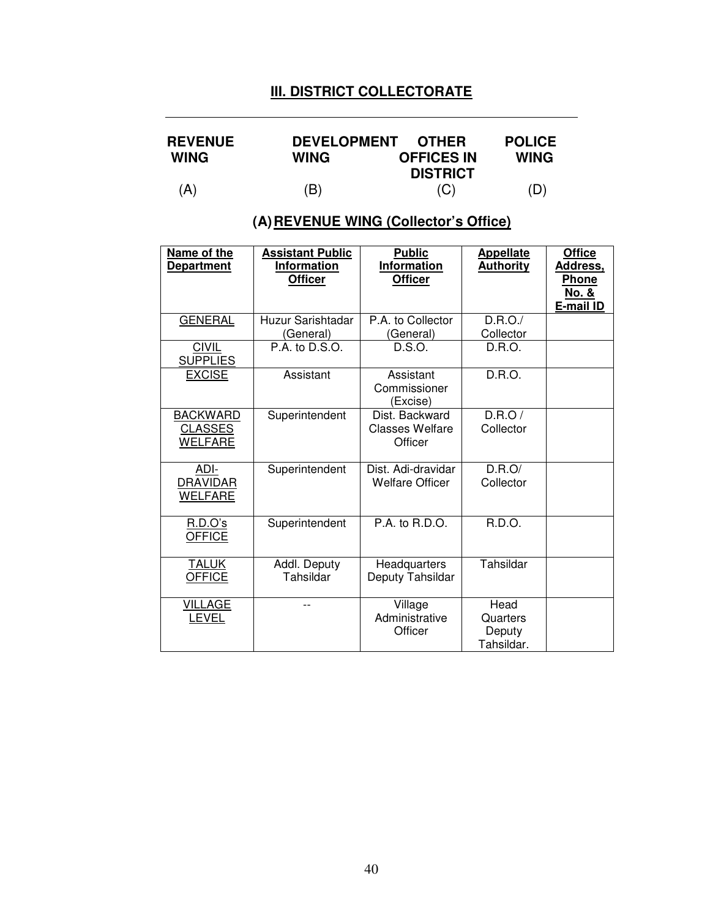## III. DISTRICT COLLECTORATE

| REVENUE WING | DEVELOPMENT WING | OTHER OFFICES IN DISTRICT | POLICE WING |
|---|---|---|---|
| (A) | (B) | (C) | (D) |

### (A) REVENUE WING (Collector's Office)

| Name of the Department | Assistant Public Information Officer | Public Information Officer | Appellate Authority | Office Address, Phone No. & E-mail ID |
|---|---|---|---|---|
| GENERAL | Huzur Sarishtadar (General) | P.A. to Collector (General) | D.R.O./ Collector | |
| CIVIL SUPPLIES | P.A. to D.S.O. | D.S.O. | D.R.O. | |
| EXCISE | Assistant | Assistant Commissioner (Excise) | D.R.O. | |
| BACKWARD CLASSES WELFARE | Superintendent | Dist. Backward Classes Welfare Officer | D.R.O / Collector | |
| ADI-DRAVIDAR WELFARE | Superintendent | Dist. Adi-dravidar Welfare Officer | D.R.O/ Collector | |
| R.D.O's OFFICE | Superintendent | P.A. to R.D.O. | R.D.O. | |
| TALUK OFFICE | Addl. Deputy Tahsildar | Headquarters Deputy Tahsildar | Tahsildar | |
| VILLAGE LEVEL | -- | Village Administrative Officer | Head Quarters Deputy Tahsildar. | |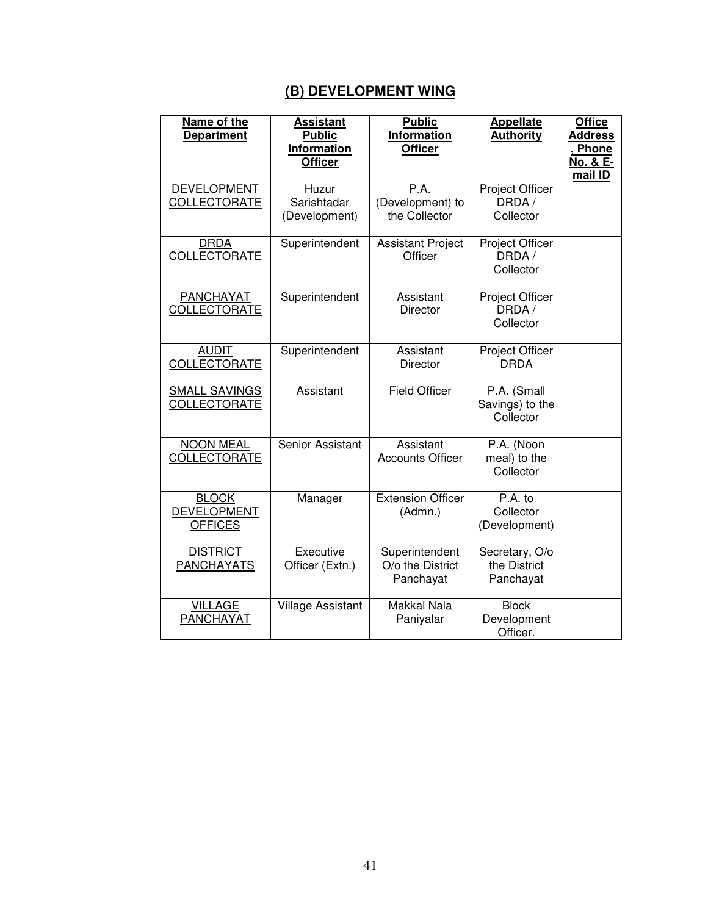## (B) DEVELOPMENT WING

| Name of the Department | Assistant Public Information Officer | Public Information Officer | Appellate Authority | Office Address, Phone No. & E-mail ID |
|---|---|---|---|---|
| DEVELOPMENT COLLECTORATE | Huzur Sarishtadar (Development) | P.A. (Development) to the Collector | Project Officer DRDA / Collector | |
| DRDA COLLECTORATE | Superintendent | Assistant Project Officer | Project Officer DRDA / Collector | |
| PANCHAYAT COLLECTORATE | Superintendent | Assistant Director | Project Officer DRDA / Collector | |
| AUDIT COLLECTORATE | Superintendent | Assistant Director | Project Officer DRDA | |
| SMALL SAVINGS COLLECTORATE | Assistant | Field Officer | P.A. (Small Savings) to the Collector | |
| NOON MEAL COLLECTORATE | Senior Assistant | Assistant Accounts Officer | P.A. (Noon meal) to the Collector | |
| BLOCK DEVELOPMENT OFFICES | Manager | Extension Officer (Admn.) | P.A. to Collector (Development) | |
| DISTRICT PANCHAYATS | Executive Officer (Extn.) | Superintendent O/o the District Panchayat | Secretary, O/o the District Panchayat | |
| VILLAGE PANCHAYAT | Village Assistant | Makkal Nala Paniyalar | Block Development Officer. | |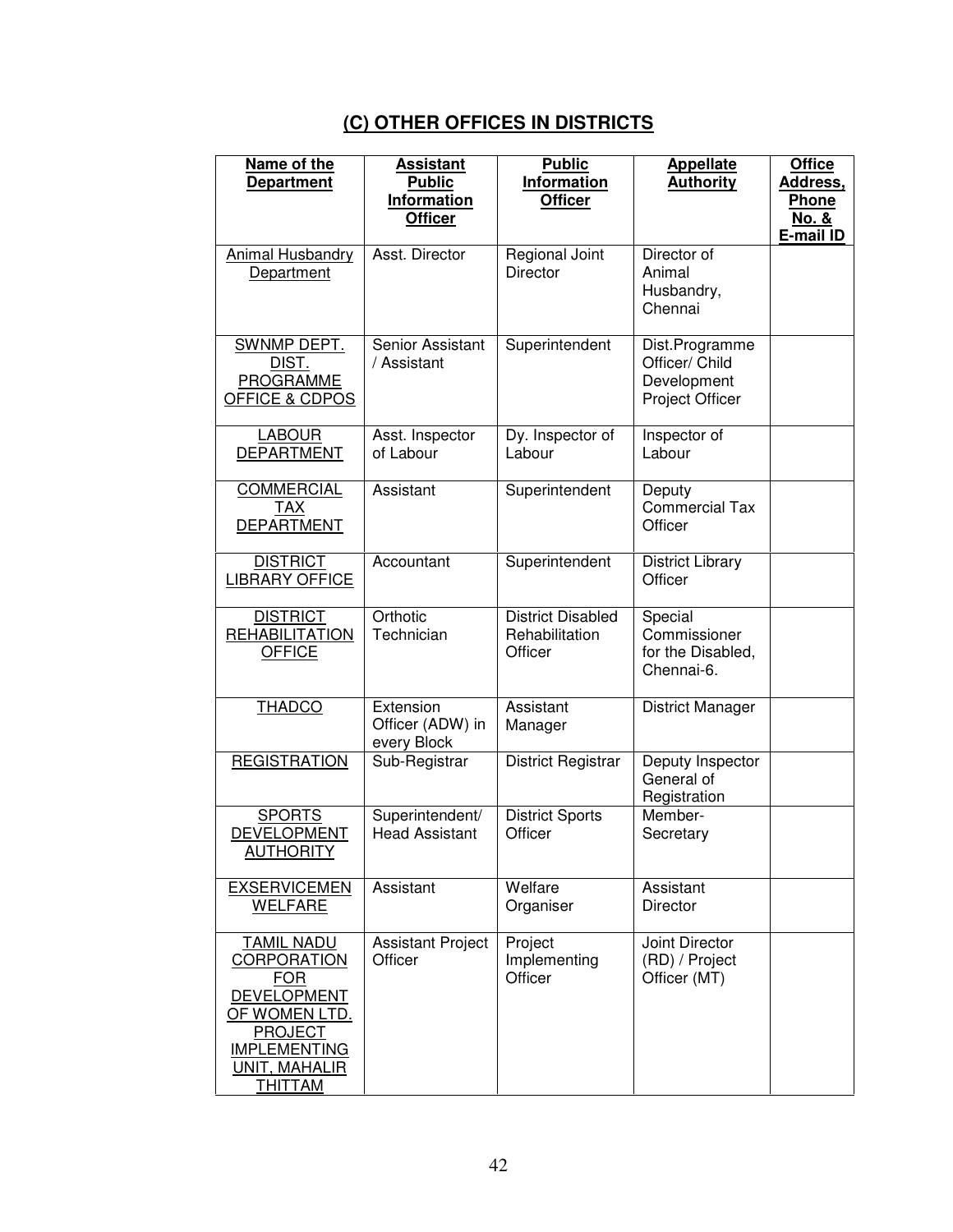## (C) OTHER OFFICES IN DISTRICTS

| Name of the Department | Assistant Public Information Officer | Public Information Officer | Appellate Authority | Office Address, Phone No. & E-mail ID |
|---|---|---|---|---|
| Animal Husbandry Department | Asst. Director | Regional Joint Director | Director of Animal Husbandry, Chennai | |
| SWNMP DEPT. DIST. PROGRAMME OFFICE & CDPOS | Senior Assistant / Assistant | Superintendent | Dist.Programme Officer/ Child Development Project Officer | |
| LABOUR DEPARTMENT | Asst. Inspector of Labour | Dy. Inspector of Labour | Inspector of Labour | |
| COMMERCIAL TAX DEPARTMENT | Assistant | Superintendent | Deputy Commercial Tax Officer | |
| DISTRICT LIBRARY OFFICE | Accountant | Superintendent | District Library Officer | |
| DISTRICT REHABILITATION OFFICE | Orthotic Technician | District Disabled Rehabilitation Officer | Special Commissioner for the Disabled, Chennai-6. | |
| THADCO | Extension Officer (ADW) in every Block | Assistant Manager | District Manager | |
| REGISTRATION | Sub-Registrar | District Registrar | Deputy Inspector General of Registration | |
| SPORTS DEVELOPMENT AUTHORITY | Superintendent/ Head Assistant | District Sports Officer | Member-Secretary | |
| EXSERVICEMEN WELFARE | Assistant | Welfare Organiser | Assistant Director | |
| TAMIL NADU CORPORATION FOR DEVELOPMENT OF WOMEN LTD. PROJECT IMPLEMENTING UNIT, MAHALIR THITTAM | Assistant Project Officer | Project Implementing Officer | Joint Director (RD) / Project Officer (MT) | |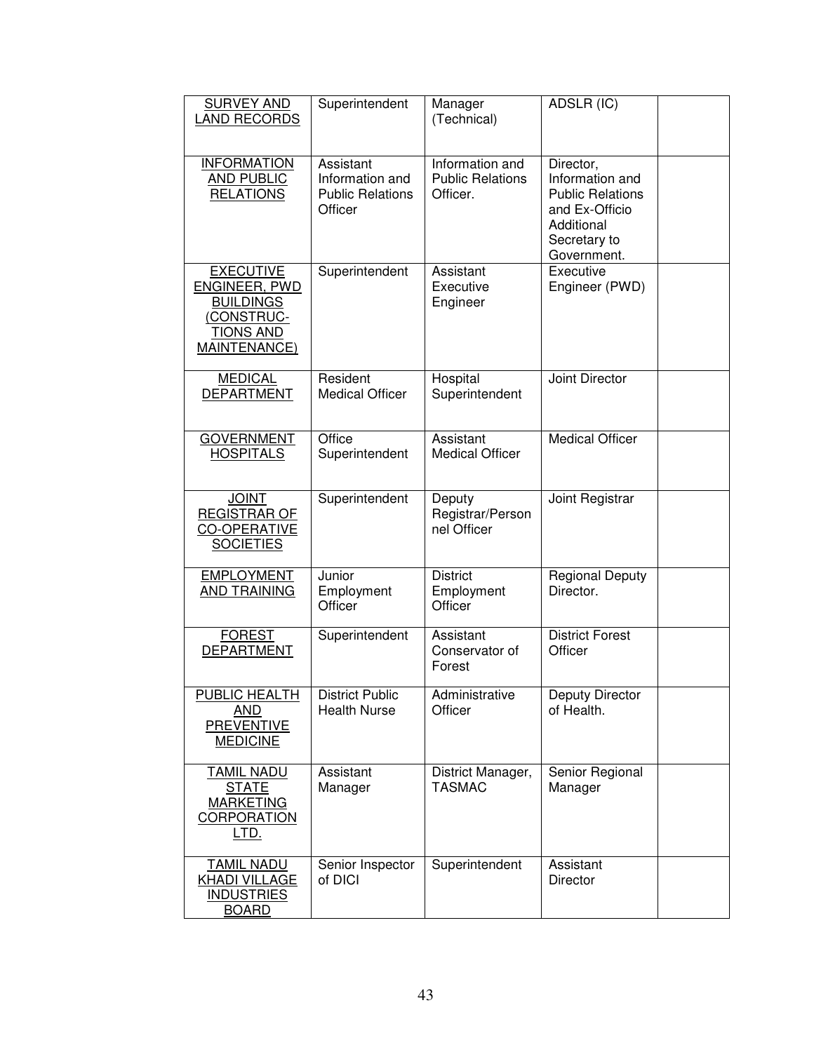| SURVEY AND LAND RECORDS | Superintendent | Manager (Technical) | ADSLR (IC) | |
|---|---|---|---|---|
| INFORMATION AND PUBLIC RELATIONS | Assistant Information and Public Relations Officer | Information and Public Relations Officer. | Director, Information and Public Relations and Ex-Officio Additional Secretary to Government. | |
| EXECUTIVE ENGINEER, PWD BUILDINGS (CONSTRUC-TIONS AND MAINTENANCE) | Superintendent | Assistant Executive Engineer | Executive Engineer (PWD) | |
| MEDICAL DEPARTMENT | Resident Medical Officer | Hospital Superintendent | Joint Director | |
| GOVERNMENT HOSPITALS | Office Superintendent | Assistant Medical Officer | Medical Officer | |
| JOINT REGISTRAR OF CO-OPERATIVE SOCIETIES | Superintendent | Deputy Registrar/Personnel Officer | Joint Registrar | |
| EMPLOYMENT AND TRAINING | Junior Employment Officer | District Employment Officer | Regional Deputy Director. | |
| FOREST DEPARTMENT | Superintendent | Assistant Conservator of Forest | District Forest Officer | |
| PUBLIC HEALTH AND PREVENTIVE MEDICINE | District Public Health Nurse | Administrative Officer | Deputy Director of Health. | |
| TAMIL NADU STATE MARKETING CORPORATION LTD. | Assistant Manager | District Manager, TASMAC | Senior Regional Manager | |
| TAMIL NADU KHADI VILLAGE INDUSTRIES BOARD | Senior Inspector of DICI | Superintendent | Assistant Director | |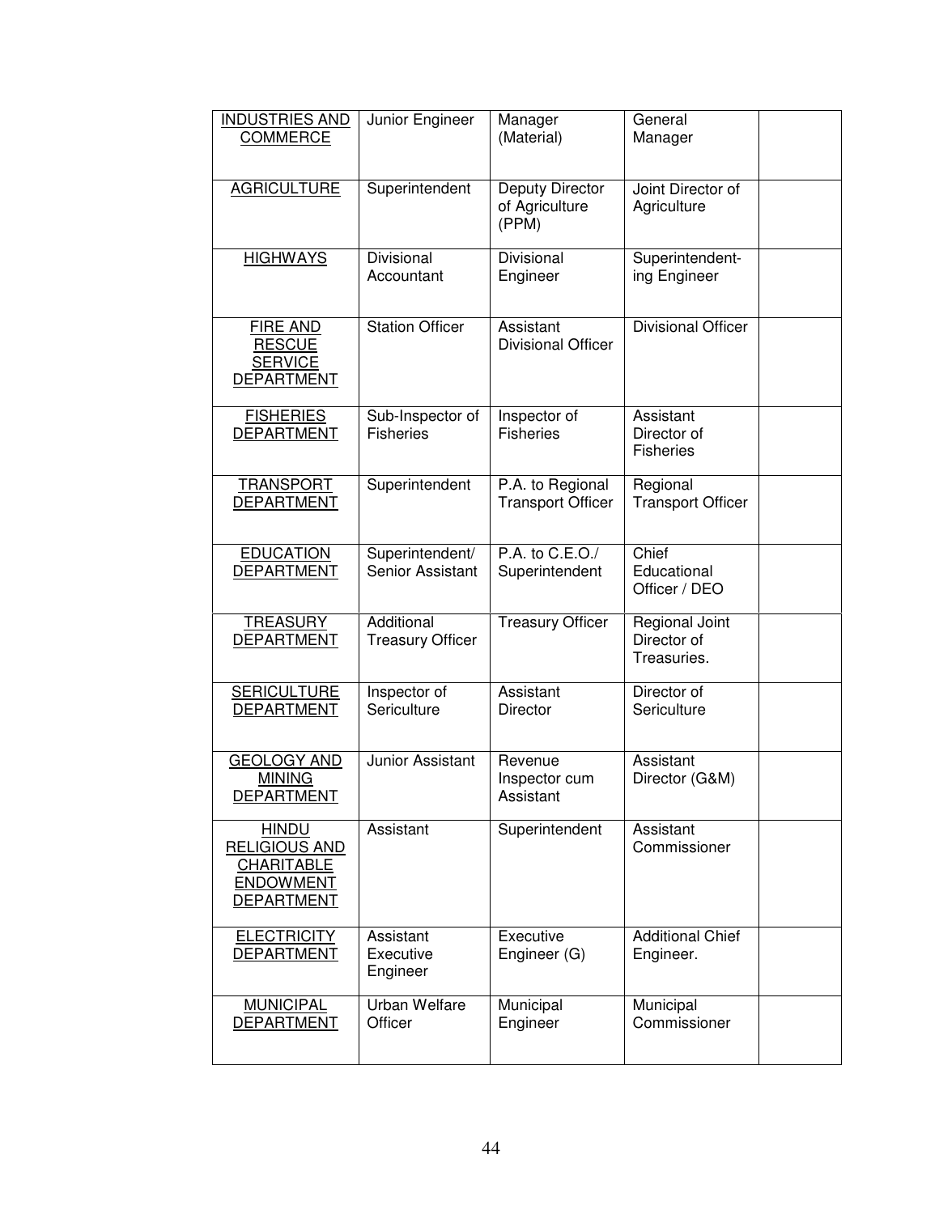| INDUSTRIES AND COMMERCE | Junior Engineer | Manager (Material) | General Manager | |
|---|---|---|---|---|
| AGRICULTURE | Superintendent | Deputy Director of Agriculture (PPM) | Joint Director of Agriculture | |
| HIGHWAYS | Divisional Accountant | Divisional Engineer | Superintendent-ing Engineer | |
| FIRE AND RESCUE SERVICE DEPARTMENT | Station Officer | Assistant Divisional Officer | Divisional Officer | |
| FISHERIES DEPARTMENT | Sub-Inspector of Fisheries | Inspector of Fisheries | Assistant Director of Fisheries | |
| TRANSPORT DEPARTMENT | Superintendent | P.A. to Regional Transport Officer | Regional Transport Officer | |
| EDUCATION DEPARTMENT | Superintendent/ Senior Assistant | P.A. to C.E.O./ Superintendent | Chief Educational Officer / DEO | |
| TREASURY DEPARTMENT | Additional Treasury Officer | Treasury Officer | Regional Joint Director of Treasuries. | |
| SERICULTURE DEPARTMENT | Inspector of Sericulture | Assistant Director | Director of Sericulture | |
| GEOLOGY AND MINING DEPARTMENT | Junior Assistant | Revenue Inspector cum Assistant | Assistant Director (G&M) | |
| HINDU RELIGIOUS AND CHARITABLE ENDOWMENT DEPARTMENT | Assistant | Superintendent | Assistant Commissioner | |
| ELECTRICITY DEPARTMENT | Assistant Executive Engineer | Executive Engineer (G) | Additional Chief Engineer. | |
| MUNICIPAL DEPARTMENT | Urban Welfare Officer | Municipal Engineer | Municipal Commissioner | |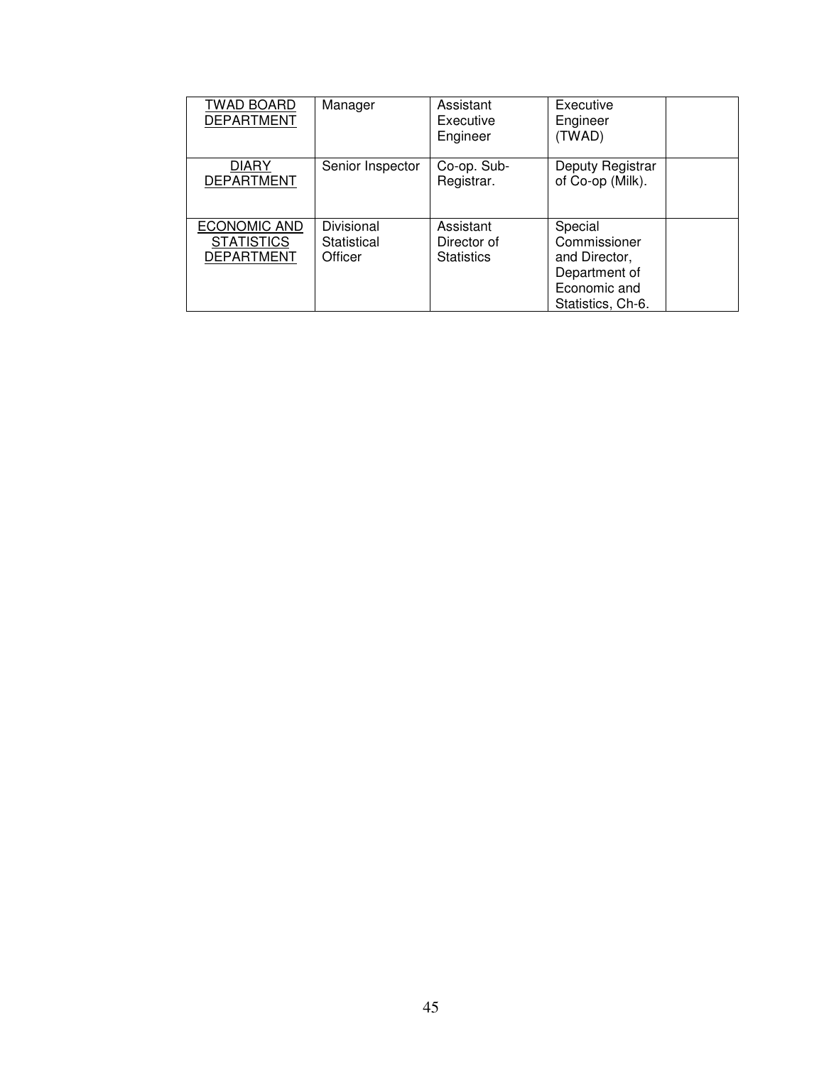| | | | | |
|---|---|---|---|---|
| TWAD BOARD DEPARTMENT | Manager | Assistant Executive Engineer | Executive Engineer (TWAD) | |
| DIARY DEPARTMENT | Senior Inspector | Co-op. Sub-Registrar. | Deputy Registrar of Co-op (Milk). | |
| ECONOMIC AND STATISTICS DEPARTMENT | Divisional Statistical Officer | Assistant Director of Statistics | Special Commissioner and Director, Department of Economic and Statistics, Ch-6. | |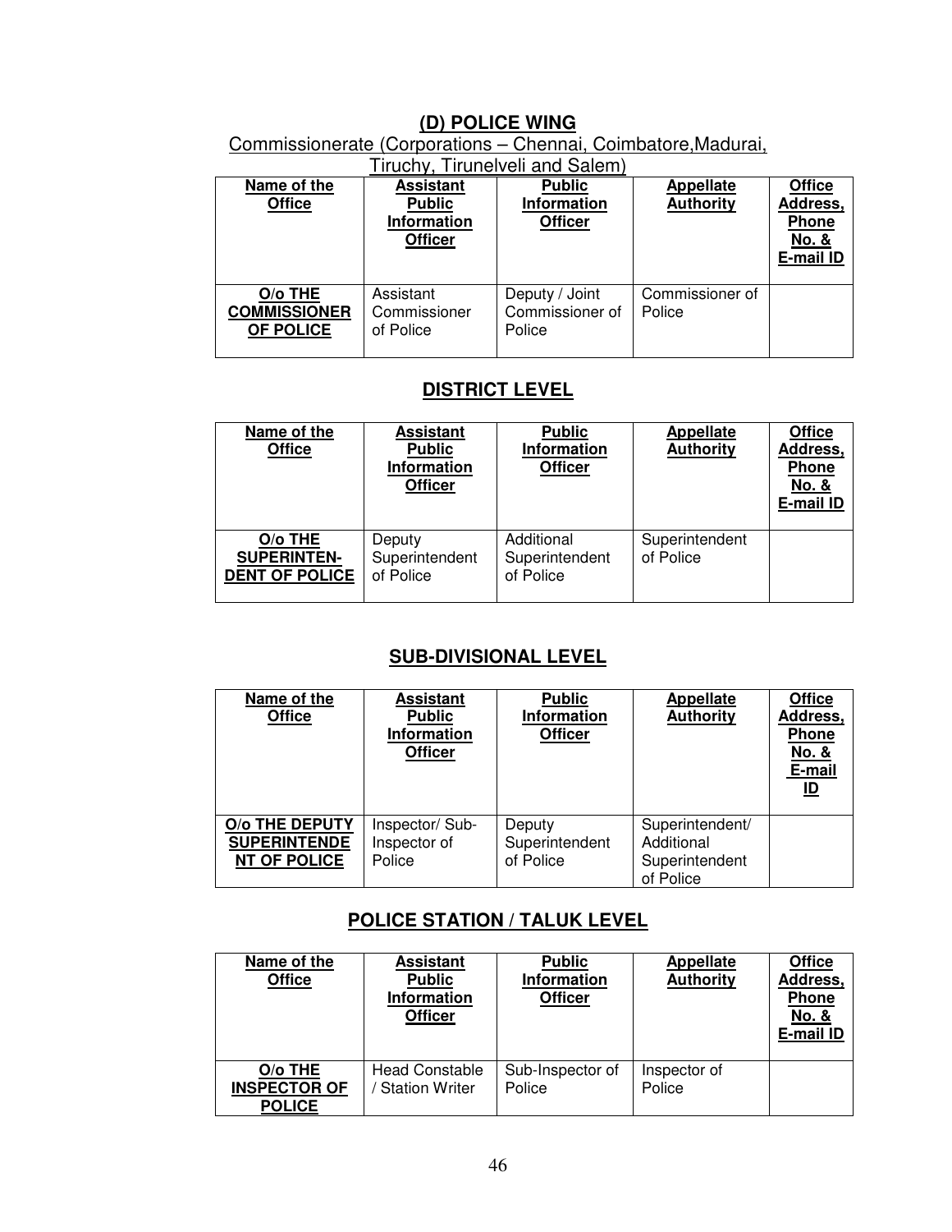## (D) POLICE WING

Commissionerate (Corporations – Chennai, Coimbatore,Madurai, Tiruchy, Tirunelveli and Salem)

| Name of the Office | Assistant Public Information Officer | Public Information Officer | Appellate Authority | Office Address, Phone No. & E-mail ID |
|---|---|---|---|---|
| **O/o THE COMMISSIONER OF POLICE** | Assistant Commissioner of Police | Deputy / Joint Commissioner of Police | Commissioner of Police | |

## DISTRICT LEVEL

| Name of the Office | Assistant Public Information Officer | Public Information Officer | Appellate Authority | Office Address, Phone No. & E-mail ID |
|---|---|---|---|---|
| **O/o THE SUPERINTEN-DENT OF POLICE** | Deputy Superintendent of Police | Additional Superintendent of Police | Superintendent of Police | |

## SUB-DIVISIONAL LEVEL

| Name of the Office | Assistant Public Information Officer | Public Information Officer | Appellate Authority | Office Address, Phone No. & E-mail ID |
|---|---|---|---|---|
| **O/o THE DEPUTY SUPERINTENDENT OF POLICE** | Inspector/ Sub-Inspector of Police | Deputy Superintendent of Police | Superintendent/ Additional Superintendent of Police | |

## POLICE STATION / TALUK LEVEL

| Name of the Office | Assistant Public Information Officer | Public Information Officer | Appellate Authority | Office Address, Phone No. & E-mail ID |
|---|---|---|---|---|
| **O/o THE INSPECTOR OF POLICE** | Head Constable / Station Writer | Sub-Inspector of Police | Inspector of Police | |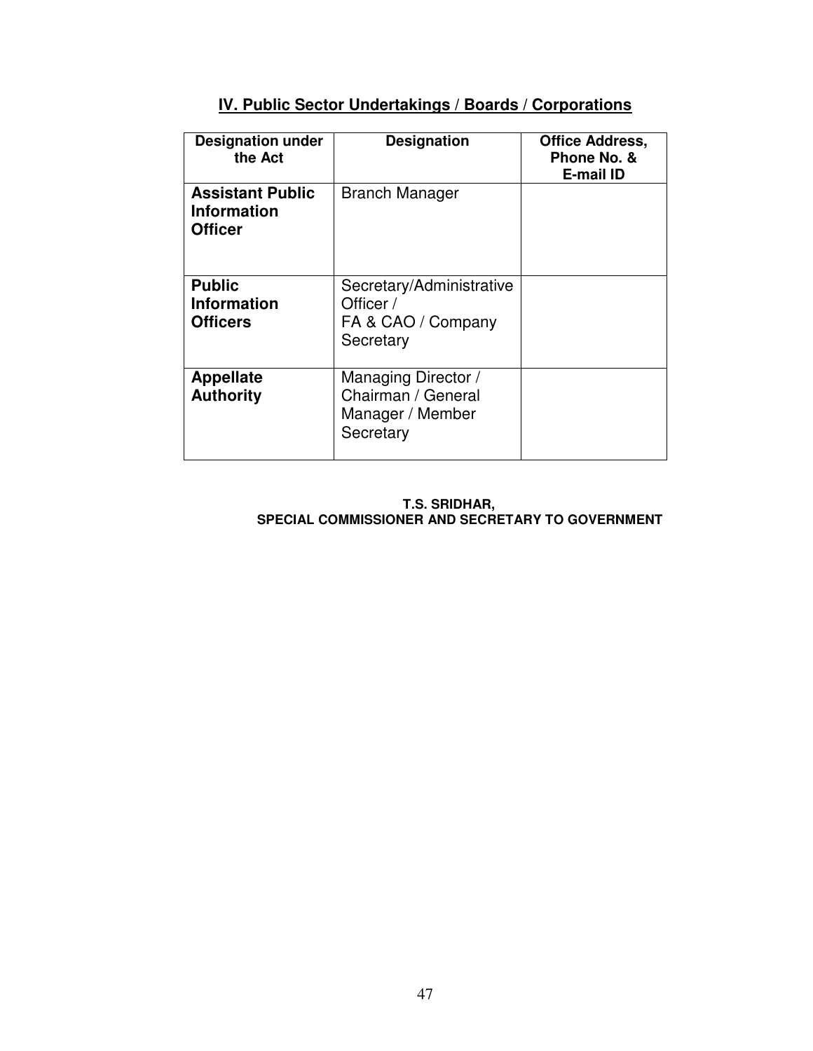## IV. Public Sector Undertakings / Boards / Corporations

| Designation under the Act | Designation | Office Address, Phone No. & E-mail ID |
|---|---|---|
| **Assistant Public Information Officer** | Branch Manager | |
| **Public Information Officers** | Secretary/Administrative Officer / FA & CAO / Company Secretary | |
| **Appellate Authority** | Managing Director / Chairman / General Manager / Member Secretary | |

**T.S. SRIDHAR,**
**SPECIAL COMMISSIONER AND SECRETARY TO GOVERNMENT**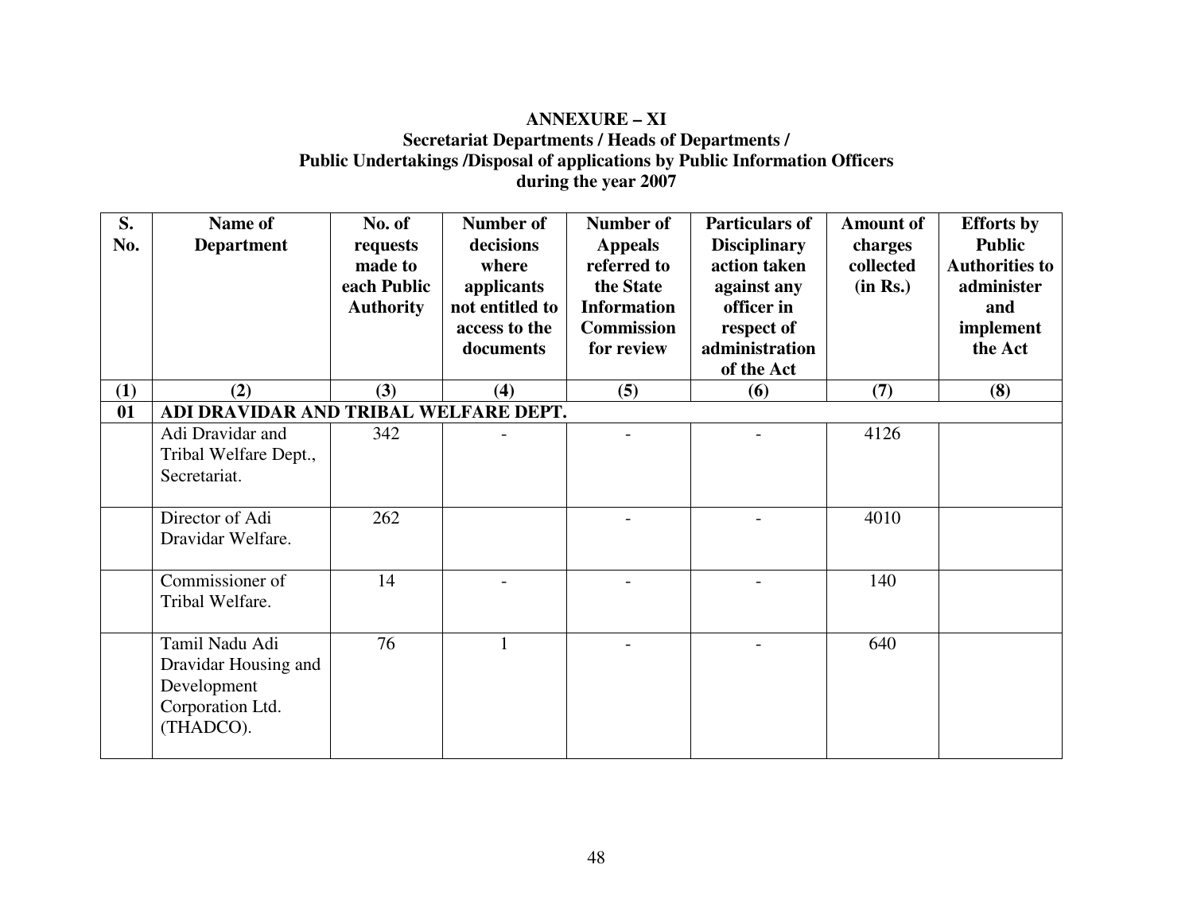**ANNEXURE – XI**
**Secretariat Departments / Heads of Departments / Public Undertakings /Disposal of applications by Public Information Officers during the year 2007**

| S. No. | Name of Department | No. of requests made to each Public Authority | Number of decisions where applicants not entitled to access to the documents | Number of Appeals referred to the State Information Commission for review | Particulars of Disciplinary action taken against any officer in respect of administration of the Act | Amount of charges collected (in Rs.) | Efforts by Public Authorities to administer and implement the Act |
|---|---|---|---|---|---|---|---|
| (1) | (2) | (3) | (4) | (5) | (6) | (7) | (8) |
| 01 | **ADI DRAVIDAR AND TRIBAL WELFARE DEPT.** | | | | | | |
| | Adi Dravidar and Tribal Welfare Dept., Secretariat. | 342 | - | - | - | 4126 | |
| | Director of Adi Dravidar Welfare. | 262 | | - | - | 4010 | |
| | Commissioner of Tribal Welfare. | 14 | - | - | - | 140 | |
| | Tamil Nadu Adi Dravidar Housing and Development Corporation Ltd. (THADCO). | 76 | 1 | - | - | 640 | |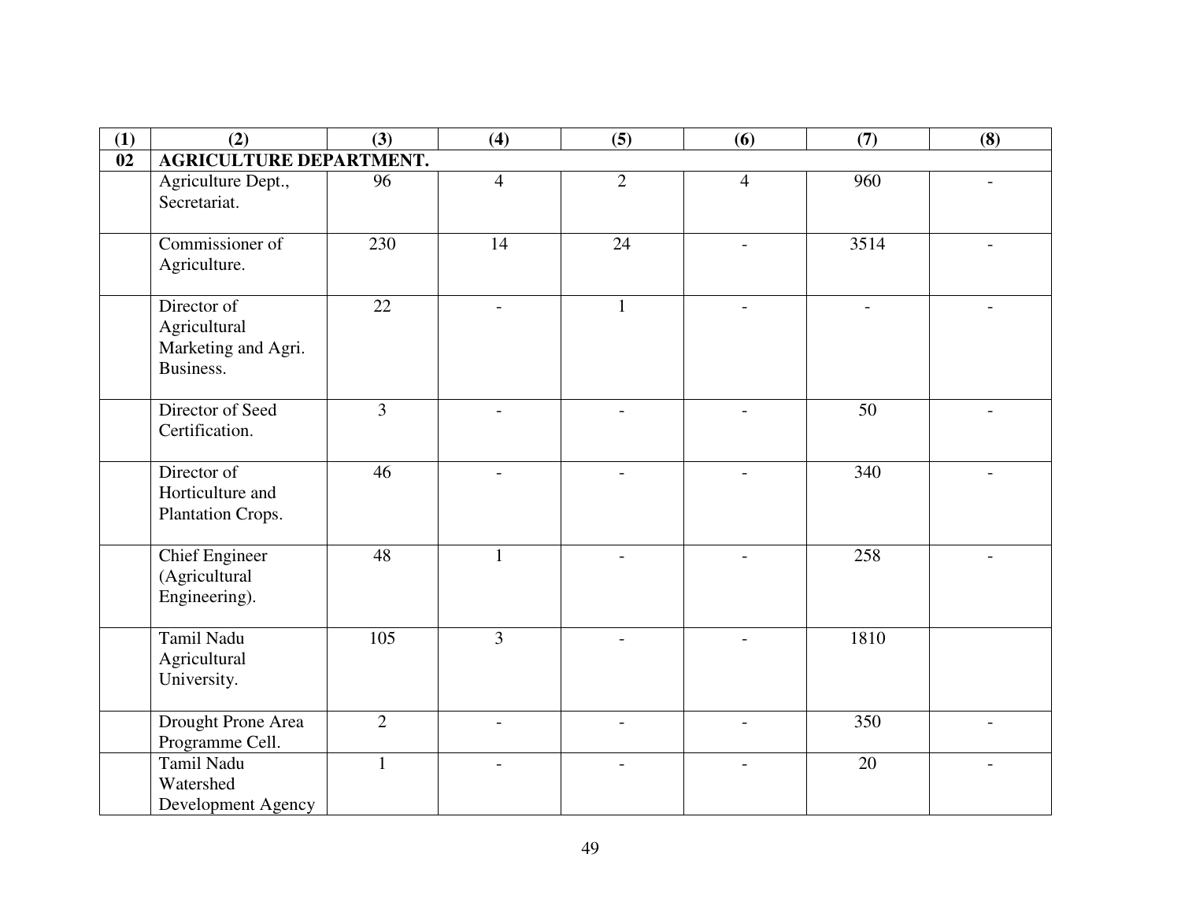| (1) | (2) | (3) | (4) | (5) | (6) | (7) | (8) |
|---|---|---|---|---|---|---|---|
| **02** | **AGRICULTURE DEPARTMENT.** | | | | | | |
| | Agriculture Dept., Secretariat. | 96 | 4 | 2 | 4 | 960 | - |
| | Commissioner of Agriculture. | 230 | 14 | 24 | - | 3514 | - |
| | Director of Agricultural Marketing and Agri. Business. | 22 | - | 1 | - | - | - |
| | Director of Seed Certification. | 3 | - | - | - | 50 | - |
| | Director of Horticulture and Plantation Crops. | 46 | - | - | - | 340 | - |
| | Chief Engineer (Agricultural Engineering). | 48 | 1 | - | - | 258 | - |
| | Tamil Nadu Agricultural University. | 105 | 3 | - | - | 1810 | |
| | Drought Prone Area Programme Cell. | 2 | - | - | - | 350 | - |
| | Tamil Nadu Watershed Development Agency | 1 | - | - | - | 20 | - |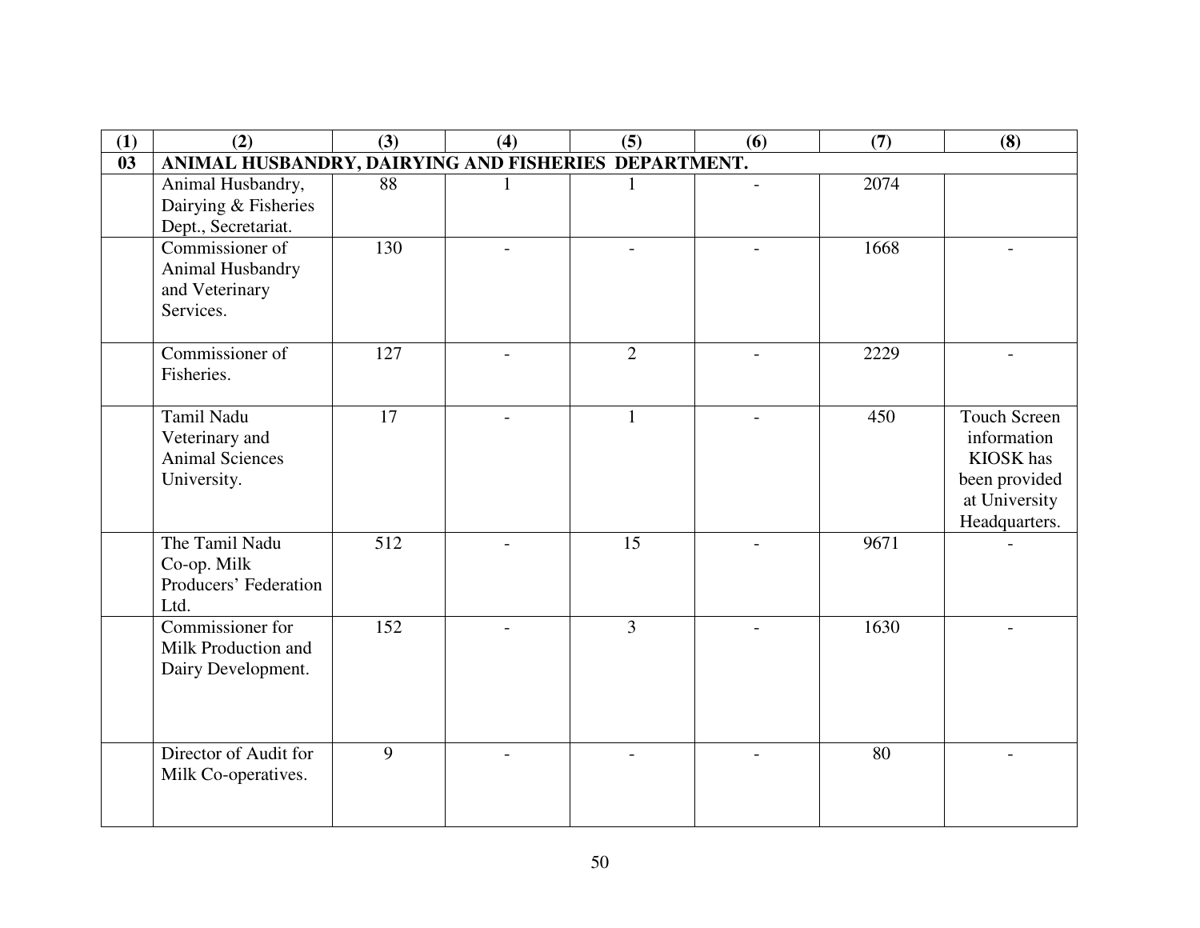| (1) | (2) | (3) | (4) | (5) | (6) | (7) | (8) |
|---|---|---|---|---|---|---|---|
| **03** | **ANIMAL HUSBANDRY, DAIRYING AND FISHERIES DEPARTMENT.** | | | | | | |
| | Animal Husbandry, Dairying & Fisheries Dept., Secretariat. | 88 | 1 | 1 | - | 2074 | |
| | Commissioner of Animal Husbandry and Veterinary Services. | 130 | - | - | - | 1668 | - |
| | Commissioner of Fisheries. | 127 | - | 2 | - | 2229 | - |
| | Tamil Nadu Veterinary and Animal Sciences University. | 17 | - | 1 | - | 450 | Touch Screen information KIOSK has been provided at University Headquarters. |
| | The Tamil Nadu Co-op. Milk Producers' Federation Ltd. | 512 | - | 15 | - | 9671 | - |
| | Commissioner for Milk Production and Dairy Development. | 152 | - | 3 | - | 1630 | - |
| | Director of Audit for Milk Co-operatives. | 9 | - | - | - | 80 | - |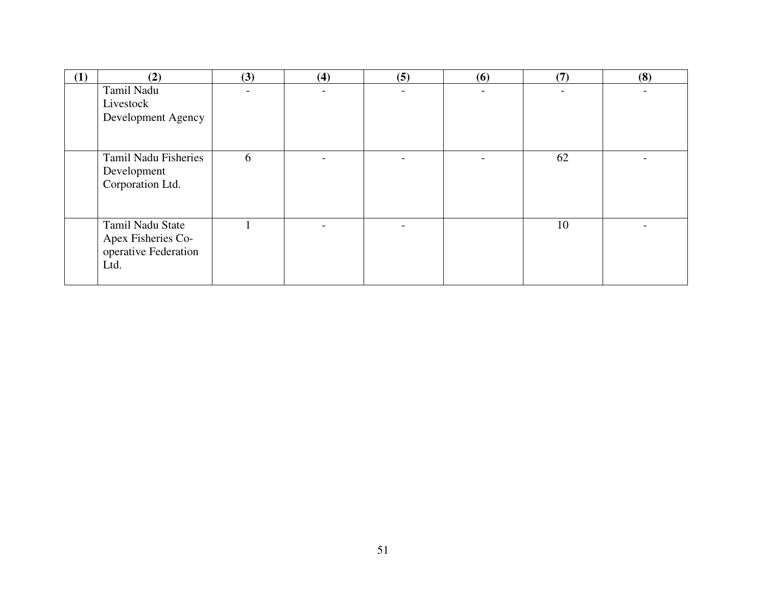| (1) | (2) | (3) | (4) | (5) | (6) | (7) | (8) |
|---|---|---|---|---|---|---|---|
| | Tamil Nadu Livestock Development Agency | - | - | - | - | - | - |
| | Tamil Nadu Fisheries Development Corporation Ltd. | 6 | - | - | - | 62 | - |
| | Tamil Nadu State Apex Fisheries Co-operative Federation Ltd. | 1 | - | - | | 10 | - |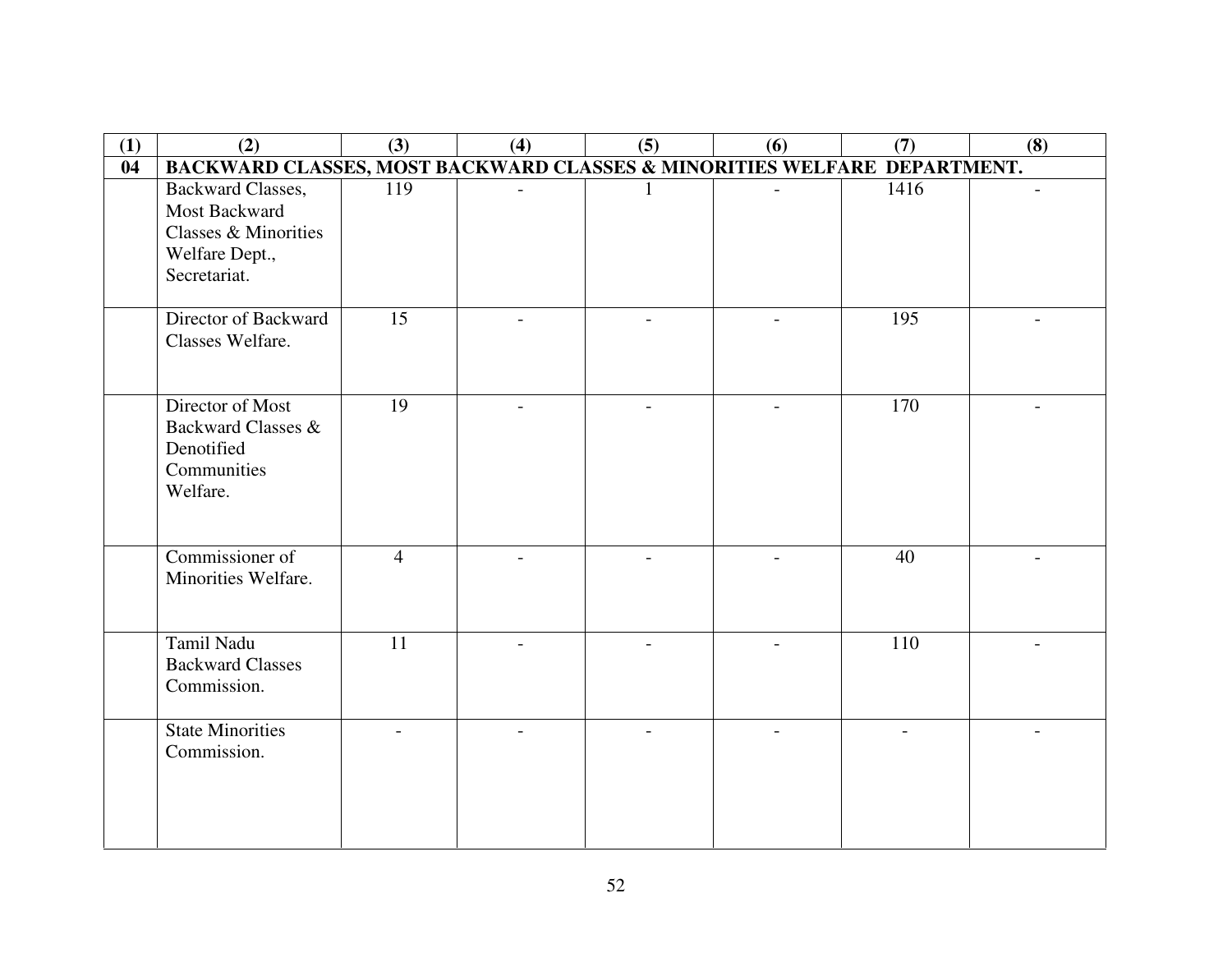| (1) | (2) | (3) | (4) | (5) | (6) | (7) | (8) |
|---|---|---|---|---|---|---|---|
| **04** | **BACKWARD CLASSES, MOST BACKWARD CLASSES & MINORITIES WELFARE DEPARTMENT.** | | | | | | |
| | Backward Classes, Most Backward Classes & Minorities Welfare Dept., Secretariat. | 119 | - | 1 | - | 1416 | - |
| | Director of Backward Classes Welfare. | 15 | - | - | - | 195 | - |
| | Director of Most Backward Classes & Denotified Communities Welfare. | 19 | - | - | - | 170 | - |
| | Commissioner of Minorities Welfare. | 4 | - | - | - | 40 | - |
| | Tamil Nadu Backward Classes Commission. | 11 | - | - | - | 110 | - |
| | State Minorities Commission. | - | - | - | - | - | - |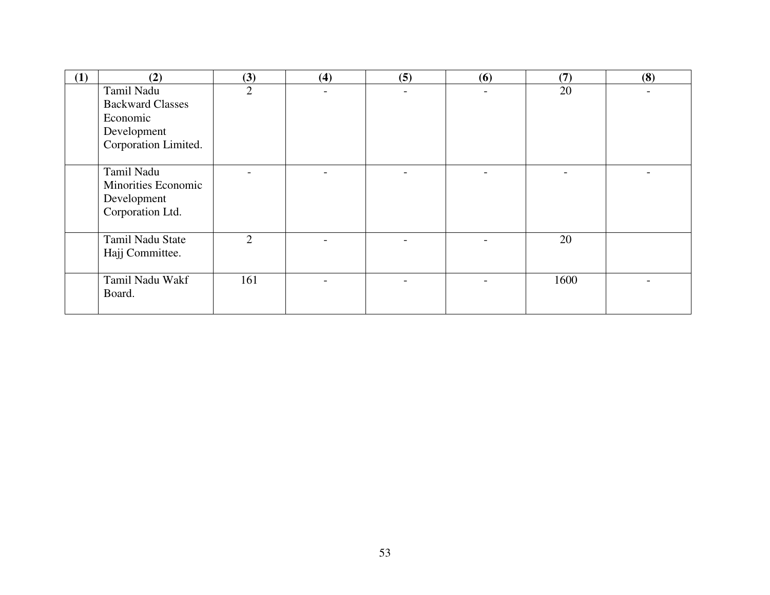| (1) | (2) | (3) | (4) | (5) | (6) | (7) | (8) |
|---|---|---|---|---|---|---|---|
| | Tamil Nadu Backward Classes Economic Development Corporation Limited. | 2 | - | - | - | 20 | - |
| | Tamil Nadu Minorities Economic Development Corporation Ltd. | - | - | - | - | - | - |
| | Tamil Nadu State Hajj Committee. | 2 | - | - | - | 20 | |
| | Tamil Nadu Wakf Board. | 161 | - | - | - | 1600 | - |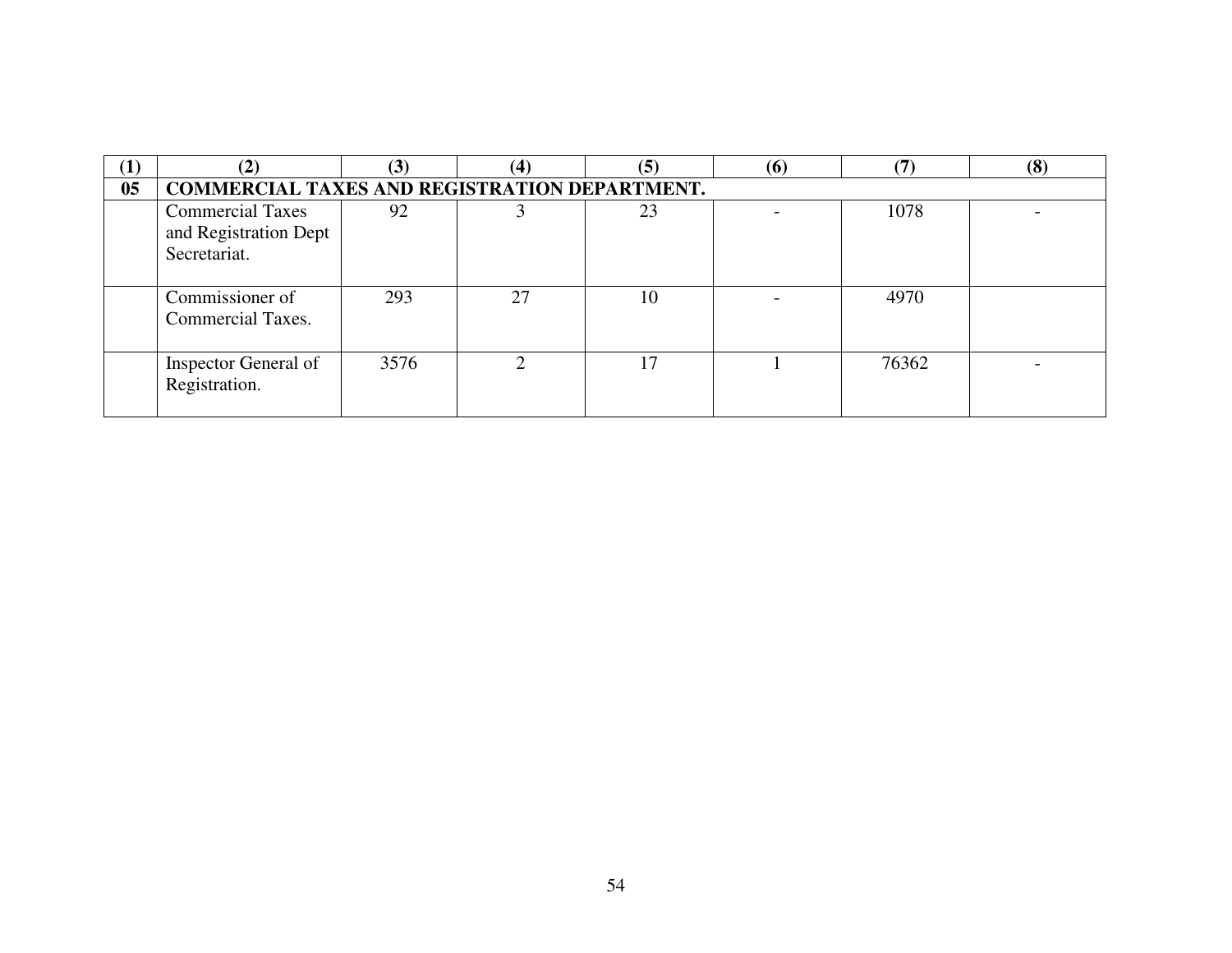| (1) | (2) | (3) | (4) | (5) | (6) | (7) | (8) |
|---|---|---|---|---|---|---|---|
| **05** | **COMMERCIAL TAXES AND REGISTRATION DEPARTMENT.** | | | | | | |
| | Commercial Taxes and Registration Dept Secretariat. | 92 | 3 | 23 | - | 1078 | - |
| | Commissioner of Commercial Taxes. | 293 | 27 | 10 | - | 4970 | |
| | Inspector General of Registration. | 3576 | 2 | 17 | 1 | 76362 | - |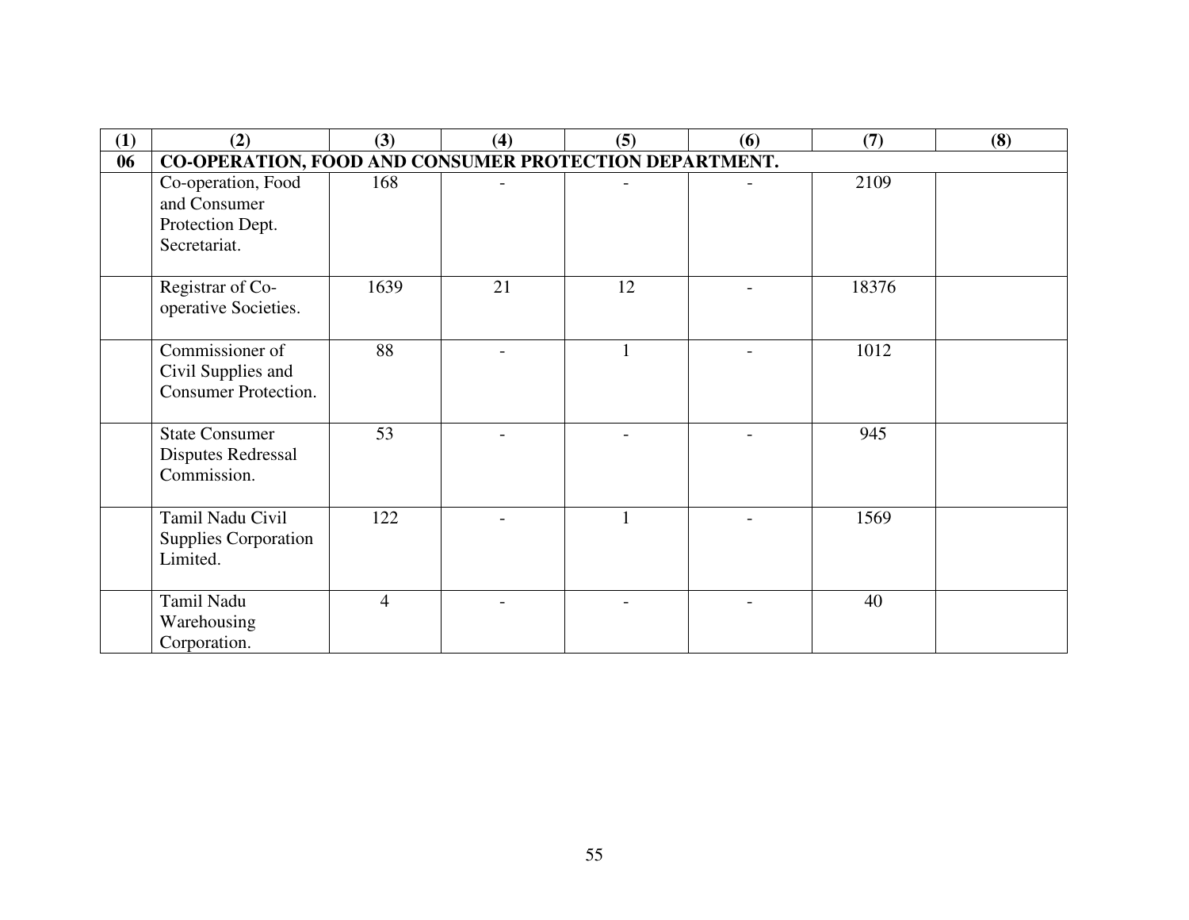| (1) | (2) | (3) | (4) | (5) | (6) | (7) | (8) |
|---|---|---|---|---|---|---|---|
| **06** | **CO-OPERATION, FOOD AND CONSUMER PROTECTION DEPARTMENT.** | | | | | | |
| | Co-operation, Food and Consumer Protection Dept. Secretariat. | 168 | - | - | - | 2109 | |
| | Registrar of Co-operative Societies. | 1639 | 21 | 12 | - | 18376 | |
| | Commissioner of Civil Supplies and Consumer Protection. | 88 | - | 1 | - | 1012 | |
| | State Consumer Disputes Redressal Commission. | 53 | - | - | - | 945 | |
| | Tamil Nadu Civil Supplies Corporation Limited. | 122 | - | 1 | - | 1569 | |
| | Tamil Nadu Warehousing Corporation. | 4 | - | - | - | 40 | |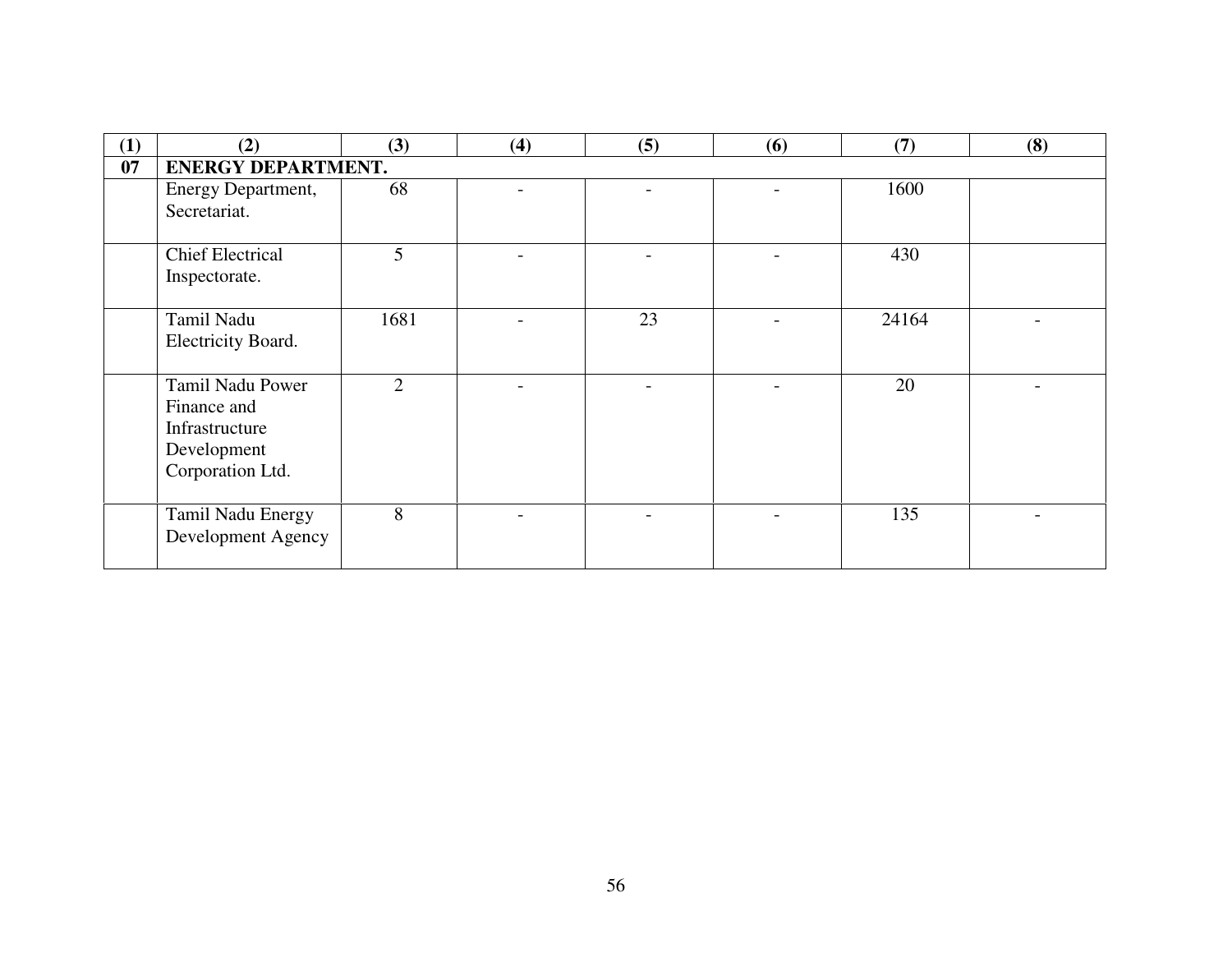| (1) | (2) | (3) | (4) | (5) | (6) | (7) | (8) |
|---|---|---|---|---|---|---|---|
| **07** | **ENERGY DEPARTMENT.** | | | | | | |
| | Energy Department, Secretariat. | 68 | - | - | - | 1600 | |
| | Chief Electrical Inspectorate. | 5 | - | - | - | 430 | |
| | Tamil Nadu Electricity Board. | 1681 | - | 23 | - | 24164 | - |
| | Tamil Nadu Power Finance and Infrastructure Development Corporation Ltd. | 2 | - | - | - | 20 | - |
| | Tamil Nadu Energy Development Agency | 8 | - | - | - | 135 | - |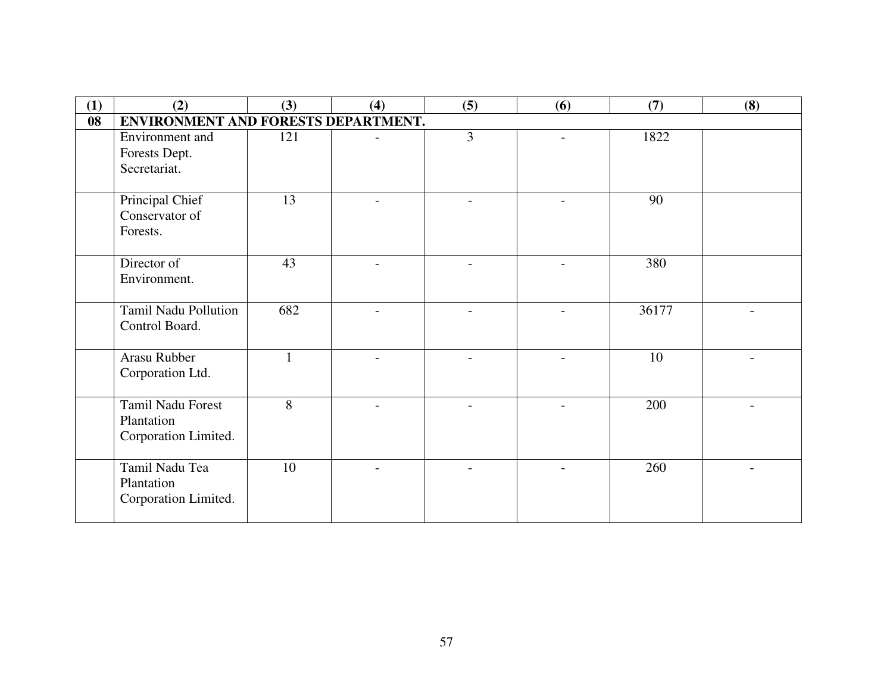| (1) | (2) | (3) | (4) | (5) | (6) | (7) | (8) |
|---|---|---|---|---|---|---|---|
| **08** | **ENVIRONMENT AND FORESTS DEPARTMENT.** | | | | | | |
| | Environment and Forests Dept. Secretariat. | 121 | - | 3 | - | 1822 | |
| | Principal Chief Conservator of Forests. | 13 | - | - | - | 90 | |
| | Director of Environment. | 43 | - | - | - | 380 | |
| | Tamil Nadu Pollution Control Board. | 682 | - | - | - | 36177 | - |
| | Arasu Rubber Corporation Ltd. | 1 | - | - | - | 10 | - |
| | Tamil Nadu Forest Plantation Corporation Limited. | 8 | - | - | - | 200 | - |
| | Tamil Nadu Tea Plantation Corporation Limited. | 10 | - | - | - | 260 | - |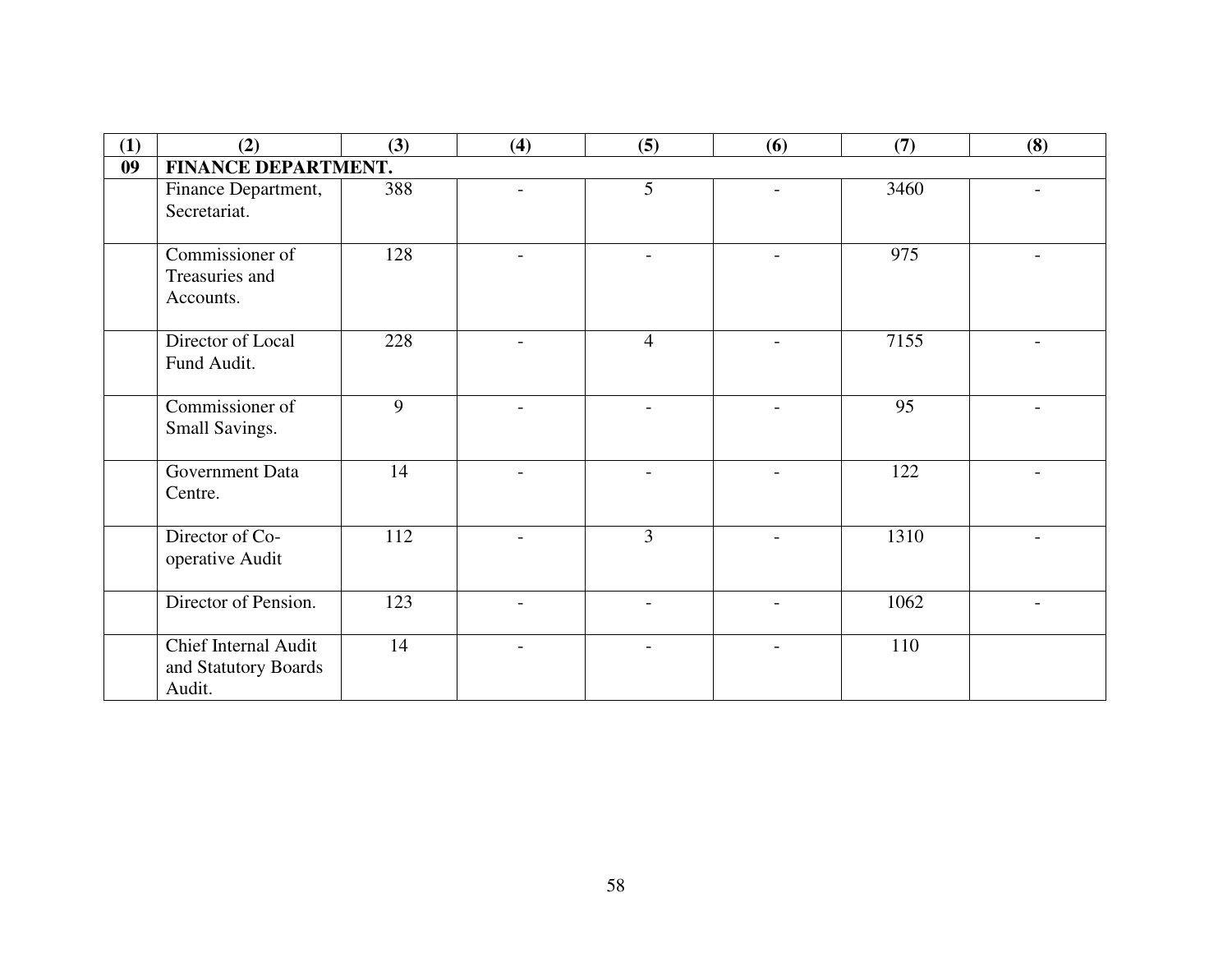| (1) | (2) | (3) | (4) | (5) | (6) | (7) | (8) |
|---|---|---|---|---|---|---|---|
| **09** | **FINANCE DEPARTMENT.** | | | | | | |
| | Finance Department, Secretariat. | 388 | - | 5 | - | 3460 | - |
| | Commissioner of Treasuries and Accounts. | 128 | - | - | - | 975 | - |
| | Director of Local Fund Audit. | 228 | - | 4 | - | 7155 | - |
| | Commissioner of Small Savings. | 9 | - | - | - | 95 | - |
| | Government Data Centre. | 14 | - | - | - | 122 | - |
| | Director of Co-operative Audit | 112 | - | 3 | - | 1310 | - |
| | Director of Pension. | 123 | - | - | - | 1062 | - |
| | Chief Internal Audit and Statutory Boards Audit. | 14 | - | - | - | 110 | |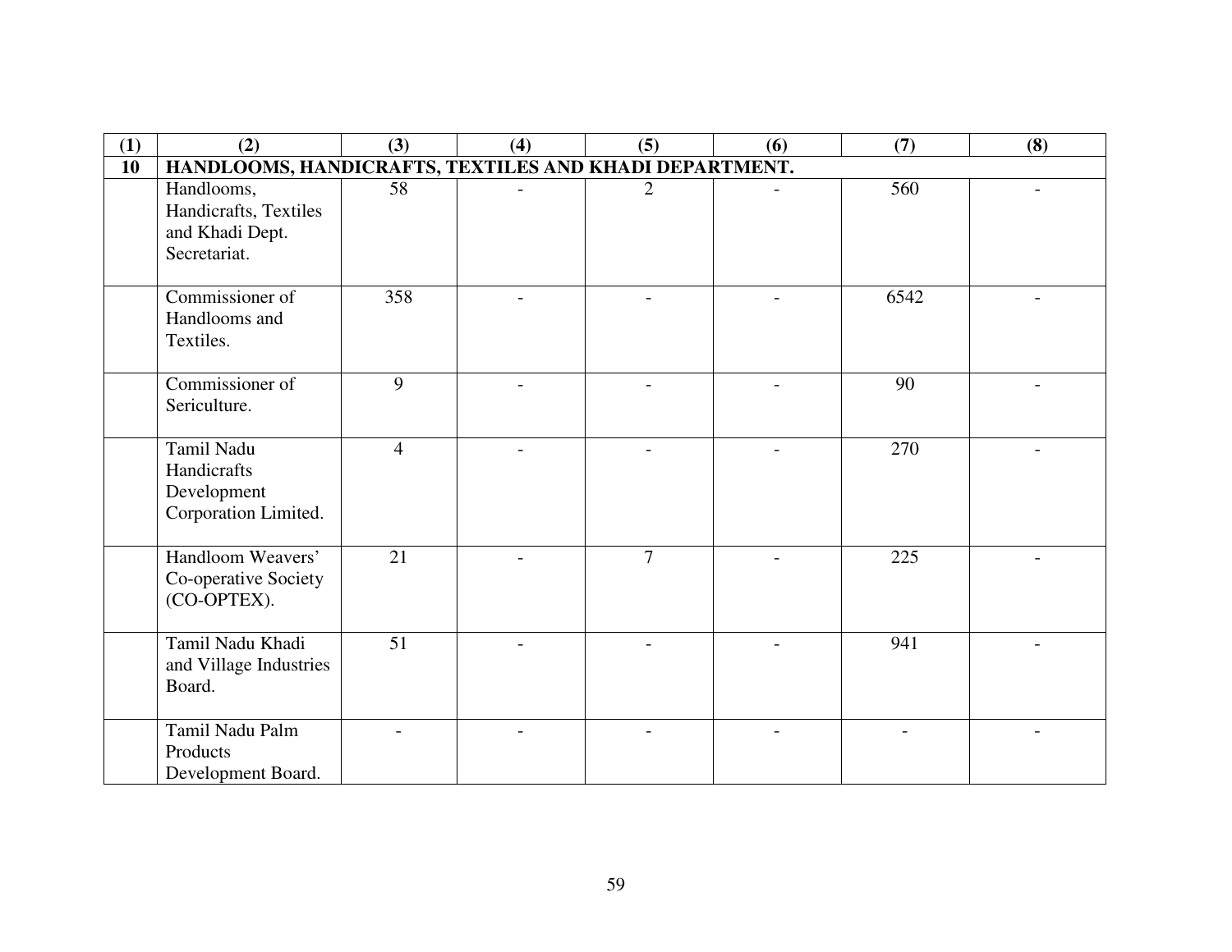| (1) | (2) | (3) | (4) | (5) | (6) | (7) | (8) |
|---|---|---|---|---|---|---|---|
| **10** | **HANDLOOMS, HANDICRAFTS, TEXTILES AND KHADI DEPARTMENT.** | | | | | | |
| | Handlooms, Handicrafts, Textiles and Khadi Dept. Secretariat. | 58 | - | 2 | - | 560 | - |
| | Commissioner of Handlooms and Textiles. | 358 | - | - | - | 6542 | - |
| | Commissioner of Sericulture. | 9 | - | - | - | 90 | - |
| | Tamil Nadu Handicrafts Development Corporation Limited. | 4 | - | - | - | 270 | - |
| | Handloom Weavers' Co-operative Society (CO-OPTEX). | 21 | - | 7 | - | 225 | - |
| | Tamil Nadu Khadi and Village Industries Board. | 51 | - | - | - | 941 | - |
| | Tamil Nadu Palm Products Development Board. | - | - | - | - | - | - |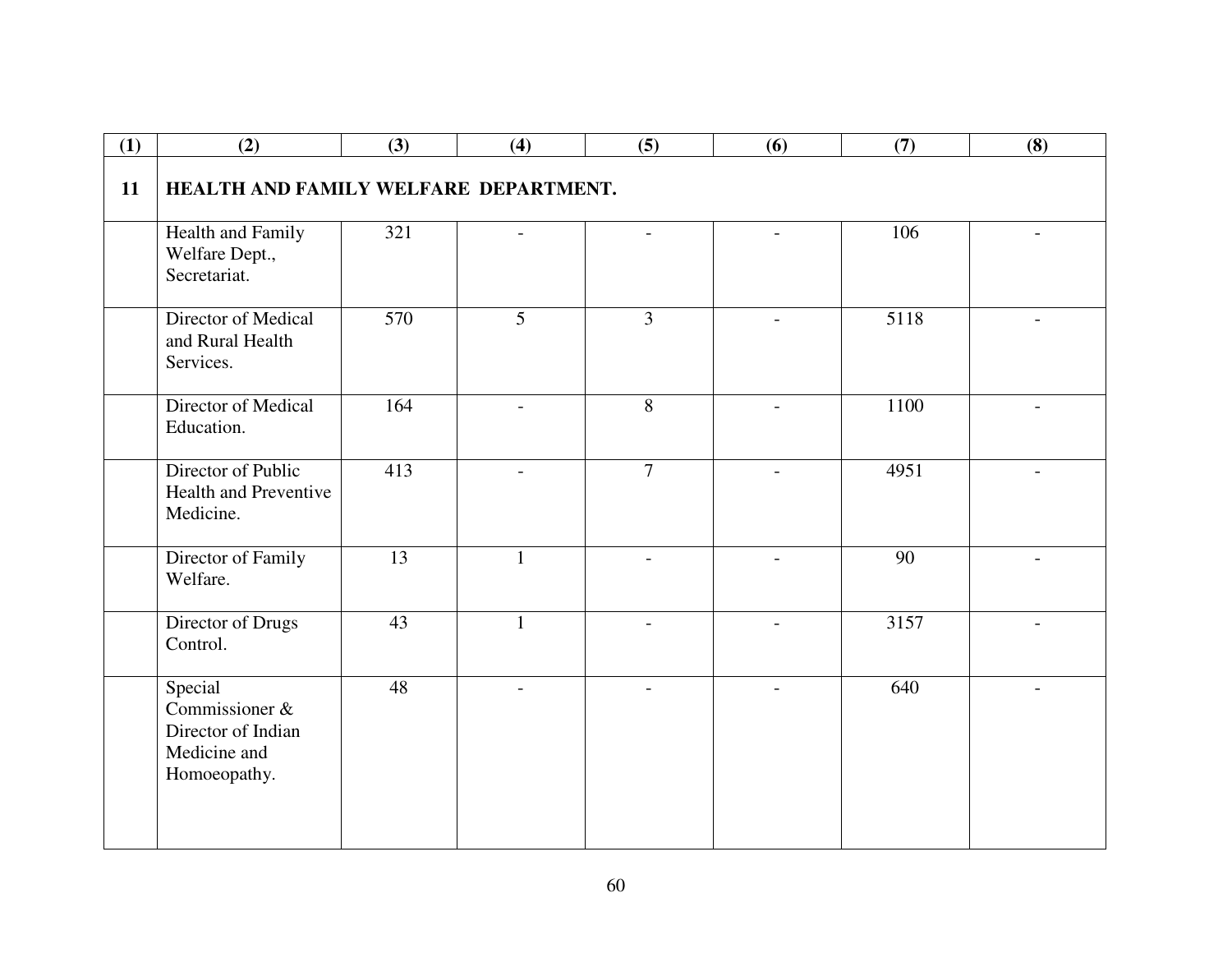| (1) | (2) | (3) | (4) | (5) | (6) | (7) | (8) |
|---|---|---|---|---|---|---|---|
| 11 | **HEALTH AND FAMILY WELFARE DEPARTMENT.** | | | | | | |
| | Health and Family Welfare Dept., Secretariat. | 321 | - | - | - | 106 | - |
| | Director of Medical and Rural Health Services. | 570 | 5 | 3 | - | 5118 | - |
| | Director of Medical Education. | 164 | - | 8 | - | 1100 | - |
| | Director of Public Health and Preventive Medicine. | 413 | - | 7 | - | 4951 | - |
| | Director of Family Welfare. | 13 | 1 | - | - | 90 | - |
| | Director of Drugs Control. | 43 | 1 | - | - | 3157 | - |
| | Special Commissioner & Director of Indian Medicine and Homoeopathy. | 48 | - | - | - | 640 | - |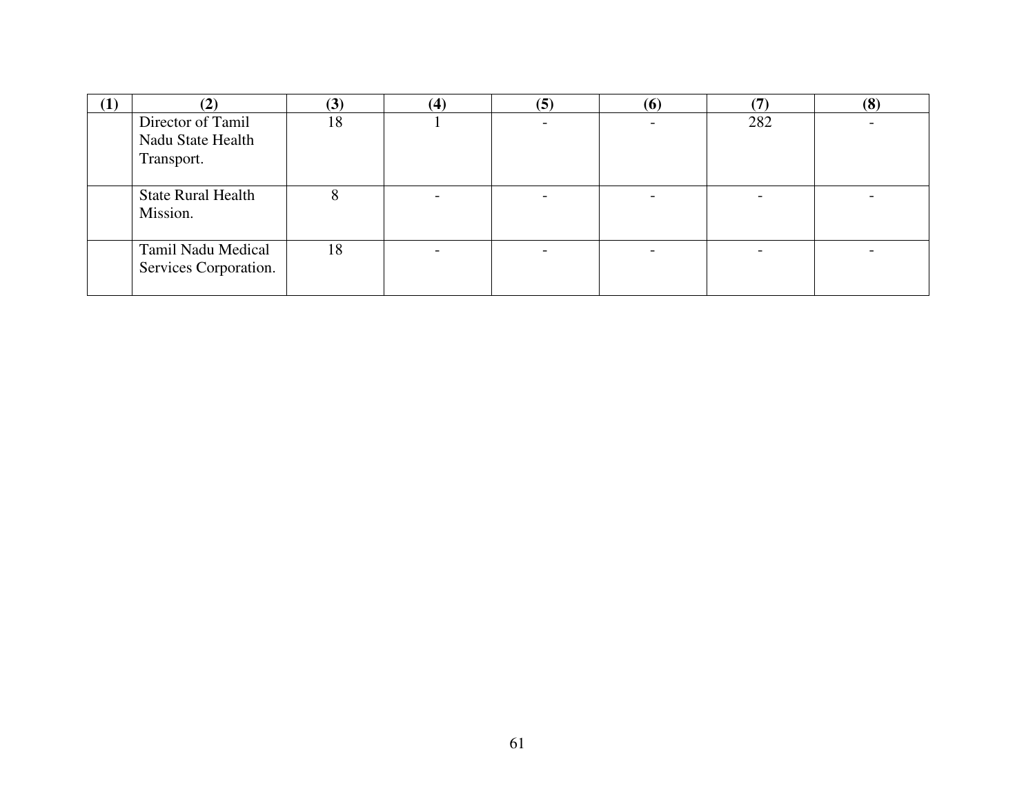| (1) | (2) | (3) | (4) | (5) | (6) | (7) | (8) |
|---|---|---|---|---|---|---|---|
| | Director of Tamil Nadu State Health Transport. | 18 | 1 | - | - | 282 | - |
| | State Rural Health Mission. | 8 | - | - | - | - | - |
| | Tamil Nadu Medical Services Corporation. | 18 | - | - | - | - | - |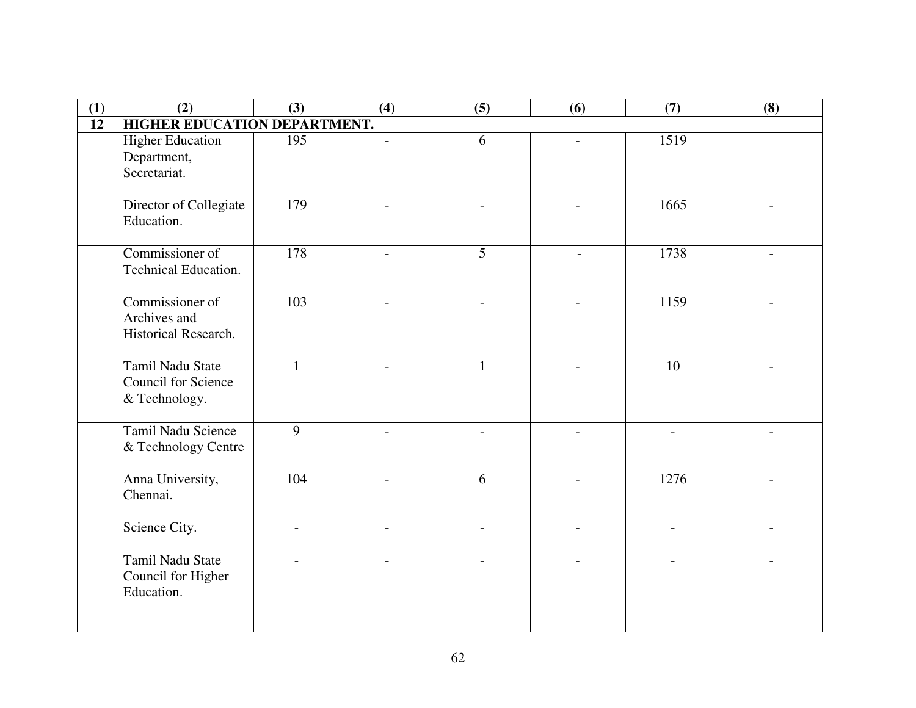| (1) | (2) | (3) | (4) | (5) | (6) | (7) | (8) |
|---|---|---|---|---|---|---|---|
| **12** | **HIGHER EDUCATION DEPARTMENT.** | | | | | | |
| | Higher Education Department, Secretariat. | 195 | - | 6 | - | 1519 | |
| | Director of Collegiate Education. | 179 | - | - | - | 1665 | - |
| | Commissioner of Technical Education. | 178 | - | 5 | - | 1738 | - |
| | Commissioner of Archives and Historical Research. | 103 | - | - | - | 1159 | - |
| | Tamil Nadu State Council for Science & Technology. | 1 | - | 1 | - | 10 | - |
| | Tamil Nadu Science & Technology Centre | 9 | - | - | - | - | - |
| | Anna University, Chennai. | 104 | - | 6 | - | 1276 | - |
| | Science City. | - | - | - | - | - | - |
| | Tamil Nadu State Council for Higher Education. | - | - | - | - | - | - |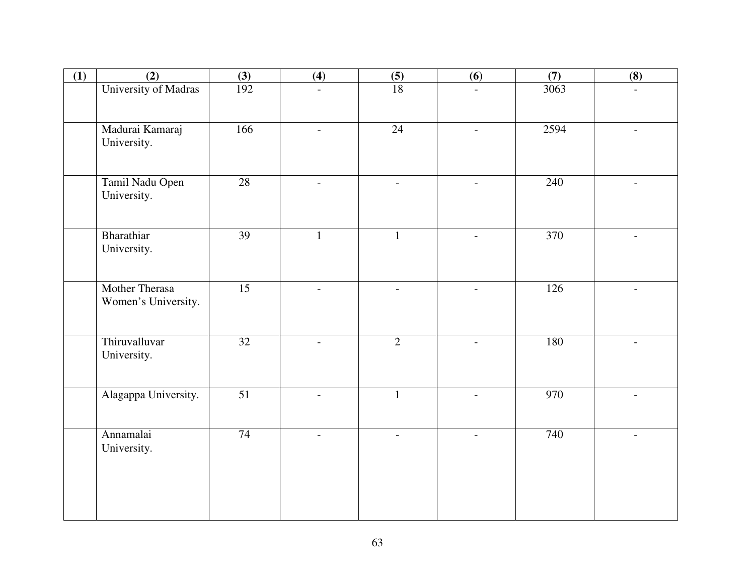| (1) | (2) | (3) | (4) | (5) | (6) | (7) | (8) |
|---|---|---|---|---|---|---|---|
| | University of Madras | 192 | - | 18 | - | 3063 | - |
| | Madurai Kamaraj University. | 166 | - | 24 | - | 2594 | - |
| | Tamil Nadu Open University. | 28 | - | - | - | 240 | - |
| | Bharathiar University. | 39 | 1 | 1 | - | 370 | - |
| | Mother Therasa Women's University. | 15 | - | - | - | 126 | - |
| | Thiruvalluvar University. | 32 | - | 2 | - | 180 | - |
| | Alagappa University. | 51 | - | 1 | - | 970 | - |
| | Annamalai University. | 74 | - | - | - | 740 | - |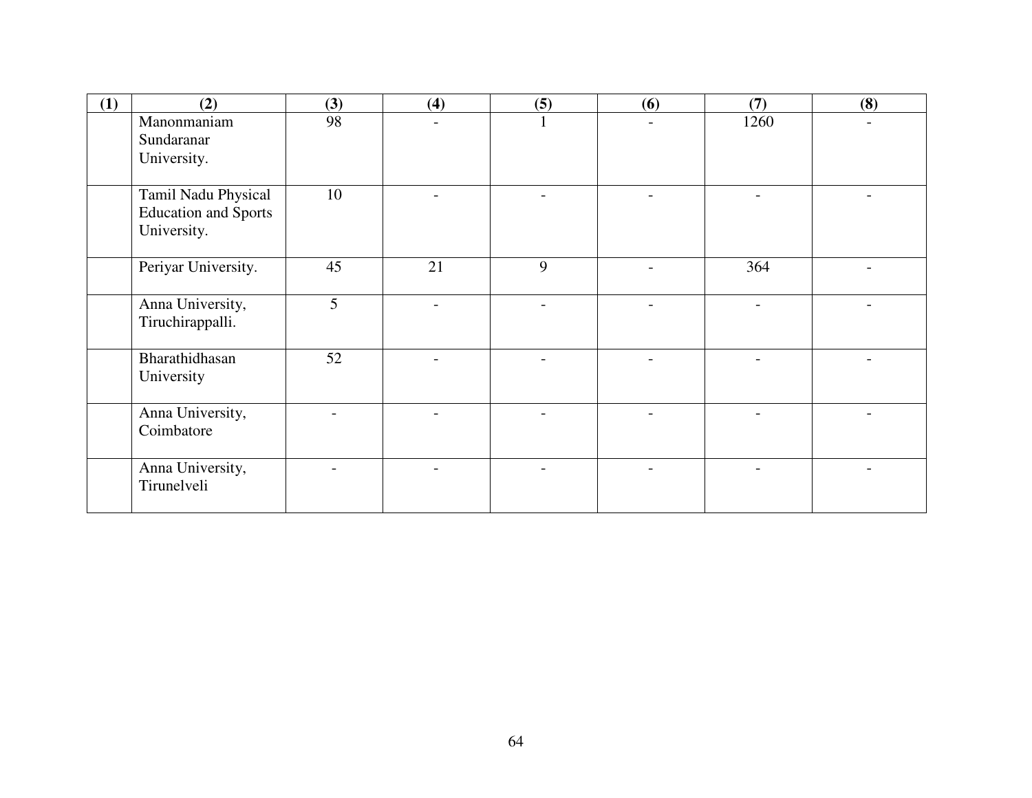| (1) | (2) | (3) | (4) | (5) | (6) | (7) | (8) |
|---|---|---|---|---|---|---|---|
| | Manonmaniam Sundaranar University. | 98 | - | 1 | - | 1260 | - |
| | Tamil Nadu Physical Education and Sports University. | 10 | - | - | - | - | - |
| | Periyar University. | 45 | 21 | 9 | - | 364 | - |
| | Anna University, Tiruchirappalli. | 5 | - | - | - | - | - |
| | Bharathidhasan University | 52 | - | - | - | - | - |
| | Anna University, Coimbatore | - | - | - | - | - | - |
| | Anna University, Tirunelveli | - | - | - | - | - | - |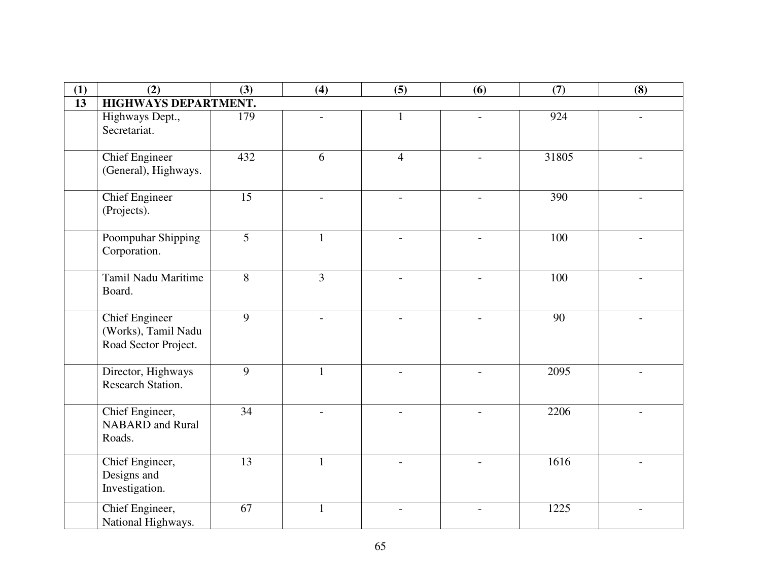| (1) | (2) | (3) | (4) | (5) | (6) | (7) | (8) |
|---|---|---|---|---|---|---|---|
| **13** | **HIGHWAYS DEPARTMENT.** | | | | | | |
| | Highways Dept., Secretariat. | 179 | - | 1 | - | 924 | - |
| | Chief Engineer (General), Highways. | 432 | 6 | 4 | - | 31805 | - |
| | Chief Engineer (Projects). | 15 | - | - | - | 390 | - |
| | Poompuhar Shipping Corporation. | 5 | 1 | - | - | 100 | - |
| | Tamil Nadu Maritime Board. | 8 | 3 | - | - | 100 | - |
| | Chief Engineer (Works), Tamil Nadu Road Sector Project. | 9 | - | - | - | 90 | - |
| | Director, Highways Research Station. | 9 | 1 | - | - | 2095 | - |
| | Chief Engineer, NABARD and Rural Roads. | 34 | - | - | - | 2206 | - |
| | Chief Engineer, Designs and Investigation. | 13 | 1 | - | - | 1616 | - |
| | Chief Engineer, National Highways. | 67 | 1 | - | - | 1225 | - |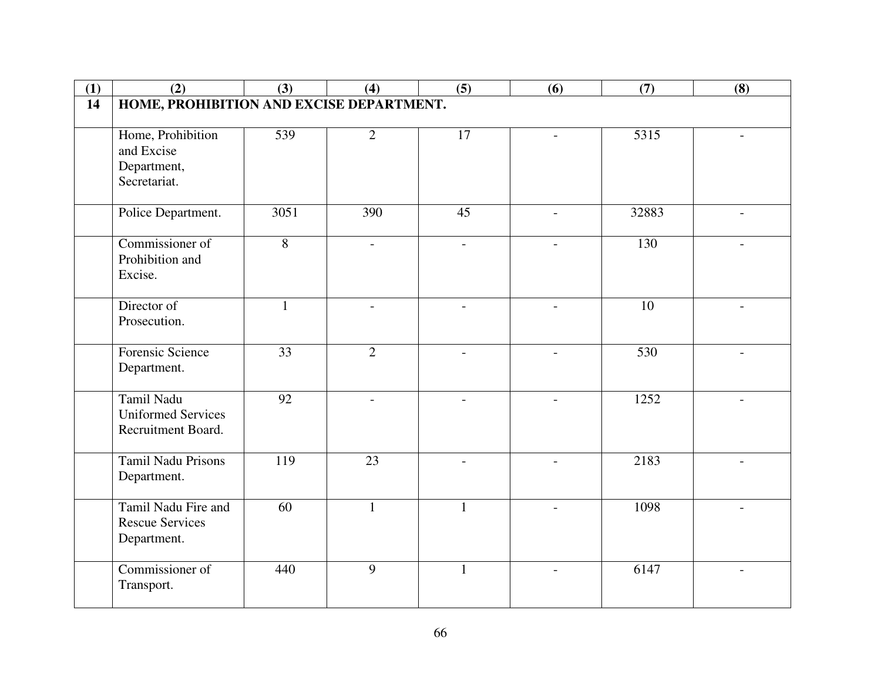| (1) | (2) | (3) | (4) | (5) | (6) | (7) | (8) |
|---|---|---|---|---|---|---|---|
| **14** | **HOME, PROHIBITION AND EXCISE DEPARTMENT.** | | | | | | |
| | Home, Prohibition and Excise Department, Secretariat. | 539 | 2 | 17 | - | 5315 | - |
| | Police Department. | 3051 | 390 | 45 | - | 32883 | - |
| | Commissioner of Prohibition and Excise. | 8 | - | - | - | 130 | - |
| | Director of Prosecution. | 1 | - | - | - | 10 | - |
| | Forensic Science Department. | 33 | 2 | - | - | 530 | - |
| | Tamil Nadu Uniformed Services Recruitment Board. | 92 | - | - | - | 1252 | - |
| | Tamil Nadu Prisons Department. | 119 | 23 | - | - | 2183 | - |
| | Tamil Nadu Fire and Rescue Services Department. | 60 | 1 | 1 | - | 1098 | - |
| | Commissioner of Transport. | 440 | 9 | 1 | - | 6147 | - |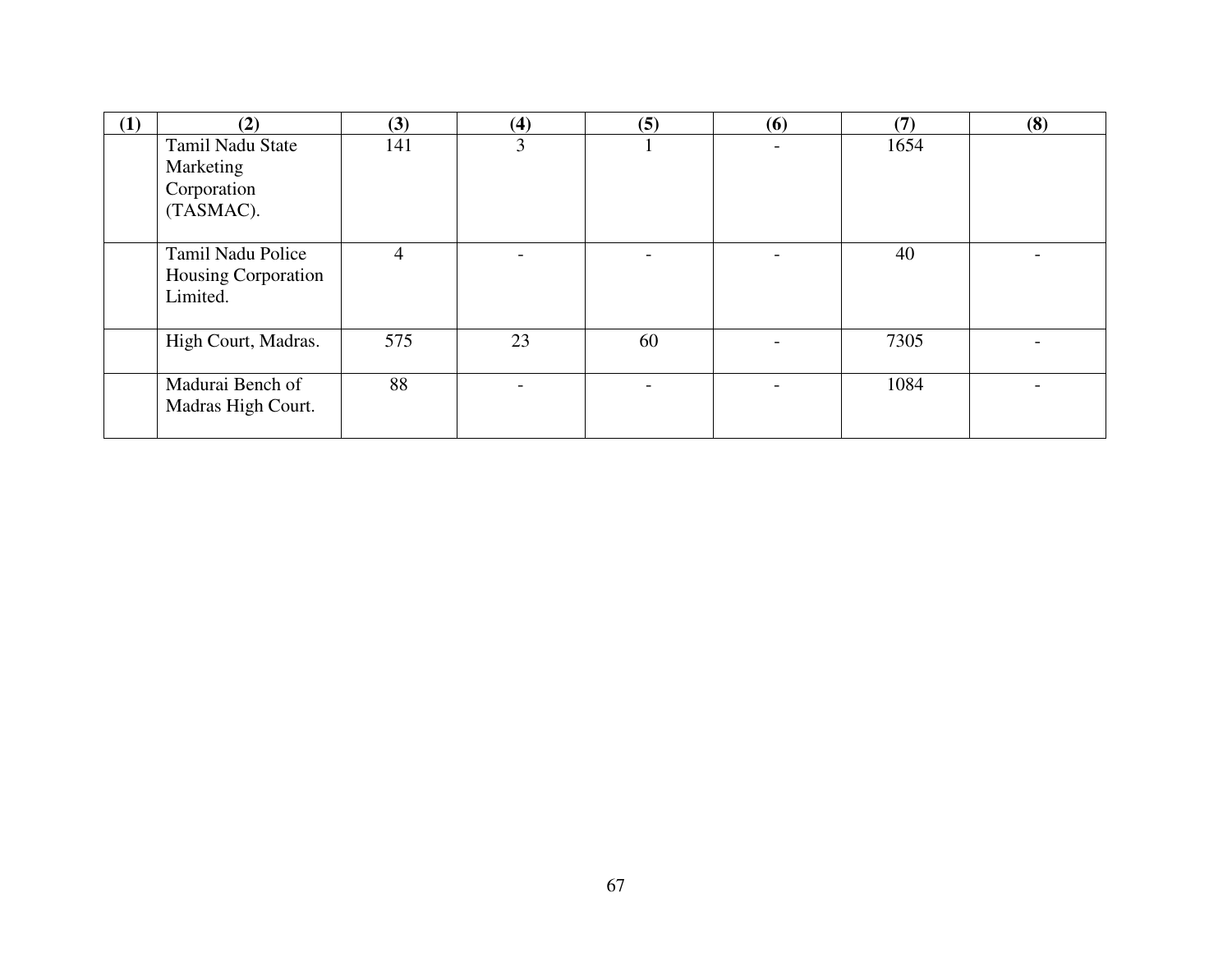| (1) | (2) | (3) | (4) | (5) | (6) | (7) | (8) |
|---|---|---|---|---|---|---|---|
| | Tamil Nadu State Marketing Corporation (TASMAC). | 141 | 3 | 1 | - | 1654 | |
| | Tamil Nadu Police Housing Corporation Limited. | 4 | - | - | - | 40 | - |
| | High Court, Madras. | 575 | 23 | 60 | - | 7305 | - |
| | Madurai Bench of Madras High Court. | 88 | - | - | - | 1084 | - |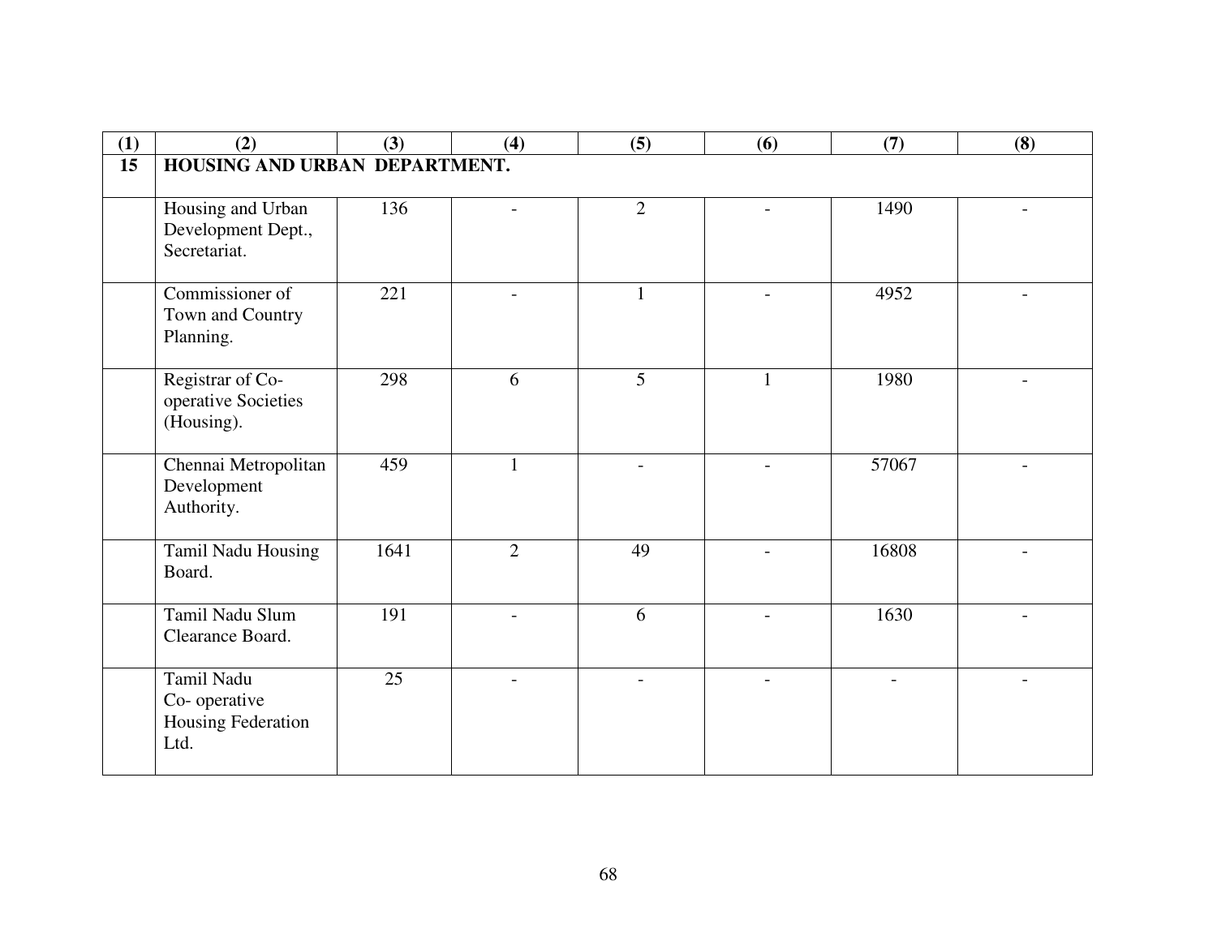| (1) | (2) | (3) | (4) | (5) | (6) | (7) | (8) |
|---|---|---|---|---|---|---|---|
| **15** | **HOUSING AND URBAN DEPARTMENT.** | | | | | | |
| | Housing and Urban Development Dept., Secretariat. | 136 | - | 2 | - | 1490 | - |
| | Commissioner of Town and Country Planning. | 221 | - | 1 | - | 4952 | - |
| | Registrar of Co-operative Societies (Housing). | 298 | 6 | 5 | 1 | 1980 | - |
| | Chennai Metropolitan Development Authority. | 459 | 1 | - | - | 57067 | - |
| | Tamil Nadu Housing Board. | 1641 | 2 | 49 | - | 16808 | - |
| | Tamil Nadu Slum Clearance Board. | 191 | - | 6 | - | 1630 | - |
| | Tamil Nadu Co- operative Housing Federation Ltd. | 25 | - | - | - | - | - |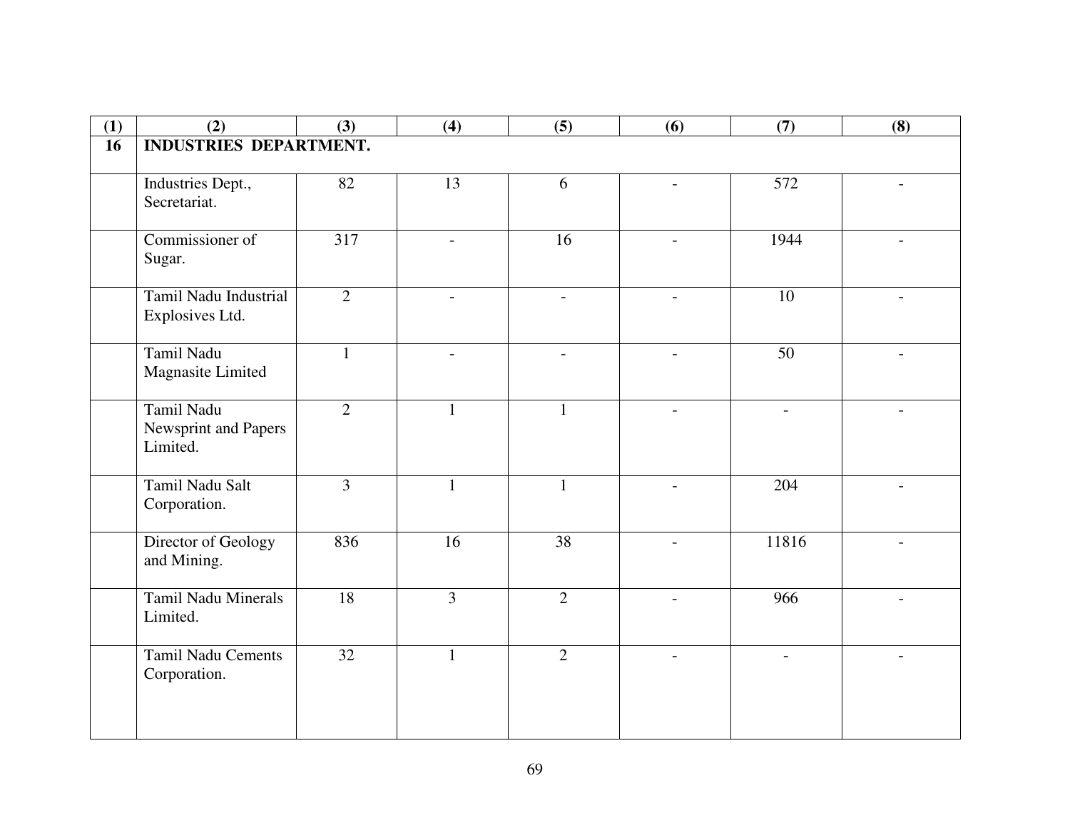| (1) | (2) | (3) | (4) | (5) | (6) | (7) | (8) |
|---|---|---|---|---|---|---|---|
| **16** | **INDUSTRIES DEPARTMENT.** | | | | | | |
| | Industries Dept., Secretariat. | 82 | 13 | 6 | - | 572 | - |
| | Commissioner of Sugar. | 317 | - | 16 | - | 1944 | - |
| | Tamil Nadu Industrial Explosives Ltd. | 2 | - | - | - | 10 | - |
| | Tamil Nadu Magnasite Limited | 1 | - | - | - | 50 | - |
| | Tamil Nadu Newsprint and Papers Limited. | 2 | 1 | 1 | - | - | - |
| | Tamil Nadu Salt Corporation. | 3 | 1 | 1 | - | 204 | - |
| | Director of Geology and Mining. | 836 | 16 | 38 | - | 11816 | - |
| | Tamil Nadu Minerals Limited. | 18 | 3 | 2 | - | 966 | - |
| | Tamil Nadu Cements Corporation. | 32 | 1 | 2 | - | - | - |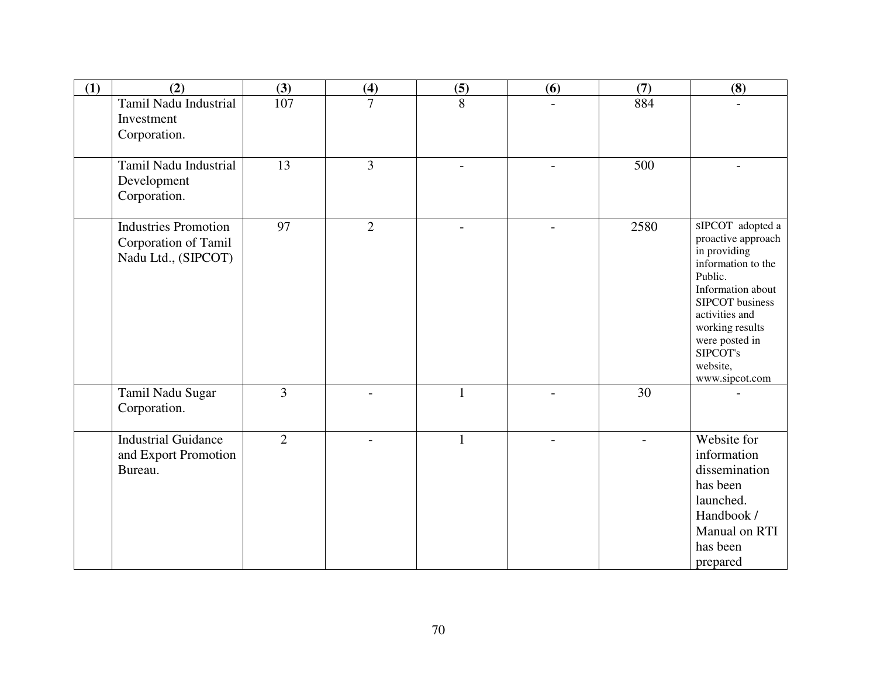| (1) | (2) | (3) | (4) | (5) | (6) | (7) | (8) |
|---|---|---|---|---|---|---|---|
| | Tamil Nadu Industrial Investment Corporation. | 107 | 7 | 8 | - | 884 | - |
| | Tamil Nadu Industrial Development Corporation. | 13 | 3 | - | - | 500 | - |
| | Industries Promotion Corporation of Tamil Nadu Ltd., (SIPCOT) | 97 | 2 | - | - | 2580 | SIPCOT adopted a proactive approach in providing information to the Public. Information about SIPCOT business activities and working results were posted in SIPCOT's website, www.sipcot.com |
| | Tamil Nadu Sugar Corporation. | 3 | - | 1 | - | 30 | - |
| | Industrial Guidance and Export Promotion Bureau. | 2 | - | 1 | - | - | Website for information dissemination has been launched. Handbook / Manual on RTI has been prepared |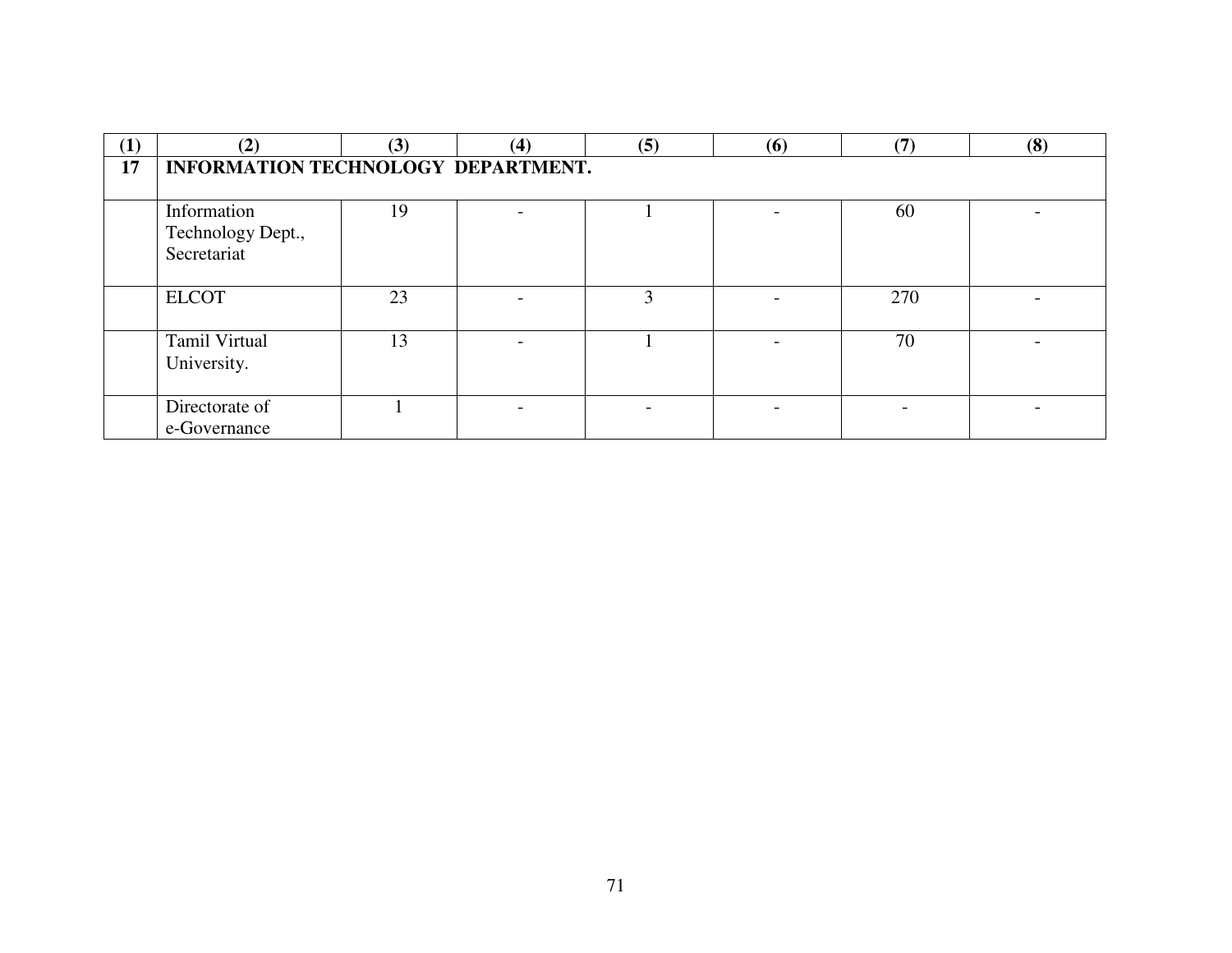| (1) | (2) | (3) | (4) | (5) | (6) | (7) | (8) |
|---|---|---|---|---|---|---|---|
| 17 | **INFORMATION TECHNOLOGY DEPARTMENT.** | | | | | | |
| | Information Technology Dept., Secretariat | 19 | - | 1 | - | 60 | - |
| | ELCOT | 23 | - | 3 | - | 270 | - |
| | Tamil Virtual University. | 13 | - | 1 | - | 70 | - |
| | Directorate of e-Governance | 1 | - | - | - | - | - |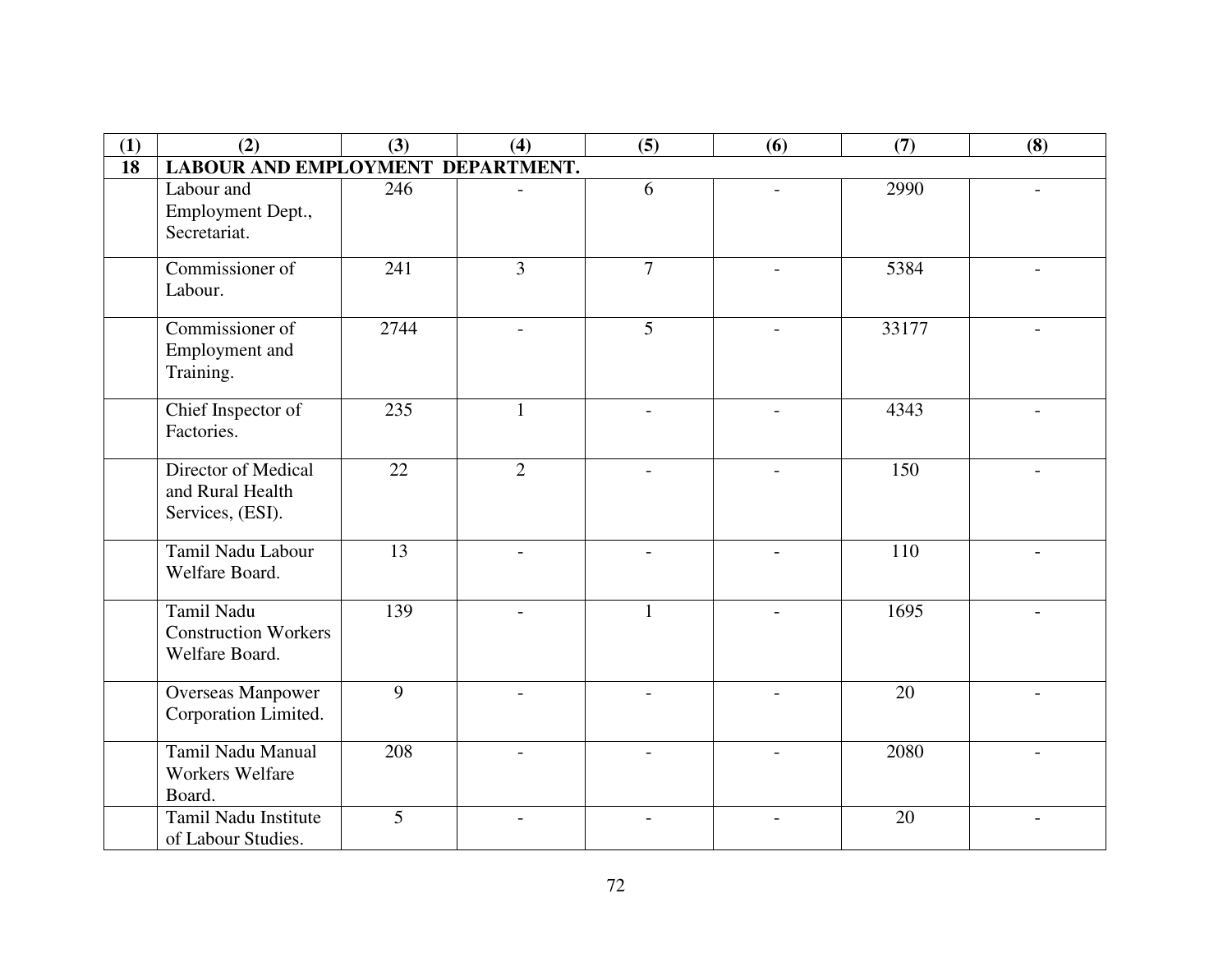| (1) | (2) | (3) | (4) | (5) | (6) | (7) | (8) |
|---|---|---|---|---|---|---|---|
| **18** | **LABOUR AND EMPLOYMENT DEPARTMENT.** | | | | | | |
| | Labour and Employment Dept., Secretariat. | 246 | - | 6 | - | 2990 | - |
| | Commissioner of Labour. | 241 | 3 | 7 | - | 5384 | - |
| | Commissioner of Employment and Training. | 2744 | - | 5 | - | 33177 | - |
| | Chief Inspector of Factories. | 235 | 1 | - | - | 4343 | - |
| | Director of Medical and Rural Health Services, (ESI). | 22 | 2 | - | - | 150 | - |
| | Tamil Nadu Labour Welfare Board. | 13 | - | - | - | 110 | - |
| | Tamil Nadu Construction Workers Welfare Board. | 139 | - | 1 | - | 1695 | - |
| | Overseas Manpower Corporation Limited. | 9 | - | - | - | 20 | - |
| | Tamil Nadu Manual Workers Welfare Board. | 208 | - | - | - | 2080 | - |
| | Tamil Nadu Institute of Labour Studies. | 5 | - | - | - | 20 | - |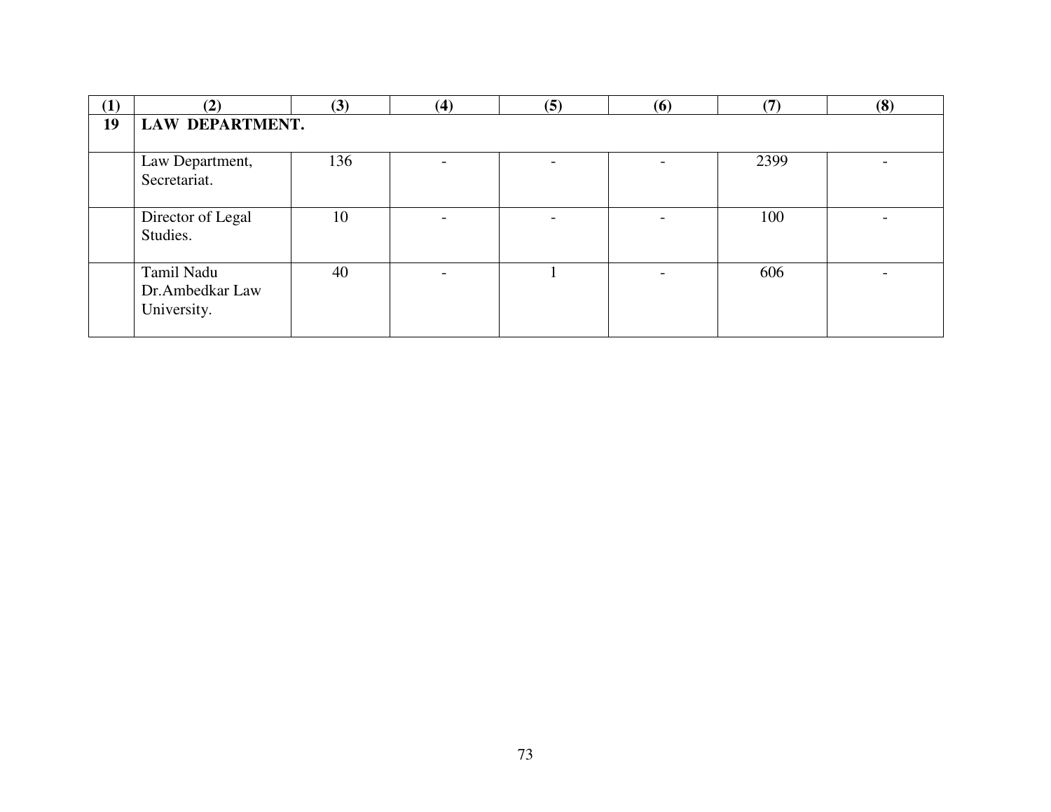| (1) | (2) | (3) | (4) | (5) | (6) | (7) | (8) |
|---|---|---|---|---|---|---|---|
| **19** | **LAW DEPARTMENT.** | | | | | | |
| | Law Department, Secretariat. | 136 | - | - | - | 2399 | - |
| | Director of Legal Studies. | 10 | - | - | - | 100 | - |
| | Tamil Nadu Dr.Ambedkar Law University. | 40 | - | 1 | - | 606 | - |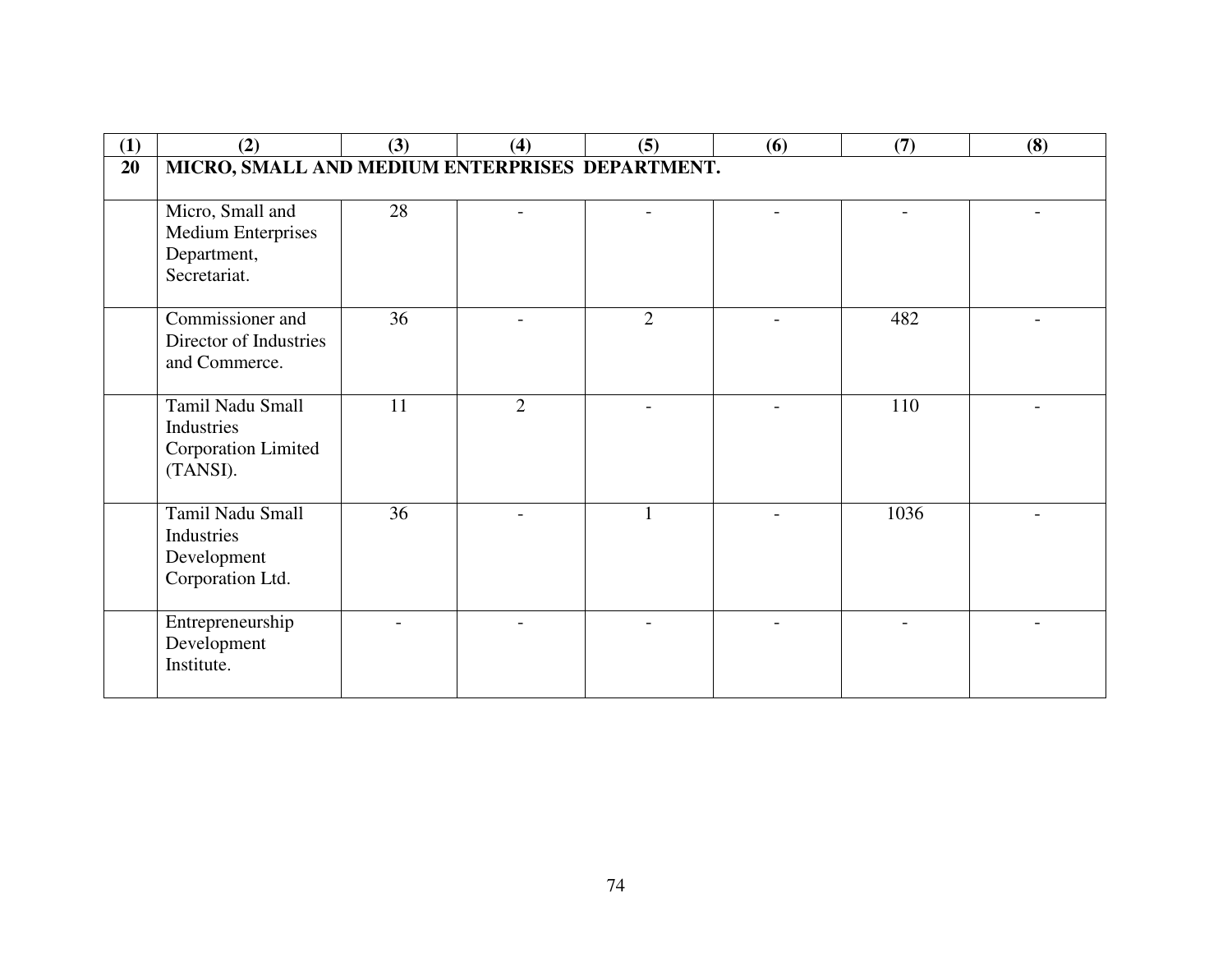| (1) | (2) | (3) | (4) | (5) | (6) | (7) | (8) |
|---|---|---|---|---|---|---|---|
| **20** | **MICRO, SMALL AND MEDIUM ENTERPRISES DEPARTMENT.** | | | | | | |
| | Micro, Small and Medium Enterprises Department, Secretariat. | 28 | - | - | - | - | - |
| | Commissioner and Director of Industries and Commerce. | 36 | - | 2 | - | 482 | - |
| | Tamil Nadu Small Industries Corporation Limited (TANSI). | 11 | 2 | - | - | 110 | - |
| | Tamil Nadu Small Industries Development Corporation Ltd. | 36 | - | 1 | - | 1036 | - |
| | Entrepreneurship Development Institute. | - | - | - | - | - | - |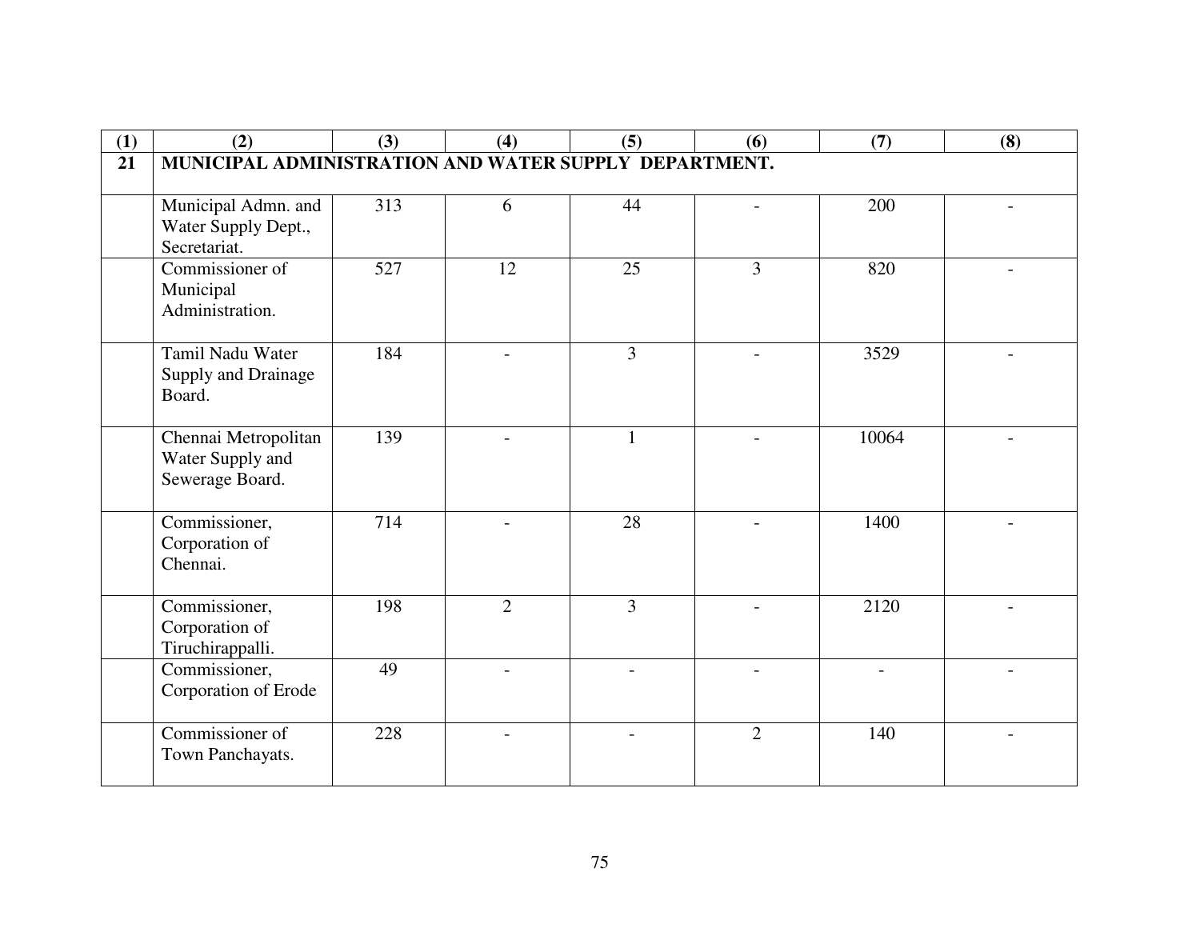| (1) | (2) | (3) | (4) | (5) | (6) | (7) | (8) |
|---|---|---|---|---|---|---|---|
| 21 | MUNICIPAL ADMINISTRATION AND WATER SUPPLY DEPARTMENT. | | | | | | |
| | Municipal Admn. and Water Supply Dept., Secretariat. | 313 | 6 | 44 | - | 200 | - |
| | Commissioner of Municipal Administration. | 527 | 12 | 25 | 3 | 820 | - |
| | Tamil Nadu Water Supply and Drainage Board. | 184 | - | 3 | - | 3529 | - |
| | Chennai Metropolitan Water Supply and Sewerage Board. | 139 | - | 1 | - | 10064 | - |
| | Commissioner, Corporation of Chennai. | 714 | - | 28 | - | 1400 | - |
| | Commissioner, Corporation of Tiruchirappalli. | 198 | 2 | 3 | - | 2120 | - |
| | Commissioner, Corporation of Erode | 49 | - | - | - | - | - |
| | Commissioner of Town Panchayats. | 228 | - | - | 2 | 140 | - |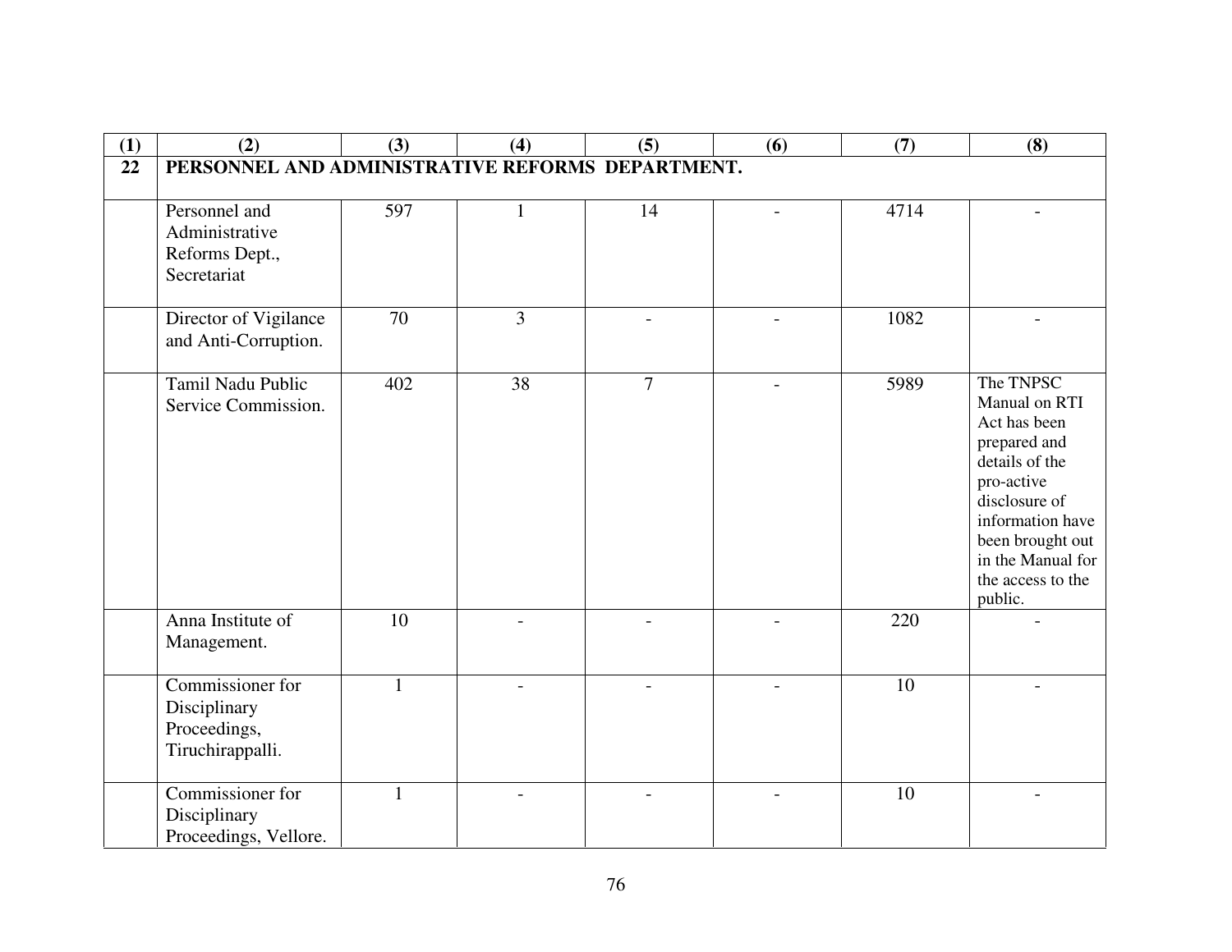| (1) | (2) | (3) | (4) | (5) | (6) | (7) | (8) |
|---|---|---|---|---|---|---|---|
| 22 | PERSONNEL AND ADMINISTRATIVE REFORMS DEPARTMENT. | | | | | | |
| | Personnel and Administrative Reforms Dept., Secretariat | 597 | 1 | 14 | - | 4714 | - |
| | Director of Vigilance and Anti-Corruption. | 70 | 3 | - | - | 1082 | - |
| | Tamil Nadu Public Service Commission. | 402 | 38 | 7 | - | 5989 | The TNPSC Manual on RTI Act has been prepared and details of the pro-active disclosure of information have been brought out in the Manual for the access to the public. |
| | Anna Institute of Management. | 10 | - | - | - | 220 | - |
| | Commissioner for Disciplinary Proceedings, Tiruchirappalli. | 1 | - | - | - | 10 | - |
| | Commissioner for Disciplinary Proceedings, Vellore. | 1 | - | - | - | 10 | - |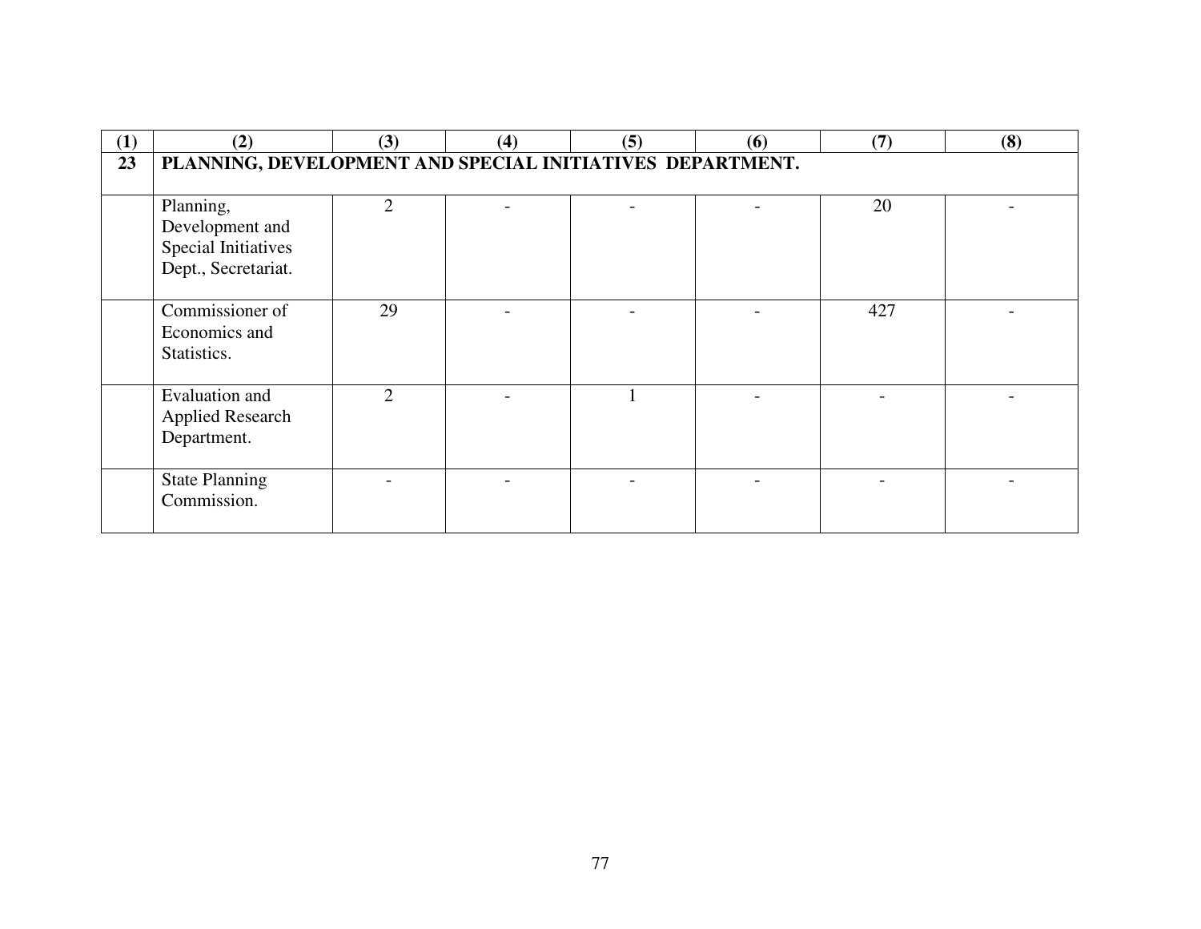| (1) | (2) | (3) | (4) | (5) | (6) | (7) | (8) |
|---|---|---|---|---|---|---|---|
| **23** | **PLANNING, DEVELOPMENT AND SPECIAL INITIATIVES DEPARTMENT.** | | | | | | |
| | Planning, Development and Special Initiatives Dept., Secretariat. | 2 | - | - | - | 20 | - |
| | Commissioner of Economics and Statistics. | 29 | - | - | - | 427 | - |
| | Evaluation and Applied Research Department. | 2 | - | 1 | - | - | - |
| | State Planning Commission. | - | - | - | - | - | - |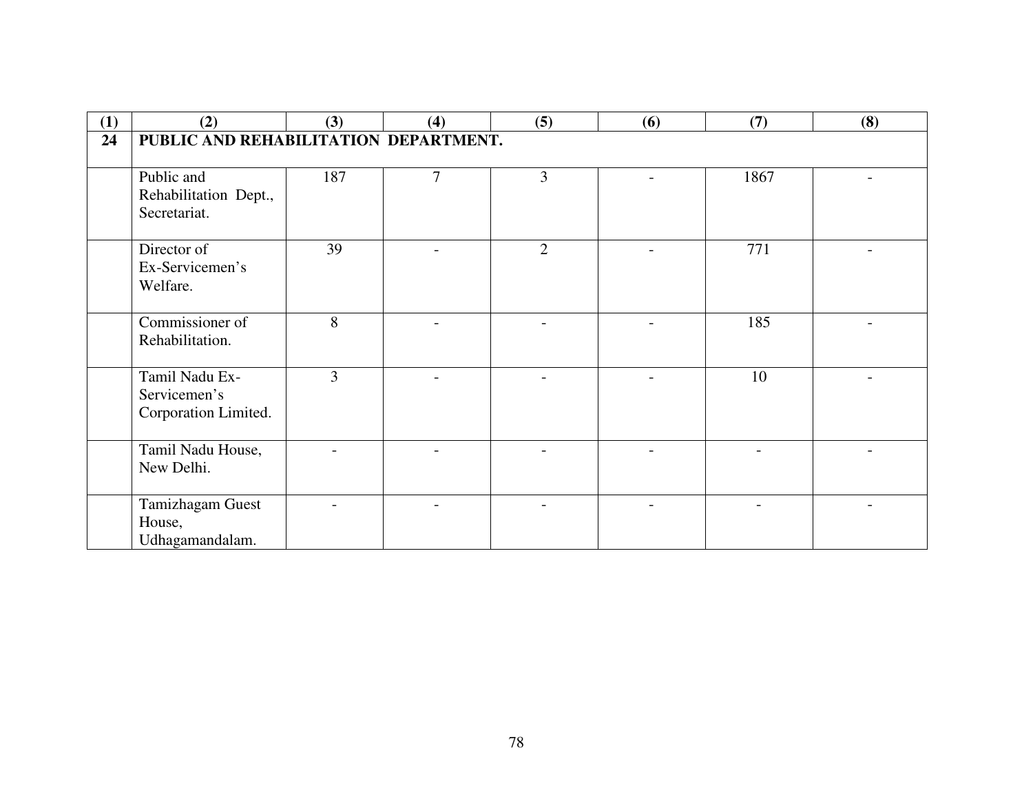| (1) | (2) | (3) | (4) | (5) | (6) | (7) | (8) |
|---|---|---|---|---|---|---|---|
| **24** | **PUBLIC AND REHABILITATION DEPARTMENT.** | | | | | | |
| | Public and Rehabilitation Dept., Secretariat. | 187 | 7 | 3 | - | 1867 | - |
| | Director of Ex-Servicemen's Welfare. | 39 | - | 2 | - | 771 | - |
| | Commissioner of Rehabilitation. | 8 | - | - | - | 185 | - |
| | Tamil Nadu Ex-Servicemen's Corporation Limited. | 3 | - | - | - | 10 | - |
| | Tamil Nadu House, New Delhi. | - | - | - | - | - | - |
| | Tamizhagam Guest House, Udhagamandalam. | - | - | - | - | - | - |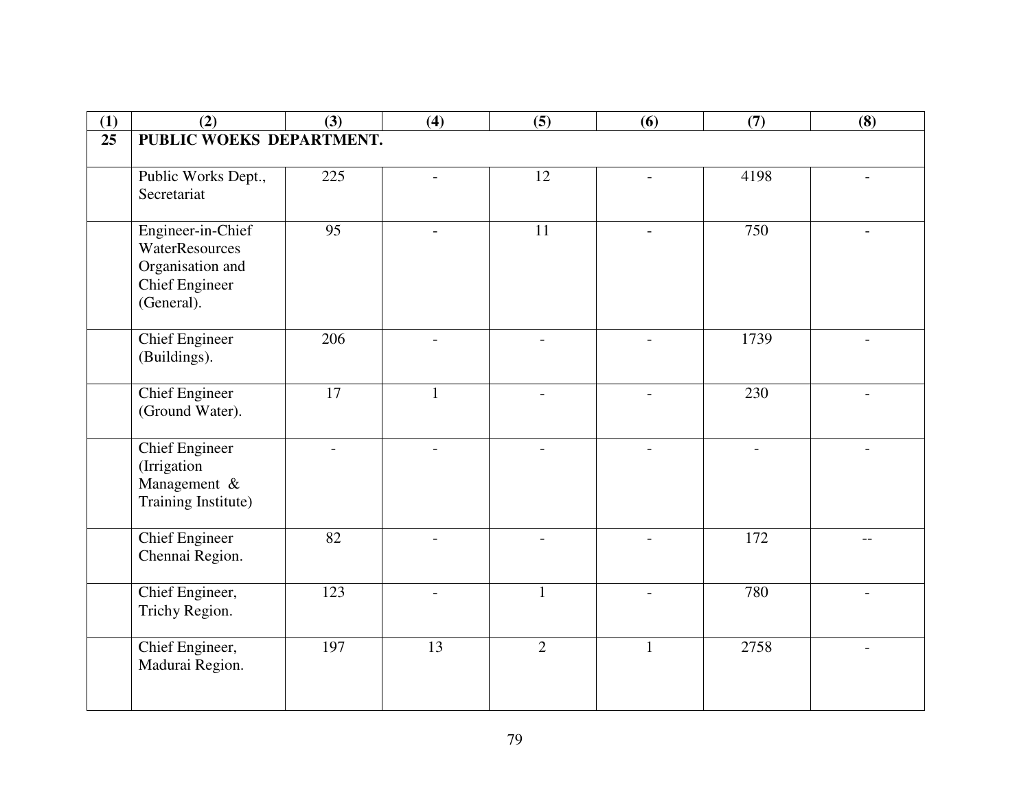| (1) | (2) | (3) | (4) | (5) | (6) | (7) | (8) |
|---|---|---|---|---|---|---|---|
| 25 | **PUBLIC WOEKS DEPARTMENT.** | | | | | | |
| | Public Works Dept., Secretariat | 225 | - | 12 | - | 4198 | - |
| | Engineer-in-Chief WaterResources Organisation and Chief Engineer (General). | 95 | - | 11 | - | 750 | - |
| | Chief Engineer (Buildings). | 206 | - | - | - | 1739 | - |
| | Chief Engineer (Ground Water). | 17 | 1 | - | - | 230 | - |
| | Chief Engineer (Irrigation Management & Training Institute) | - | - | - | - | - | - |
| | Chief Engineer Chennai Region. | 82 | - | - | - | 172 | -- |
| | Chief Engineer, Trichy Region. | 123 | - | 1 | - | 780 | - |
| | Chief Engineer, Madurai Region. | 197 | 13 | 2 | 1 | 2758 | - |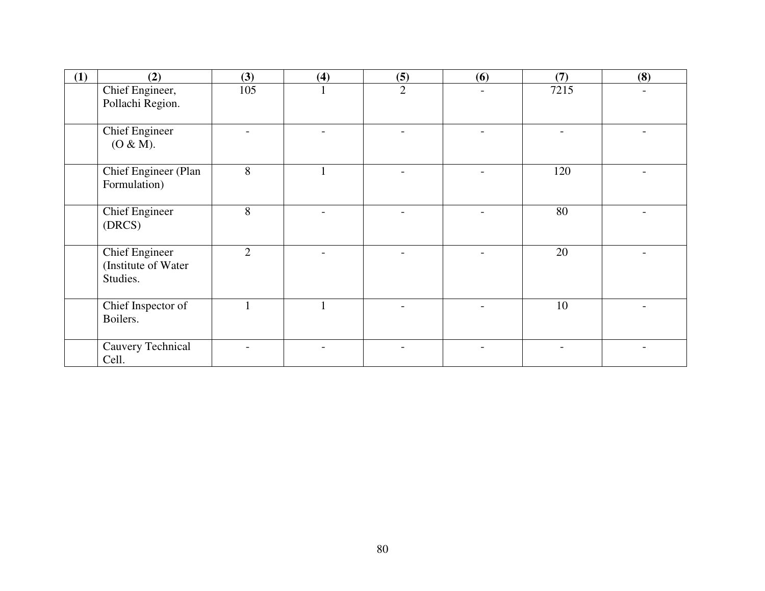| (1) | (2) | (3) | (4) | (5) | (6) | (7) | (8) |
|---|---|---|---|---|---|---|---|
| | Chief Engineer, Pollachi Region. | 105 | 1 | 2 | - | 7215 | - |
| | Chief Engineer (O & M). | - | - | - | - | - | - |
| | Chief Engineer (Plan Formulation) | 8 | 1 | - | - | 120 | - |
| | Chief Engineer (DRCS) | 8 | - | - | - | 80 | - |
| | Chief Engineer (Institute of Water Studies. | 2 | - | - | - | 20 | - |
| | Chief Inspector of Boilers. | 1 | 1 | - | - | 10 | - |
| | Cauvery Technical Cell. | - | - | - | - | - | - |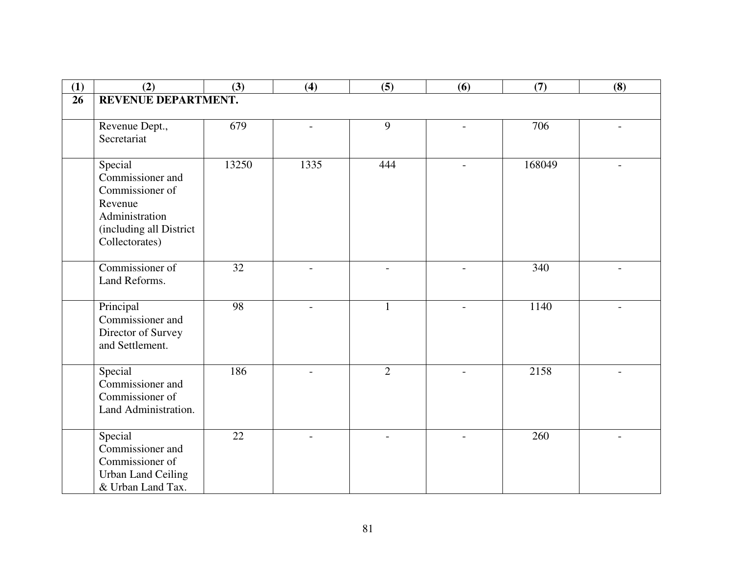| (1) | (2) | (3) | (4) | (5) | (6) | (7) | (8) |
|---|---|---|---|---|---|---|---|
| **26** | **REVENUE DEPARTMENT.** | | | | | | |
| | Revenue Dept., Secretariat | 679 | - | 9 | - | 706 | - |
| | Special Commissioner and Commissioner of Revenue Administration (including all District Collectorates) | 13250 | 1335 | 444 | - | 168049 | - |
| | Commissioner of Land Reforms. | 32 | - | - | - | 340 | - |
| | Principal Commissioner and Director of Survey and Settlement. | 98 | - | 1 | - | 1140 | - |
| | Special Commissioner and Commissioner of Land Administration. | 186 | - | 2 | - | 2158 | - |
| | Special Commissioner and Commissioner of Urban Land Ceiling & Urban Land Tax. | 22 | - | - | - | 260 | - |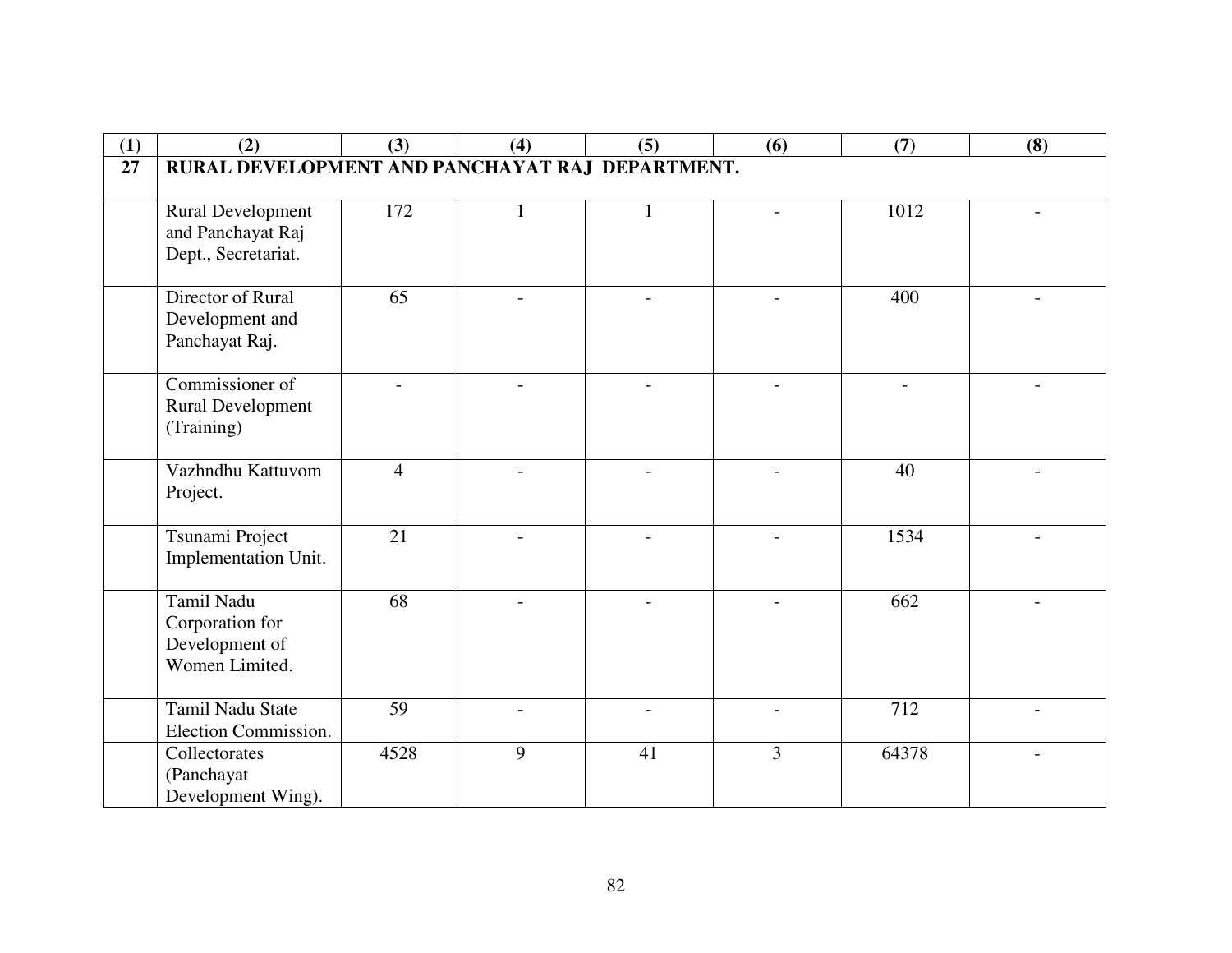| (1) | (2) | (3) | (4) | (5) | (6) | (7) | (8) |
|---|---|---|---|---|---|---|---|
| **27** | **RURAL DEVELOPMENT AND PANCHAYAT RAJ DEPARTMENT.** | | | | | | |
| | Rural Development and Panchayat Raj Dept., Secretariat. | 172 | 1 | 1 | - | 1012 | - |
| | Director of Rural Development and Panchayat Raj. | 65 | - | - | - | 400 | - |
| | Commissioner of Rural Development (Training) | - | - | - | - | - | - |
| | Vazhndhu Kattuvom Project. | 4 | - | - | - | 40 | - |
| | Tsunami Project Implementation Unit. | 21 | - | - | - | 1534 | - |
| | Tamil Nadu Corporation for Development of Women Limited. | 68 | - | - | - | 662 | - |
| | Tamil Nadu State Election Commission. | 59 | - | - | - | 712 | - |
| | Collectorates (Panchayat Development Wing). | 4528 | 9 | 41 | 3 | 64378 | - |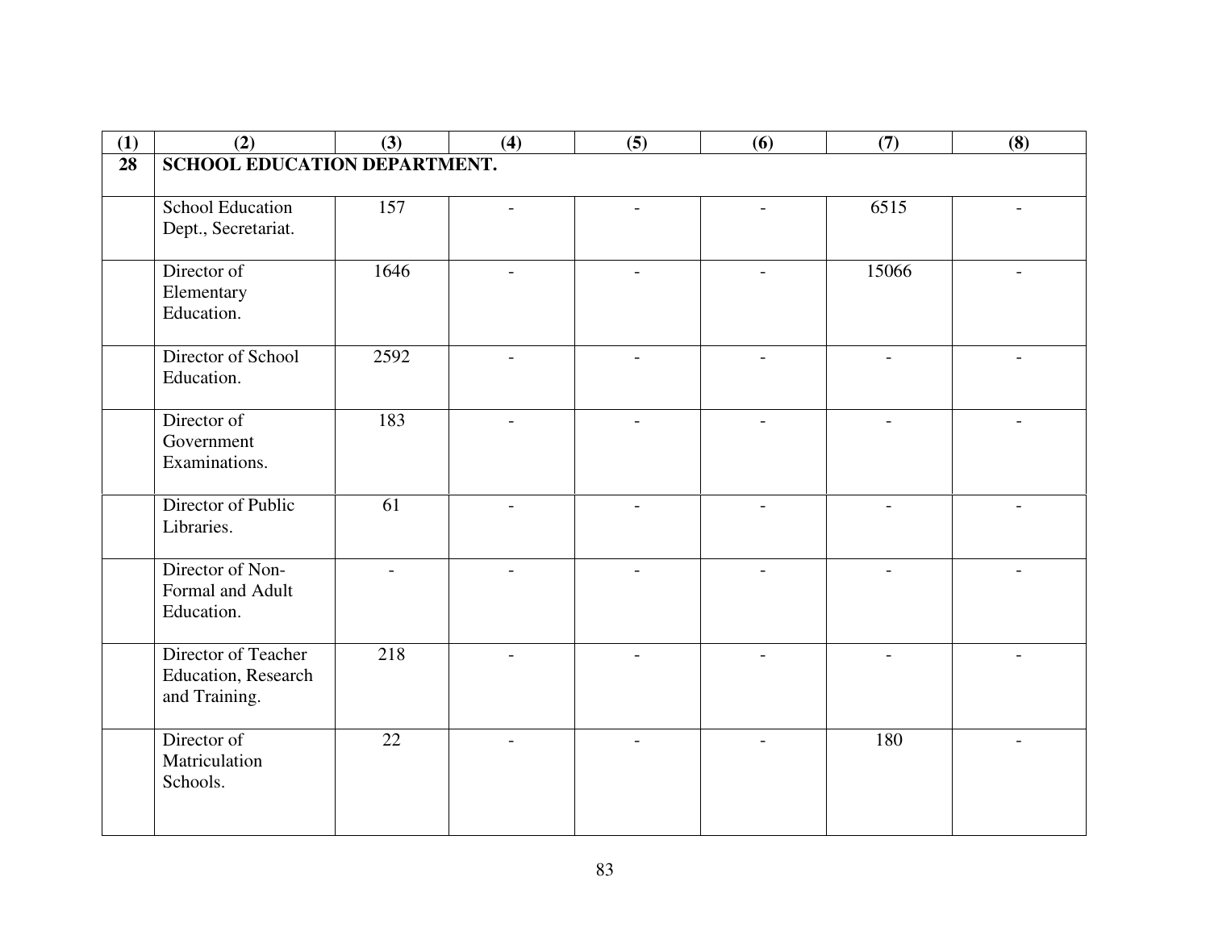| (1) | (2) | (3) | (4) | (5) | (6) | (7) | (8) |
|---|---|---|---|---|---|---|---|
| **28** | **SCHOOL EDUCATION DEPARTMENT.** | | | | | | |
| | School Education Dept., Secretariat. | 157 | - | - | - | 6515 | - |
| | Director of Elementary Education. | 1646 | - | - | - | 15066 | - |
| | Director of School Education. | 2592 | - | - | - | - | - |
| | Director of Government Examinations. | 183 | - | - | - | - | - |
| | Director of Public Libraries. | 61 | - | - | - | - | - |
| | Director of Non-Formal and Adult Education. | - | - | - | - | - | - |
| | Director of Teacher Education, Research and Training. | 218 | - | - | - | - | - |
| | Director of Matriculation Schools. | 22 | - | - | - | 180 | - |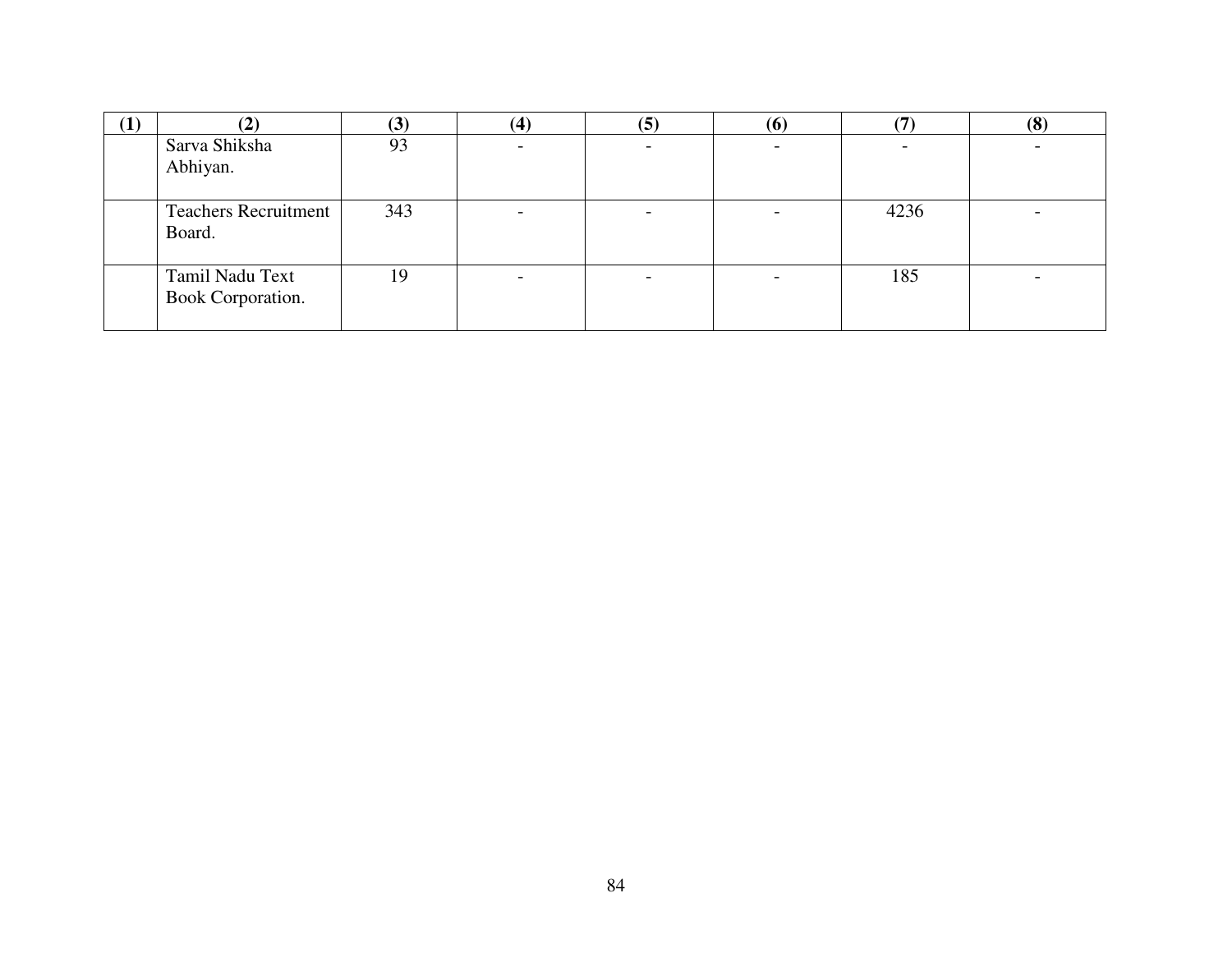| (1) | (2) | (3) | (4) | (5) | (6) | (7) | (8) |
|---|---|---|---|---|---|---|---|
| | Sarva Shiksha Abhiyan. | 93 | - | - | - | - | - |
| | Teachers Recruitment Board. | 343 | - | - | - | 4236 | - |
| | Tamil Nadu Text Book Corporation. | 19 | - | - | - | 185 | - |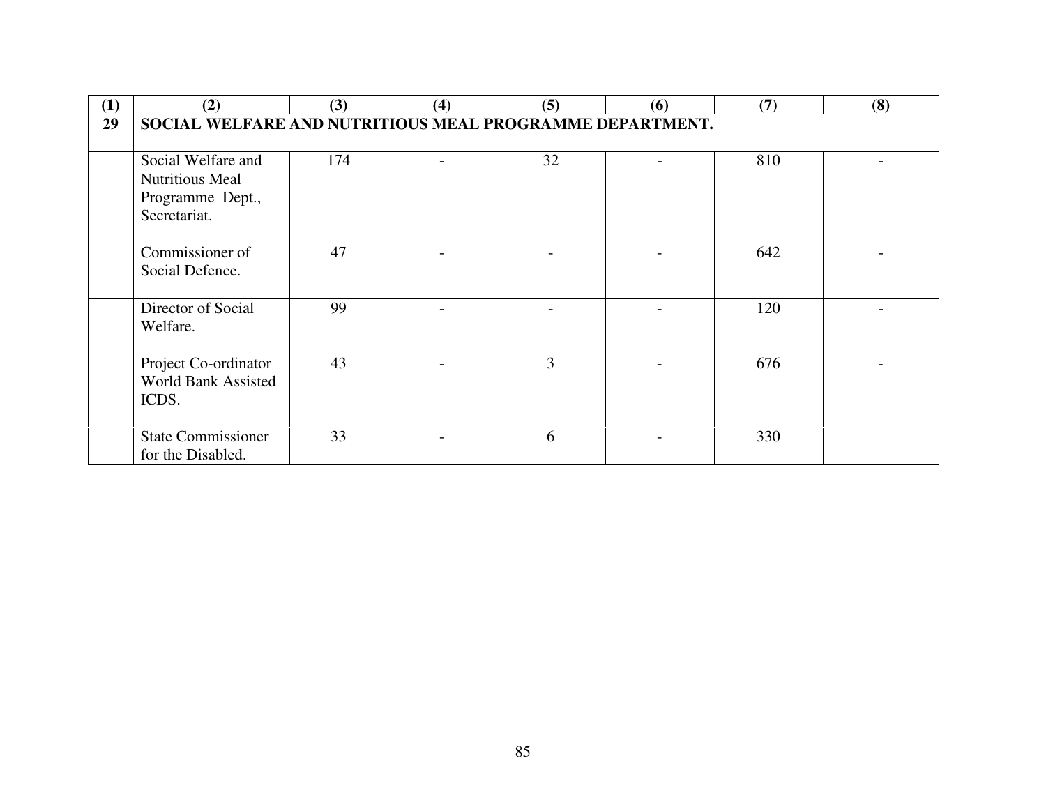| (1) | (2) | (3) | (4) | (5) | (6) | (7) | (8) |
|---|---|---|---|---|---|---|---|
| **29** | **SOCIAL WELFARE AND NUTRITIOUS MEAL PROGRAMME DEPARTMENT.** | | | | | | |
| | Social Welfare and Nutritious Meal Programme Dept., Secretariat. | 174 | - | 32 | - | 810 | - |
| | Commissioner of Social Defence. | 47 | - | - | - | 642 | - |
| | Director of Social Welfare. | 99 | - | - | - | 120 | - |
| | Project Co-ordinator World Bank Assisted ICDS. | 43 | - | 3 | - | 676 | - |
| | State Commissioner for the Disabled. | 33 | - | 6 | - | 330 | |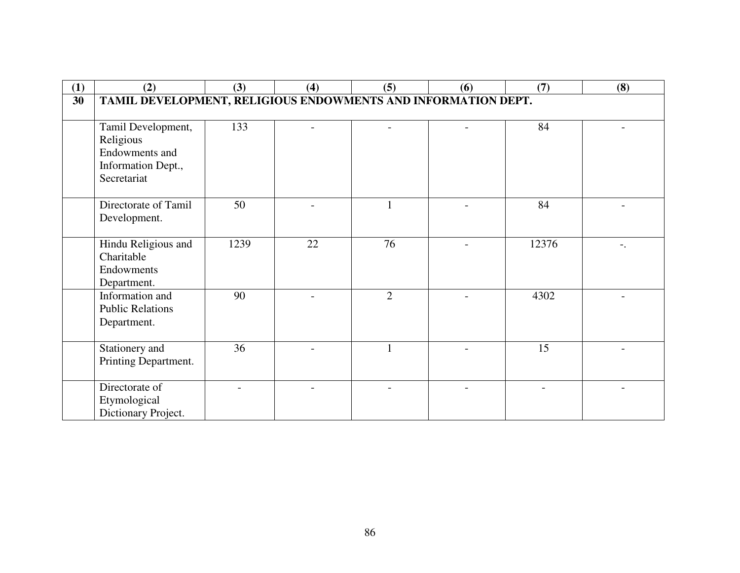| (1) | (2) | (3) | (4) | (5) | (6) | (7) | (8) |
|---|---|---|---|---|---|---|---|
| **30** | **TAMIL DEVELOPMENT, RELIGIOUS ENDOWMENTS AND INFORMATION DEPT.** | | | | | | |
| | Tamil Development, Religious Endowments and Information Dept., Secretariat | 133 | - | - | - | 84 | - |
| | Directorate of Tamil Development. | 50 | - | 1 | - | 84 | - |
| | Hindu Religious and Charitable Endowments Department. | 1239 | 22 | 76 | - | 12376 | -. |
| | Information and Public Relations Department. | 90 | - | 2 | - | 4302 | - |
| | Stationery and Printing Department. | 36 | - | 1 | - | 15 | - |
| | Directorate of Etymological Dictionary Project. | - | - | - | - | - | - |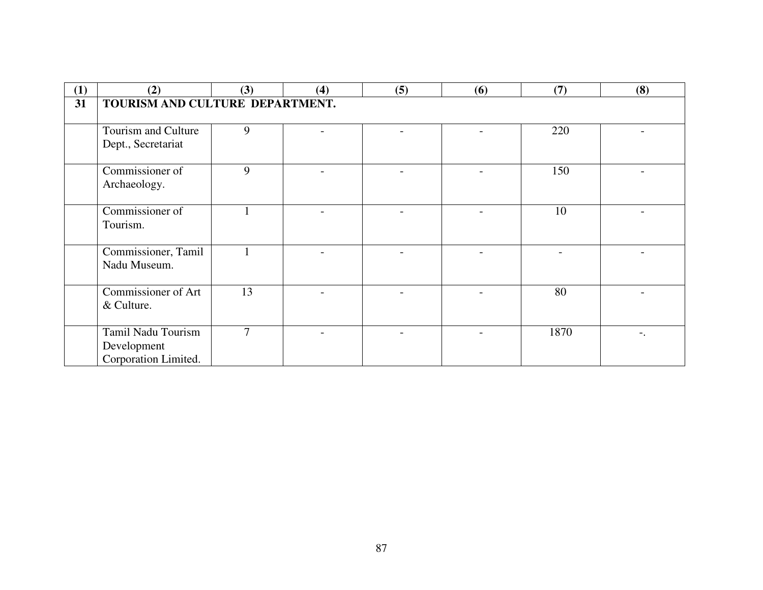| (1) | (2) | (3) | (4) | (5) | (6) | (7) | (8) |
|---|---|---|---|---|---|---|---|
| **31** | **TOURISM AND CULTURE DEPARTMENT.** | | | | | | |
| | Tourism and Culture Dept., Secretariat | 9 | - | - | - | 220 | - |
| | Commissioner of Archaeology. | 9 | - | - | - | 150 | - |
| | Commissioner of Tourism. | 1 | - | - | - | 10 | - |
| | Commissioner, Tamil Nadu Museum. | 1 | - | - | - | - | - |
| | Commissioner of Art & Culture. | 13 | - | - | - | 80 | - |
| | Tamil Nadu Tourism Development Corporation Limited. | 7 | - | - | - | 1870 | -. |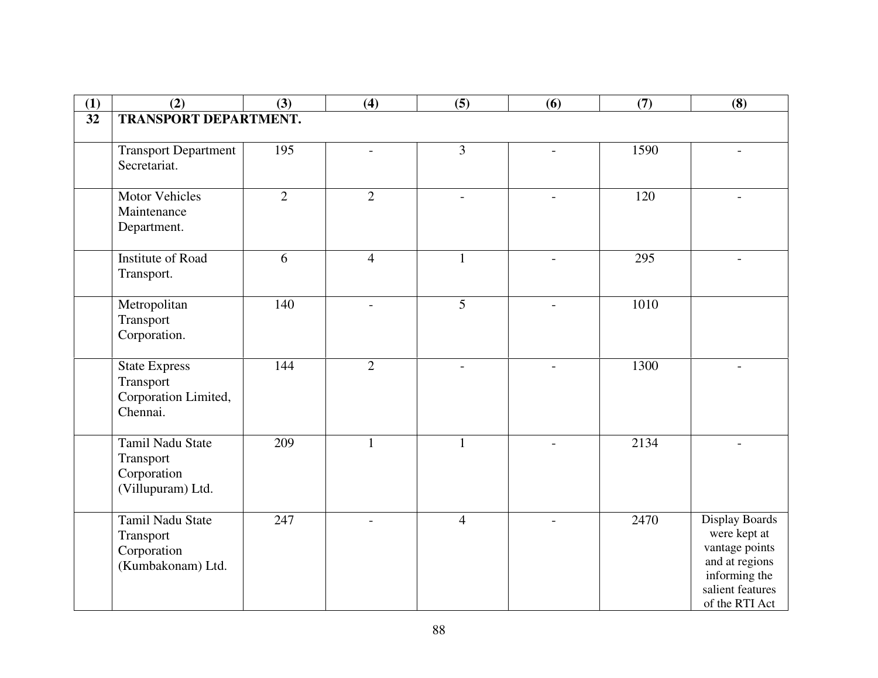| (1) | (2) | (3) | (4) | (5) | (6) | (7) | (8) |
|---|---|---|---|---|---|---|---|
| 32 | **TRANSPORT DEPARTMENT.** | | | | | | |
| | Transport Department Secretariat. | 195 | - | 3 | - | 1590 | - |
| | Motor Vehicles Maintenance Department. | 2 | 2 | - | - | 120 | - |
| | Institute of Road Transport. | 6 | 4 | 1 | - | 295 | - |
| | Metropolitan Transport Corporation. | 140 | - | 5 | - | 1010 | |
| | State Express Transport Corporation Limited, Chennai. | 144 | 2 | - | - | 1300 | - |
| | Tamil Nadu State Transport Corporation (Villupuram) Ltd. | 209 | 1 | 1 | - | 2134 | - |
| | Tamil Nadu State Transport Corporation (Kumbakonam) Ltd. | 247 | - | 4 | - | 2470 | Display Boards were kept at vantage points and at regions informing the salient features of the RTI Act |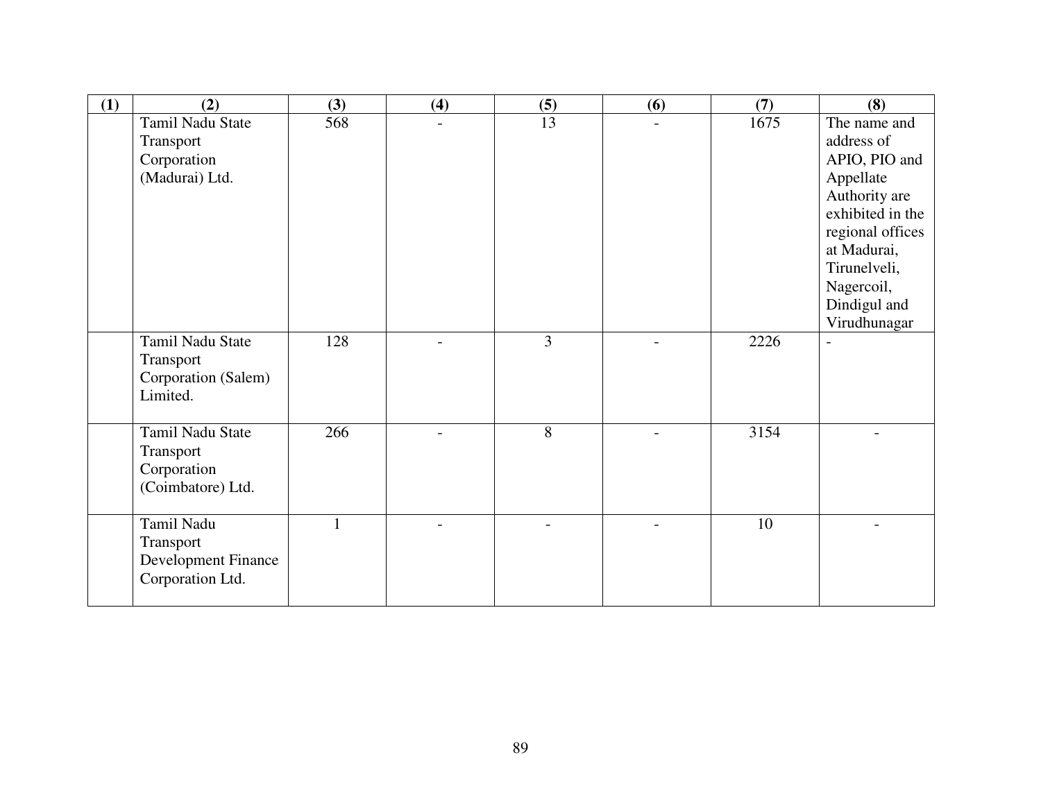| (1) | (2) | (3) | (4) | (5) | (6) | (7) | (8) |
|---|---|---|---|---|---|---|---|
| | Tamil Nadu State Transport Corporation (Madurai) Ltd. | 568 | - | 13 | - | 1675 | The name and address of APIO, PIO and Appellate Authority are exhibited in the regional offices at Madurai, Tirunelveli, Nagercoil, Dindigul and Virudhunagar |
| | Tamil Nadu State Transport Corporation (Salem) Limited. | 128 | - | 3 | - | 2226 | - |
| | Tamil Nadu State Transport Corporation (Coimbatore) Ltd. | 266 | - | 8 | - | 3154 | - |
| | Tamil Nadu Transport Development Finance Corporation Ltd. | 1 | - | - | - | 10 | - |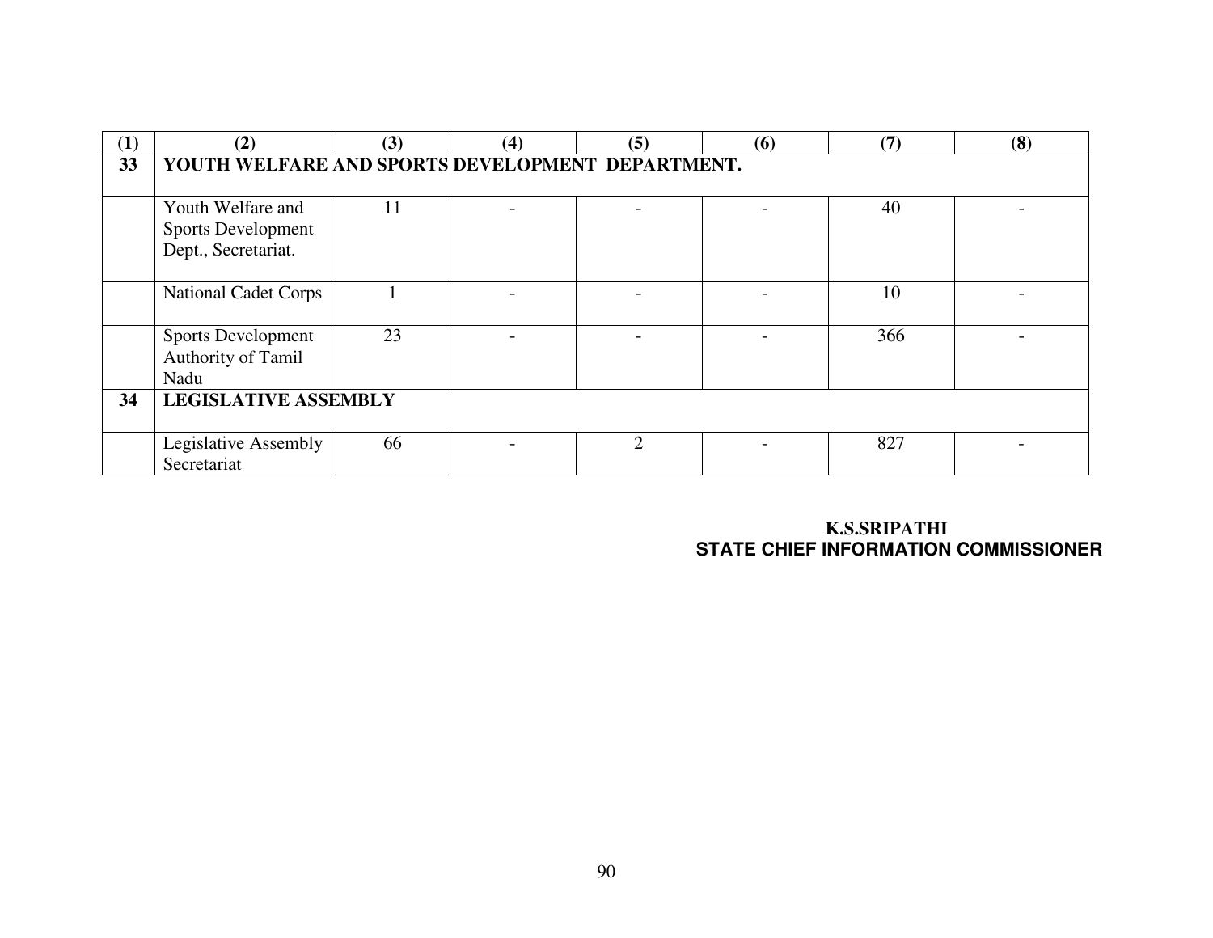| (1) | (2) | (3) | (4) | (5) | (6) | (7) | (8) |
|---|---|---|---|---|---|---|---|
| **33** | **YOUTH WELFARE AND SPORTS DEVELOPMENT DEPARTMENT.** | | | | | | |
| | Youth Welfare and Sports Development Dept., Secretariat. | 11 | - | - | - | 40 | - |
| | National Cadet Corps | 1 | - | - | - | 10 | - |
| | Sports Development Authority of Tamil Nadu | 23 | - | - | - | 366 | - |
| **34** | **LEGISLATIVE ASSEMBLY** | | | | | | |
| | Legislative Assembly Secretariat | 66 | - | 2 | - | 827 | - |

**K.S.SRIPATHI**
**STATE CHIEF INFORMATION COMMISSIONER**